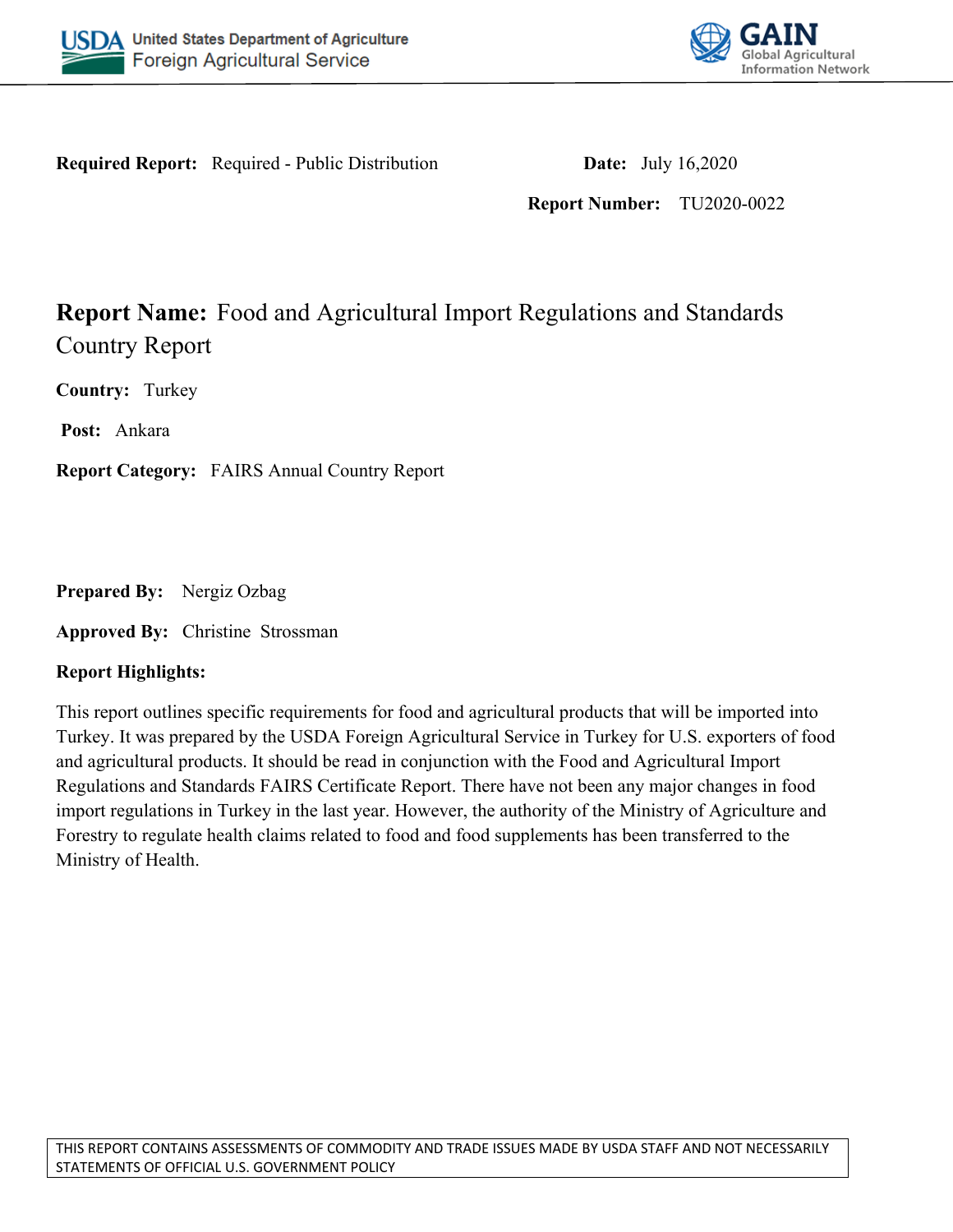**Required Report:** Required - Public Distribution

**Date:** July 16,2020

**Report Number:** TU2020-0022

# Report Name: Food and Agricultural Import Regulations and Standards Country Report

**Country:** Turkey

**Post:** Ankara

**Report Category:** FAIRS Annual Country Report

**Prepared By:** Nergiz Ozbag

**Approved By:** Christine Strossman

**Report Highlights:**

This report outlines specific requirements for food and agricultural products that will be imported into Turkey. It was prepared by the USDA Foreign Agricultural Service in Turkey for U.S. exporters of food and agricultural products. It should be read in conjunction with the Food and Agricultural Import Regulations and Standards FAIRS Certificate Report. There have not been any major changes in food import regulations in Turkey in the last year. However, the authority of the Ministry of Agriculture and Forestry to regulate health claims related to food and food supplements has been transferred to the Ministry of Health.

THIS REPORT CONTAINS ASSESSMENTS OF COMMODITY AND TRADE ISSUES MADE BY USDA STAFF AND NOT NECESSARILY STATEMENTS OF OFFICIAL U.S. GOVERNMENT POLICY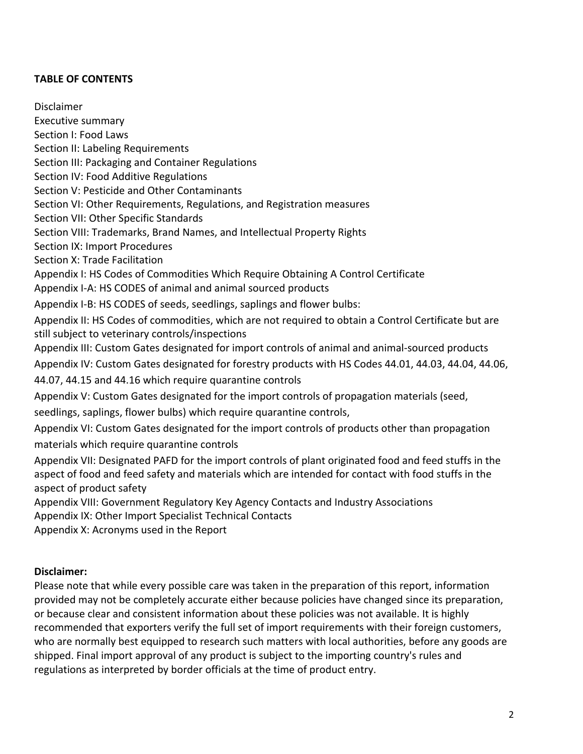**TABLE OF CONTENTS**

Disclaimer
Executive summary
Section I: Food Laws
Section II: Labeling Requirements
Section III: Packaging and Container Regulations
Section IV: Food Additive Regulations
Section V: Pesticide and Other Contaminants
Section VI: Other Requirements, Regulations, and Registration measures
Section VII: Other Specific Standards
Section VIII: Trademarks, Brand Names, and Intellectual Property Rights
Section IX: Import Procedures
Section X: Trade Facilitation
Appendix I: HS Codes of Commodities Which Require Obtaining A Control Certificate
Appendix I-A: HS CODES of animal and animal sourced products
Appendix I-B: HS CODES of seeds, seedlings, saplings and flower bulbs:
Appendix II: HS Codes of commodities, which are not required to obtain a Control Certificate but are still subject to veterinary controls/inspections
Appendix III: Custom Gates designated for import controls of animal and animal-sourced products
Appendix IV: Custom Gates designated for forestry products with HS Codes 44.01, 44.03, 44.04, 44.06, 44.07, 44.15 and 44.16 which require quarantine controls
Appendix V: Custom Gates designated for the import controls of propagation materials (seed, seedlings, saplings, flower bulbs) which require quarantine controls,
Appendix VI: Custom Gates designated for the import controls of products other than propagation materials which require quarantine controls
Appendix VII: Designated PAFD for the import controls of plant originated food and feed stuffs in the aspect of food and feed safety and materials which are intended for contact with food stuffs in the aspect of product safety
Appendix VIII: Government Regulatory Key Agency Contacts and Industry Associations
Appendix IX: Other Import Specialist Technical Contacts
Appendix X: Acronyms used in the Report

**Disclaimer:**

Please note that while every possible care was taken in the preparation of this report, information provided may not be completely accurate either because policies have changed since its preparation, or because clear and consistent information about these policies was not available. It is highly recommended that exporters verify the full set of import requirements with their foreign customers, who are normally best equipped to research such matters with local authorities, before any goods are shipped. Final import approval of any product is subject to the importing country's rules and regulations as interpreted by border officials at the time of product entry.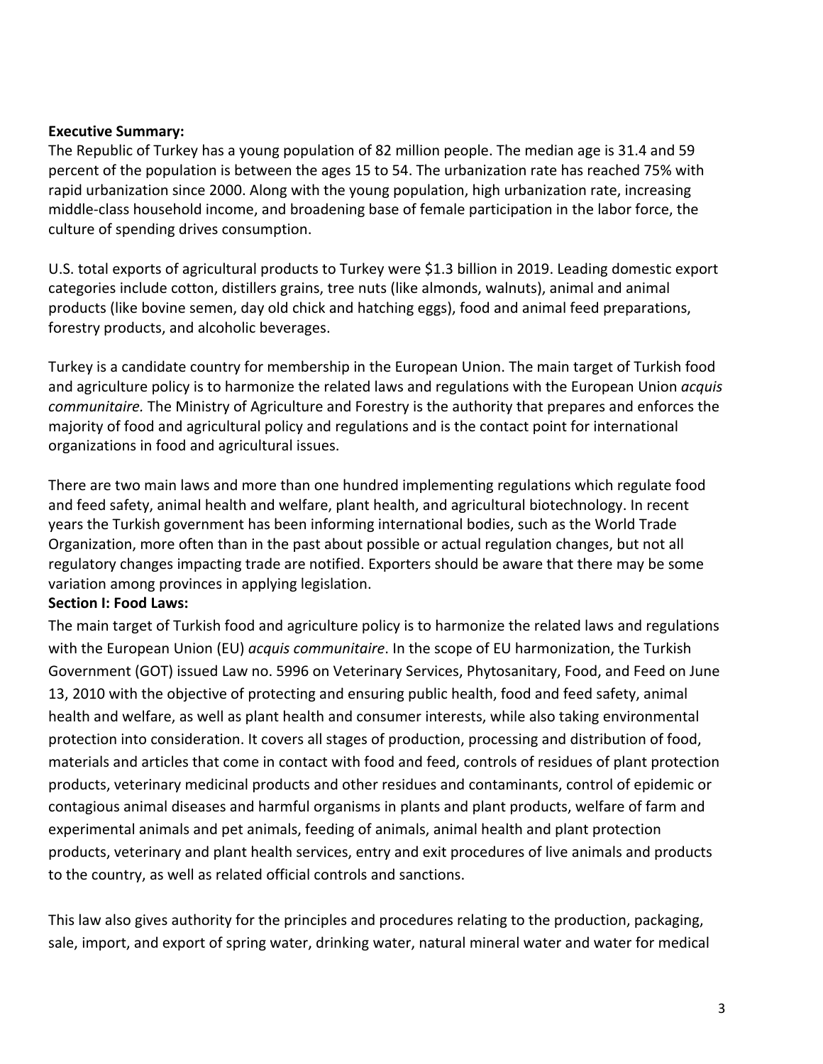**Executive Summary:**

The Republic of Turkey has a young population of 82 million people. The median age is 31.4 and 59 percent of the population is between the ages 15 to 54. The urbanization rate has reached 75% with rapid urbanization since 2000. Along with the young population, high urbanization rate, increasing middle-class household income, and broadening base of female participation in the labor force, the culture of spending drives consumption.

U.S. total exports of agricultural products to Turkey were $1.3 billion in 2019. Leading domestic export categories include cotton, distillers grains, tree nuts (like almonds, walnuts), animal and animal products (like bovine semen, day old chick and hatching eggs), food and animal feed preparations, forestry products, and alcoholic beverages.

Turkey is a candidate country for membership in the European Union. The main target of Turkish food and agriculture policy is to harmonize the related laws and regulations with the European Union *acquis communitaire.* The Ministry of Agriculture and Forestry is the authority that prepares and enforces the majority of food and agricultural policy and regulations and is the contact point for international organizations in food and agricultural issues.

There are two main laws and more than one hundred implementing regulations which regulate food and feed safety, animal health and welfare, plant health, and agricultural biotechnology. In recent years the Turkish government has been informing international bodies, such as the World Trade Organization, more often than in the past about possible or actual regulation changes, but not all regulatory changes impacting trade are notified. Exporters should be aware that there may be some variation among provinces in applying legislation.

**Section I: Food Laws:**

The main target of Turkish food and agriculture policy is to harmonize the related laws and regulations with the European Union (EU) *acquis communitaire*. In the scope of EU harmonization, the Turkish Government (GOT) issued Law no. 5996 on Veterinary Services, Phytosanitary, Food, and Feed on June 13, 2010 with the objective of protecting and ensuring public health, food and feed safety, animal health and welfare, as well as plant health and consumer interests, while also taking environmental protection into consideration. It covers all stages of production, processing and distribution of food, materials and articles that come in contact with food and feed, controls of residues of plant protection products, veterinary medicinal products and other residues and contaminants, control of epidemic or contagious animal diseases and harmful organisms in plants and plant products, welfare of farm and experimental animals and pet animals, feeding of animals, animal health and plant protection products, veterinary and plant health services, entry and exit procedures of live animals and products to the country, as well as related official controls and sanctions.

This law also gives authority for the principles and procedures relating to the production, packaging, sale, import, and export of spring water, drinking water, natural mineral water and water for medical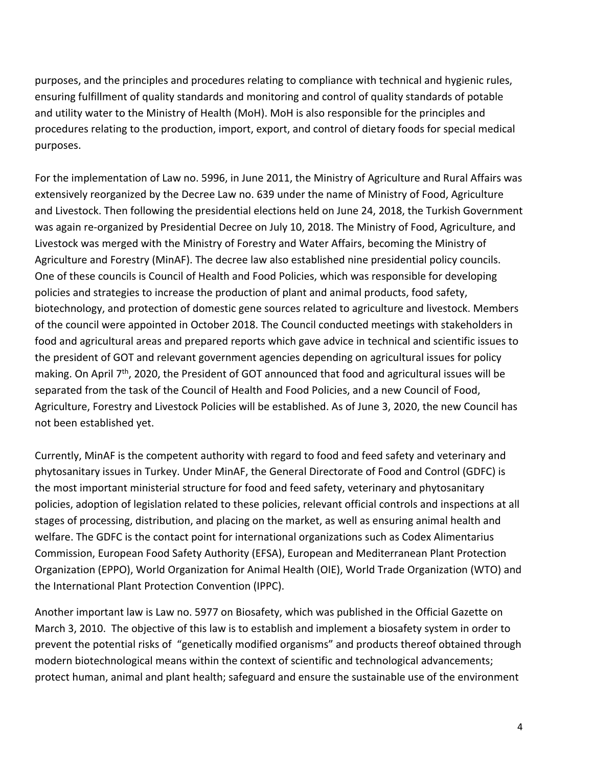purposes, and the principles and procedures relating to compliance with technical and hygienic rules, ensuring fulfillment of quality standards and monitoring and control of quality standards of potable and utility water to the Ministry of Health (MoH). MoH is also responsible for the principles and procedures relating to the production, import, export, and control of dietary foods for special medical purposes.

For the implementation of Law no. 5996, in June 2011, the Ministry of Agriculture and Rural Affairs was extensively reorganized by the Decree Law no. 639 under the name of Ministry of Food, Agriculture and Livestock. Then following the presidential elections held on June 24, 2018, the Turkish Government was again re-organized by Presidential Decree on July 10, 2018. The Ministry of Food, Agriculture, and Livestock was merged with the Ministry of Forestry and Water Affairs, becoming the Ministry of Agriculture and Forestry (MinAF). The decree law also established nine presidential policy councils. One of these councils is Council of Health and Food Policies, which was responsible for developing policies and strategies to increase the production of plant and animal products, food safety, biotechnology, and protection of domestic gene sources related to agriculture and livestock. Members of the council were appointed in October 2018. The Council conducted meetings with stakeholders in food and agricultural areas and prepared reports which gave advice in technical and scientific issues to the president of GOT and relevant government agencies depending on agricultural issues for policy making. On April 7th, 2020, the President of GOT announced that food and agricultural issues will be separated from the task of the Council of Health and Food Policies, and a new Council of Food, Agriculture, Forestry and Livestock Policies will be established. As of June 3, 2020, the new Council has not been established yet.

Currently, MinAF is the competent authority with regard to food and feed safety and veterinary and phytosanitary issues in Turkey. Under MinAF, the General Directorate of Food and Control (GDFC) is the most important ministerial structure for food and feed safety, veterinary and phytosanitary policies, adoption of legislation related to these policies, relevant official controls and inspections at all stages of processing, distribution, and placing on the market, as well as ensuring animal health and welfare. The GDFC is the contact point for international organizations such as Codex Alimentarius Commission, European Food Safety Authority (EFSA), European and Mediterranean Plant Protection Organization (EPPO), World Organization for Animal Health (OIE), World Trade Organization (WTO) and the International Plant Protection Convention (IPPC).

Another important law is Law no. 5977 on Biosafety, which was published in the Official Gazette on March 3, 2010. The objective of this law is to establish and implement a biosafety system in order to prevent the potential risks of "genetically modified organisms" and products thereof obtained through modern biotechnological means within the context of scientific and technological advancements; protect human, animal and plant health; safeguard and ensure the sustainable use of the environment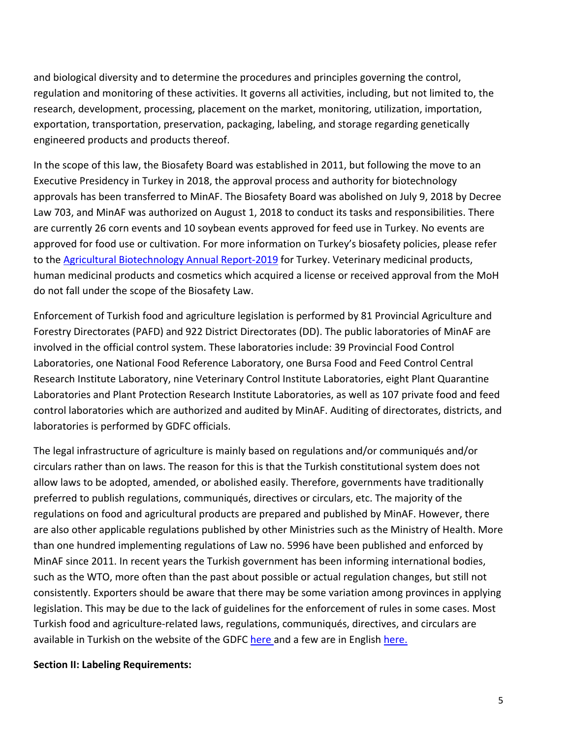and biological diversity and to determine the procedures and principles governing the control, regulation and monitoring of these activities. It governs all activities, including, but not limited to, the research, development, processing, placement on the market, monitoring, utilization, importation, exportation, transportation, preservation, packaging, labeling, and storage regarding genetically engineered products and products thereof.

In the scope of this law, the Biosafety Board was established in 2011, but following the move to an Executive Presidency in Turkey in 2018, the approval process and authority for biotechnology approvals has been transferred to MinAF. The Biosafety Board was abolished on July 9, 2018 by Decree Law 703, and MinAF was authorized on August 1, 2018 to conduct its tasks and responsibilities. There are currently 26 corn events and 10 soybean events approved for feed use in Turkey. No events are approved for food use or cultivation. For more information on Turkey's biosafety policies, please refer to the Agricultural Biotechnology Annual Report-2019 for Turkey. Veterinary medicinal products, human medicinal products and cosmetics which acquired a license or received approval from the MoH do not fall under the scope of the Biosafety Law.

Enforcement of Turkish food and agriculture legislation is performed by 81 Provincial Agriculture and Forestry Directorates (PAFD) and 922 District Directorates (DD). The public laboratories of MinAF are involved in the official control system. These laboratories include: 39 Provincial Food Control Laboratories, one National Food Reference Laboratory, one Bursa Food and Feed Control Central Research Institute Laboratory, nine Veterinary Control Institute Laboratories, eight Plant Quarantine Laboratories and Plant Protection Research Institute Laboratories, as well as 107 private food and feed control laboratories which are authorized and audited by MinAF. Auditing of directorates, districts, and laboratories is performed by GDFC officials.

The legal infrastructure of agriculture is mainly based on regulations and/or communiqués and/or circulars rather than on laws. The reason for this is that the Turkish constitutional system does not allow laws to be adopted, amended, or abolished easily. Therefore, governments have traditionally preferred to publish regulations, communiqués, directives or circulars, etc. The majority of the regulations on food and agricultural products are prepared and published by MinAF. However, there are also other applicable regulations published by other Ministries such as the Ministry of Health. More than one hundred implementing regulations of Law no. 5996 have been published and enforced by MinAF since 2011. In recent years the Turkish government has been informing international bodies, such as the WTO, more often than the past about possible or actual regulation changes, but still not consistently. Exporters should be aware that there may be some variation among provinces in applying legislation. This may be due to the lack of guidelines for the enforcement of rules in some cases. Most Turkish food and agriculture-related laws, regulations, communiqués, directives, and circulars are available in Turkish on the website of the GDFC here and a few are in English here.

## Section II: Labeling Requirements: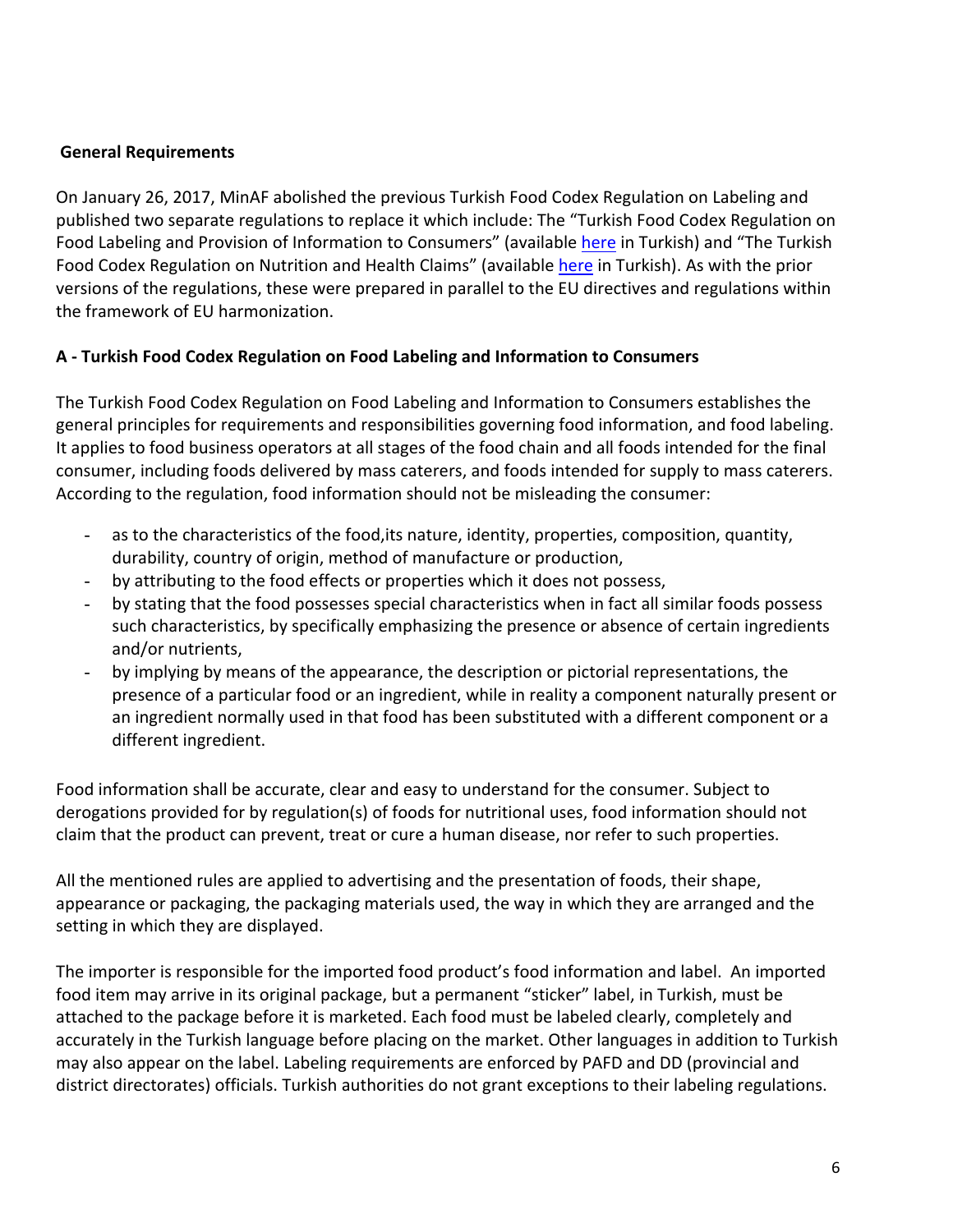**General Requirements**

On January 26, 2017, MinAF abolished the previous Turkish Food Codex Regulation on Labeling and published two separate regulations to replace it which include: The "Turkish Food Codex Regulation on Food Labeling and Provision of Information to Consumers" (available here in Turkish) and "The Turkish Food Codex Regulation on Nutrition and Health Claims" (available here in Turkish). As with the prior versions of the regulations, these were prepared in parallel to the EU directives and regulations within the framework of EU harmonization.

**A - Turkish Food Codex Regulation on Food Labeling and Information to Consumers**

The Turkish Food Codex Regulation on Food Labeling and Information to Consumers establishes the general principles for requirements and responsibilities governing food information, and food labeling. It applies to food business operators at all stages of the food chain and all foods intended for the final consumer, including foods delivered by mass caterers, and foods intended for supply to mass caterers. According to the regulation, food information should not be misleading the consumer:

- as to the characteristics of the food,its nature, identity, properties, composition, quantity, durability, country of origin, method of manufacture or production,
- by attributing to the food effects or properties which it does not possess,
- by stating that the food possesses special characteristics when in fact all similar foods possess such characteristics, by specifically emphasizing the presence or absence of certain ingredients and/or nutrients,
- by implying by means of the appearance, the description or pictorial representations, the presence of a particular food or an ingredient, while in reality a component naturally present or an ingredient normally used in that food has been substituted with a different component or a different ingredient.

Food information shall be accurate, clear and easy to understand for the consumer. Subject to derogations provided for by regulation(s) of foods for nutritional uses, food information should not claim that the product can prevent, treat or cure a human disease, nor refer to such properties.

All the mentioned rules are applied to advertising and the presentation of foods, their shape, appearance or packaging, the packaging materials used, the way in which they are arranged and the setting in which they are displayed.

The importer is responsible for the imported food product's food information and label. An imported food item may arrive in its original package, but a permanent "sticker" label, in Turkish, must be attached to the package before it is marketed. Each food must be labeled clearly, completely and accurately in the Turkish language before placing on the market. Other languages in addition to Turkish may also appear on the label. Labeling requirements are enforced by PAFD and DD (provincial and district directorates) officials. Turkish authorities do not grant exceptions to their labeling regulations.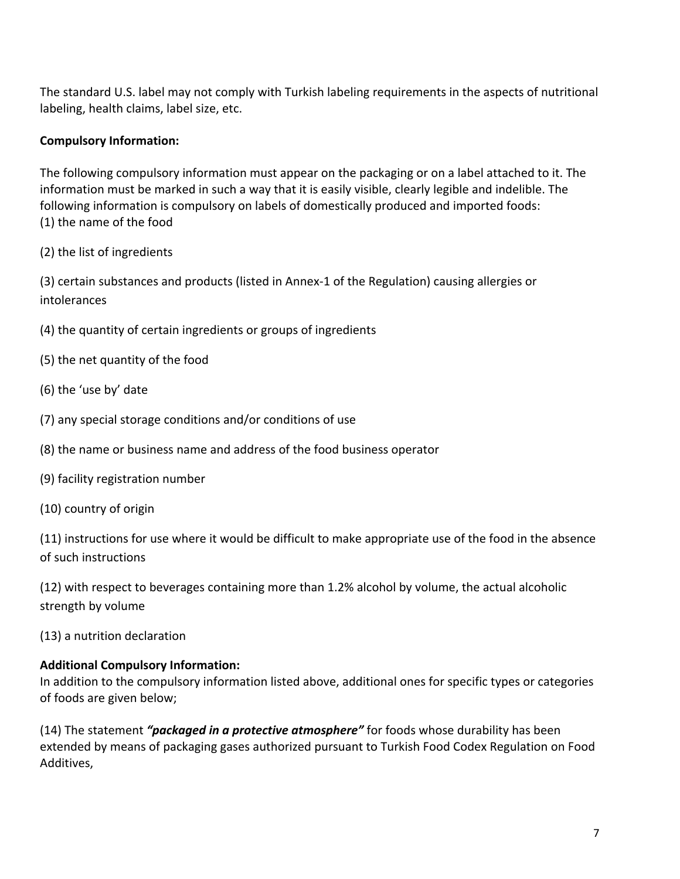The standard U.S. label may not comply with Turkish labeling requirements in the aspects of nutritional labeling, health claims, label size, etc.

**Compulsory Information:**

The following compulsory information must appear on the packaging or on a label attached to it. The information must be marked in such a way that it is easily visible, clearly legible and indelible. The following information is compulsory on labels of domestically produced and imported foods:
(1) the name of the food

(2) the list of ingredients

(3) certain substances and products (listed in Annex-1 of the Regulation) causing allergies or intolerances

(4) the quantity of certain ingredients or groups of ingredients

(5) the net quantity of the food

(6) the 'use by' date

(7) any special storage conditions and/or conditions of use

(8) the name or business name and address of the food business operator

(9) facility registration number

(10) country of origin

(11) instructions for use where it would be difficult to make appropriate use of the food in the absence of such instructions

(12) with respect to beverages containing more than 1.2% alcohol by volume, the actual alcoholic strength by volume

(13) a nutrition declaration

**Additional Compulsory Information:**
In addition to the compulsory information listed above, additional ones for specific types or categories of foods are given below;

(14) The statement ***"packaged in a protective atmosphere"*** for foods whose durability has been extended by means of packaging gases authorized pursuant to Turkish Food Codex Regulation on Food Additives,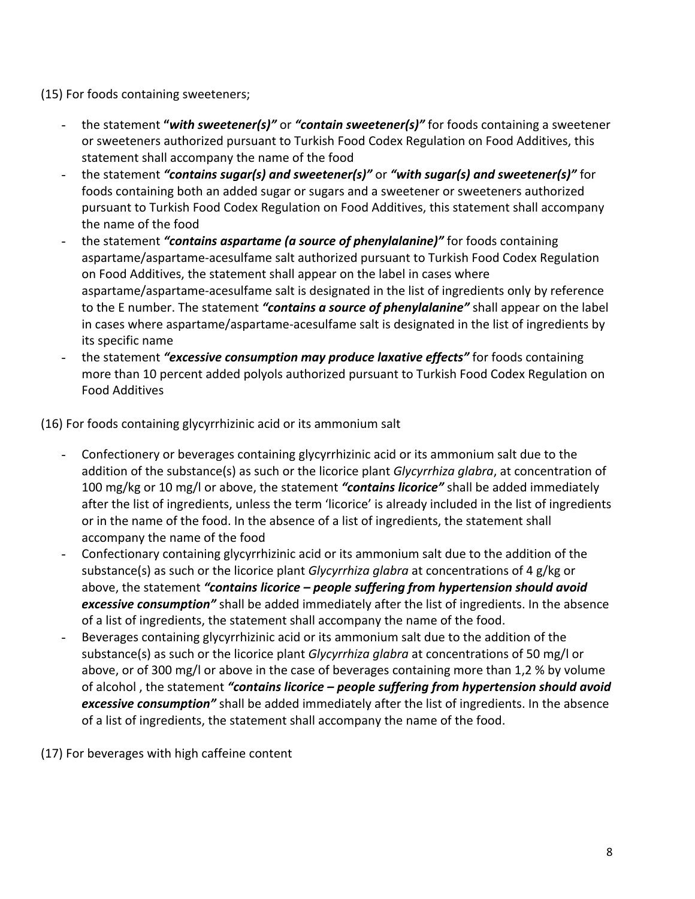(15) For foods containing sweeteners;

- the statement **"*with sweetener(s)"*** or ***"contain sweetener(s)"*** for foods containing a sweetener or sweeteners authorized pursuant to Turkish Food Codex Regulation on Food Additives, this statement shall accompany the name of the food
- the statement ***"contains sugar(s) and sweetener(s)"*** or ***"with sugar(s) and sweetener(s)"*** for foods containing both an added sugar or sugars and a sweetener or sweeteners authorized pursuant to Turkish Food Codex Regulation on Food Additives, this statement shall accompany the name of the food
- the statement ***"contains aspartame (a source of phenylalanine)"*** for foods containing aspartame/aspartame-acesulfame salt authorized pursuant to Turkish Food Codex Regulation on Food Additives, the statement shall appear on the label in cases where aspartame/aspartame-acesulfame salt is designated in the list of ingredients only by reference to the E number. The statement ***"contains a source of phenylalanine"*** shall appear on the label in cases where aspartame/aspartame-acesulfame salt is designated in the list of ingredients by its specific name
- the statement ***"excessive consumption may produce laxative effects"*** for foods containing more than 10 percent added polyols authorized pursuant to Turkish Food Codex Regulation on Food Additives

(16) For foods containing glycyrrhizinic acid or its ammonium salt

- Confectionery or beverages containing glycyrrhizinic acid or its ammonium salt due to the addition of the substance(s) as such or the licorice plant *Glycyrrhiza glabra*, at concentration of 100 mg/kg or 10 mg/l or above, the statement ***"contains licorice"*** shall be added immediately after the list of ingredients, unless the term 'licorice' is already included in the list of ingredients or in the name of the food. In the absence of a list of ingredients, the statement shall accompany the name of the food
- Confectionary containing glycyrrhizinic acid or its ammonium salt due to the addition of the substance(s) as such or the licorice plant *Glycyrrhiza glabra* at concentrations of 4 g/kg or above, the statement ***"contains licorice – people suffering from hypertension should avoid excessive consumption"*** shall be added immediately after the list of ingredients. In the absence of a list of ingredients, the statement shall accompany the name of the food.
- Beverages containing glycyrrhizinic acid or its ammonium salt due to the addition of the substance(s) as such or the licorice plant *Glycyrrhiza glabra* at concentrations of 50 mg/l or above, or of 300 mg/l or above in the case of beverages containing more than 1,2 % by volume of alcohol , the statement ***"contains licorice – people suffering from hypertension should avoid excessive consumption"*** shall be added immediately after the list of ingredients. In the absence of a list of ingredients, the statement shall accompany the name of the food.

(17) For beverages with high caffeine content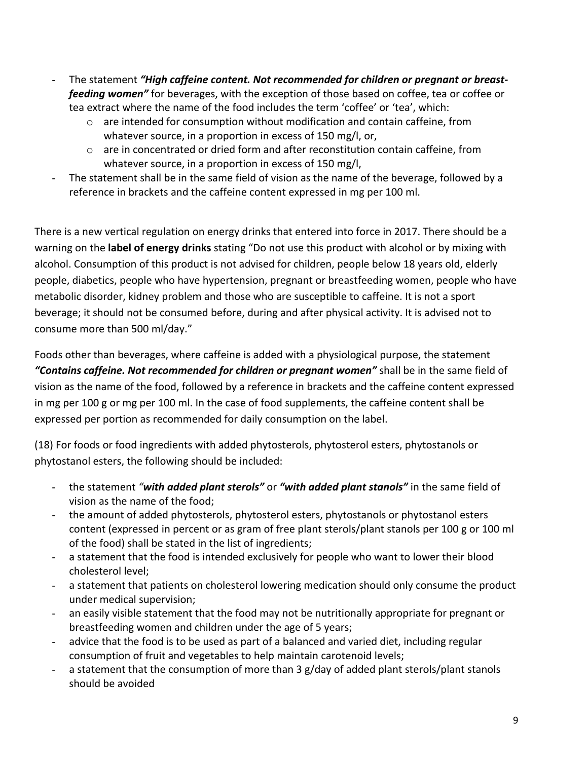- The statement ***"High caffeine content. Not recommended for children or pregnant or breast-feeding women"*** for beverages, with the exception of those based on coffee, tea or coffee or tea extract where the name of the food includes the term 'coffee' or 'tea', which:
    - are intended for consumption without modification and contain caffeine, from whatever source, in a proportion in excess of 150 mg/l, or,
    - are in concentrated or dried form and after reconstitution contain caffeine, from whatever source, in a proportion in excess of 150 mg/l,
- The statement shall be in the same field of vision as the name of the beverage, followed by a reference in brackets and the caffeine content expressed in mg per 100 ml.

There is a new vertical regulation on energy drinks that entered into force in 2017. There should be a warning on the **label of energy drinks** stating "Do not use this product with alcohol or by mixing with alcohol. Consumption of this product is not advised for children, people below 18 years old, elderly people, diabetics, people who have hypertension, pregnant or breastfeeding women, people who have metabolic disorder, kidney problem and those who are susceptible to caffeine. It is not a sport beverage; it should not be consumed before, during and after physical activity. It is advised not to consume more than 500 ml/day."

Foods other than beverages, where caffeine is added with a physiological purpose, the statement ***"Contains caffeine. Not recommended for children or pregnant women"*** shall be in the same field of vision as the name of the food, followed by a reference in brackets and the caffeine content expressed in mg per 100 g or mg per 100 ml. In the case of food supplements, the caffeine content shall be expressed per portion as recommended for daily consumption on the label.

(18) For foods or food ingredients with added phytosterols, phytosterol esters, phytostanols or phytostanol esters, the following should be included:

- the statement ***"with added plant sterols"*** or ***"with added plant stanols"*** in the same field of vision as the name of the food;
- the amount of added phytosterols, phytosterol esters, phytostanols or phytostanol esters content (expressed in percent or as gram of free plant sterols/plant stanols per 100 g or 100 ml of the food) shall be stated in the list of ingredients;
- a statement that the food is intended exclusively for people who want to lower their blood cholesterol level;
- a statement that patients on cholesterol lowering medication should only consume the product under medical supervision;
- an easily visible statement that the food may not be nutritionally appropriate for pregnant or breastfeeding women and children under the age of 5 years;
- advice that the food is to be used as part of a balanced and varied diet, including regular consumption of fruit and vegetables to help maintain carotenoid levels;
- a statement that the consumption of more than 3 g/day of added plant sterols/plant stanols should be avoided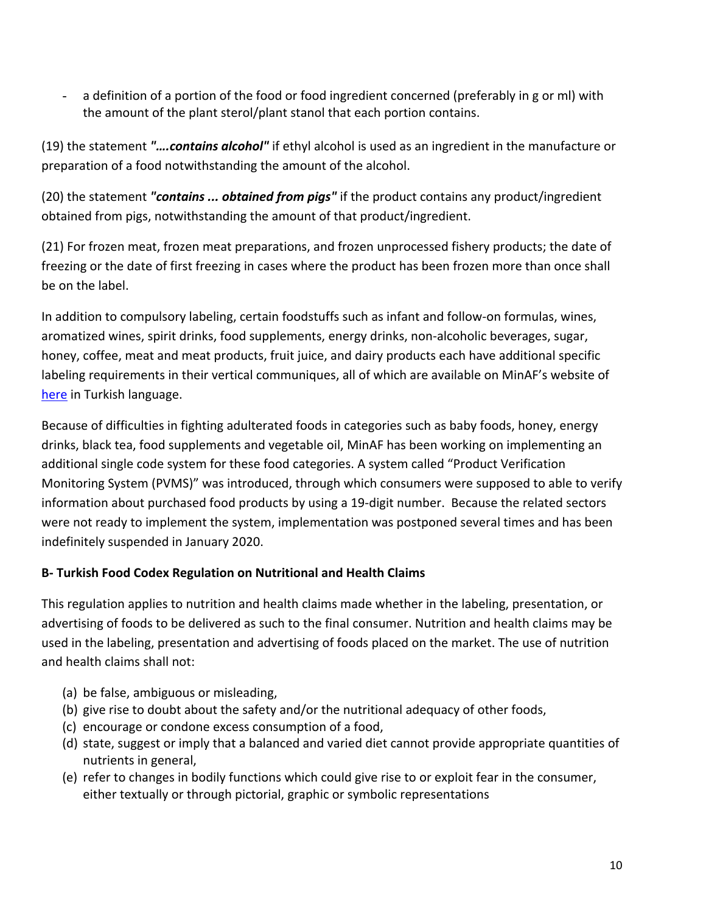- a definition of a portion of the food or food ingredient concerned (preferably in g or ml) with the amount of the plant sterol/plant stanol that each portion contains.

(19) the statement ***"….contains alcohol"*** if ethyl alcohol is used as an ingredient in the manufacture or preparation of a food notwithstanding the amount of the alcohol.

(20) the statement ***"contains ... obtained from pigs"*** if the product contains any product/ingredient obtained from pigs, notwithstanding the amount of that product/ingredient.

(21) For frozen meat, frozen meat preparations, and frozen unprocessed fishery products; the date of freezing or the date of first freezing in cases where the product has been frozen more than once shall be on the label.

In addition to compulsory labeling, certain foodstuffs such as infant and follow-on formulas, wines, aromatized wines, spirit drinks, food supplements, energy drinks, non-alcoholic beverages, sugar, honey, coffee, meat and meat products, fruit juice, and dairy products each have additional specific labeling requirements in their vertical communiques, all of which are available on MinAF's website of [here] in Turkish language.

Because of difficulties in fighting adulterated foods in categories such as baby foods, honey, energy drinks, black tea, food supplements and vegetable oil, MinAF has been working on implementing an additional single code system for these food categories. A system called "Product Verification Monitoring System (PVMS)" was introduced, through which consumers were supposed to able to verify information about purchased food products by using a 19-digit number. Because the related sectors were not ready to implement the system, implementation was postponed several times and has been indefinitely suspended in January 2020.

**B- Turkish Food Codex Regulation on Nutritional and Health Claims**

This regulation applies to nutrition and health claims made whether in the labeling, presentation, or advertising of foods to be delivered as such to the final consumer. Nutrition and health claims may be used in the labeling, presentation and advertising of foods placed on the market. The use of nutrition and health claims shall not:

(a) be false, ambiguous or misleading,
(b) give rise to doubt about the safety and/or the nutritional adequacy of other foods,
(c) encourage or condone excess consumption of a food,
(d) state, suggest or imply that a balanced and varied diet cannot provide appropriate quantities of nutrients in general,
(e) refer to changes in bodily functions which could give rise to or exploit fear in the consumer, either textually or through pictorial, graphic or symbolic representations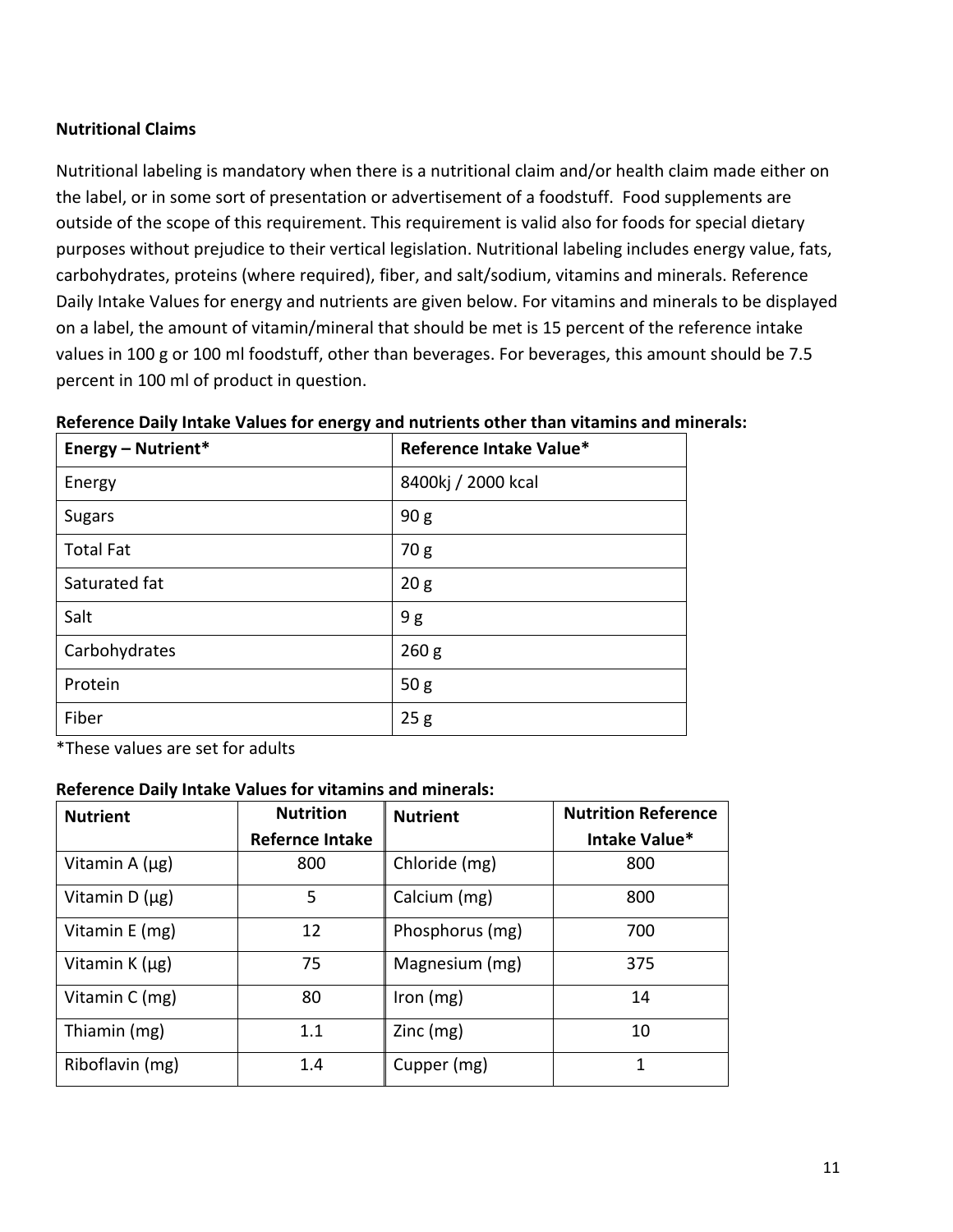**Nutritional Claims**

Nutritional labeling is mandatory when there is a nutritional claim and/or health claim made either on the label, or in some sort of presentation or advertisement of a foodstuff. Food supplements are outside of the scope of this requirement. This requirement is valid also for foods for special dietary purposes without prejudice to their vertical legislation. Nutritional labeling includes energy value, fats, carbohydrates, proteins (where required), fiber, and salt/sodium, vitamins and minerals. Reference Daily Intake Values for energy and nutrients are given below. For vitamins and minerals to be displayed on a label, the amount of vitamin/mineral that should be met is 15 percent of the reference intake values in 100 g or 100 ml foodstuff, other than beverages. For beverages, this amount should be 7.5 percent in 100 ml of product in question.

**Reference Daily Intake Values for energy and nutrients other than vitamins and minerals:**

| Energy – Nutrient* | Reference Intake Value* |
|---|---|
| Energy | 8400kj / 2000 kcal |
| Sugars | 90 g |
| Total Fat | 70 g |
| Saturated fat | 20 g |
| Salt | 9 g |
| Carbohydrates | 260 g |
| Protein | 50 g |
| Fiber | 25 g |

*These values are set for adults

**Reference Daily Intake Values for vitamins and minerals:**

| Nutrient | Nutrition Refernce Intake | Nutrient | Nutrition Reference Intake Value* |
|---|---|---|---|
| Vitamin A (µg) | 800 | Chloride (mg) | 800 |
| Vitamin D (µg) | 5 | Calcium (mg) | 800 |
| Vitamin E (mg) | 12 | Phosphorus (mg) | 700 |
| Vitamin K (µg) | 75 | Magnesium (mg) | 375 |
| Vitamin C (mg) | 80 | Iron (mg) | 14 |
| Thiamin (mg) | 1.1 | Zinc (mg) | 10 |
| Riboflavin (mg) | 1.4 | Cupper (mg) | 1 |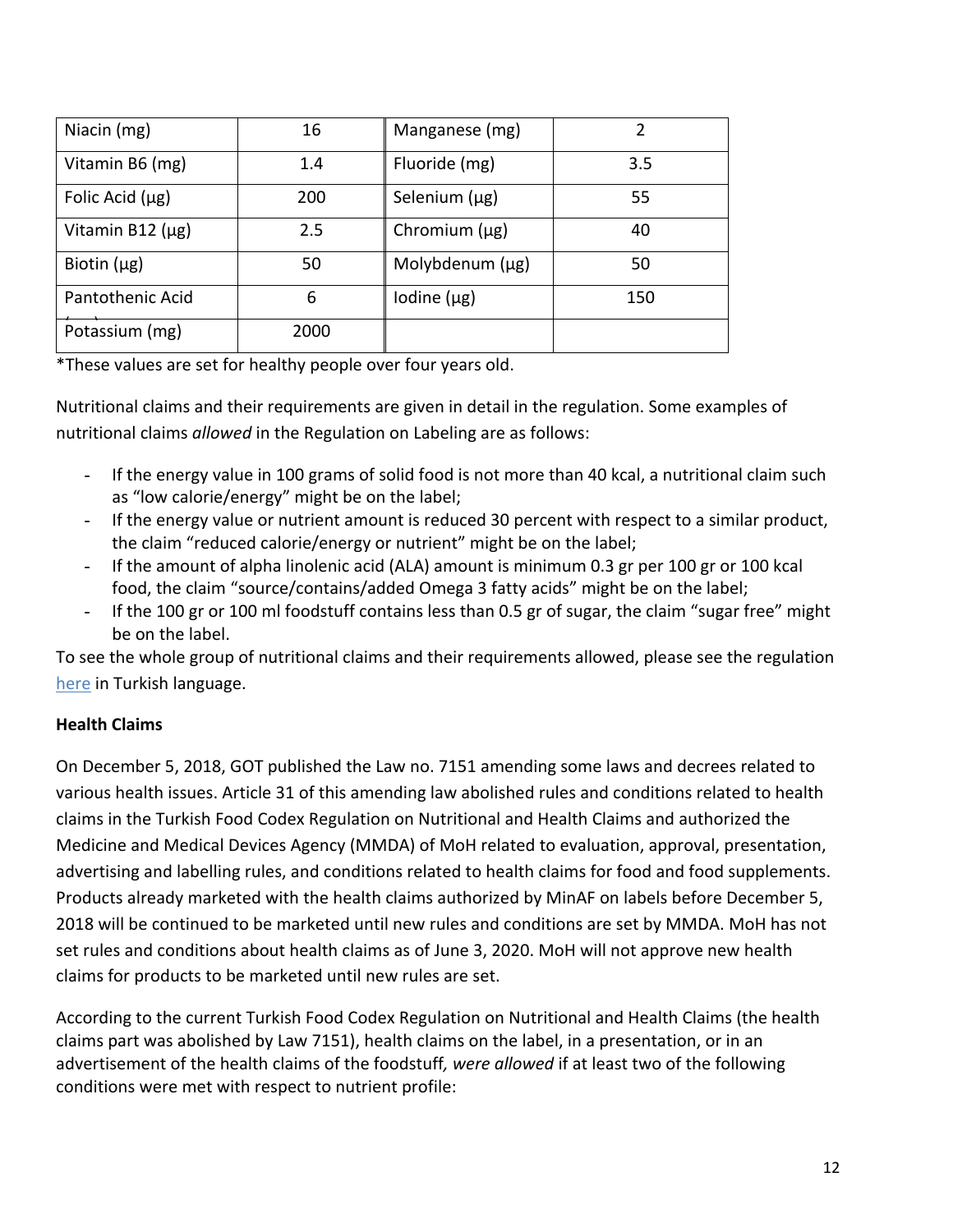| Niacin (mg) | 16 | Manganese (mg) | 2 |
|---|---|---|---|
| Vitamin B6 (mg) | 1.4 | Fluoride (mg) | 3.5 |
| Folic Acid (µg) | 200 | Selenium (µg) | 55 |
| Vitamin B12 (µg) | 2.5 | Chromium (µg) | 40 |
| Biotin (µg) | 50 | Molybdenum (µg) | 50 |
| Pantothenic Acid (mg) | 6 | Iodine (µg) | 150 |
| Potassium (mg) | 2000 | | |

*These values are set for healthy people over four years old.

Nutritional claims and their requirements are given in detail in the regulation. Some examples of nutritional claims *allowed* in the Regulation on Labeling are as follows:

- If the energy value in 100 grams of solid food is not more than 40 kcal, a nutritional claim such as "low calorie/energy" might be on the label;
- If the energy value or nutrient amount is reduced 30 percent with respect to a similar product, the claim "reduced calorie/energy or nutrient" might be on the label;
- If the amount of alpha linolenic acid (ALA) amount is minimum 0.3 gr per 100 gr or 100 kcal food, the claim "source/contains/added Omega 3 fatty acids" might be on the label;
- If the 100 gr or 100 ml foodstuff contains less than 0.5 gr of sugar, the claim "sugar free" might be on the label.

To see the whole group of nutritional claims and their requirements allowed, please see the regulation here in Turkish language.

**Health Claims**

On December 5, 2018, GOT published the Law no. 7151 amending some laws and decrees related to various health issues. Article 31 of this amending law abolished rules and conditions related to health claims in the Turkish Food Codex Regulation on Nutritional and Health Claims and authorized the Medicine and Medical Devices Agency (MMDA) of MoH related to evaluation, approval, presentation, advertising and labelling rules, and conditions related to health claims for food and food supplements. Products already marketed with the health claims authorized by MinAF on labels before December 5, 2018 will be continued to be marketed until new rules and conditions are set by MMDA. MoH has not set rules and conditions about health claims as of June 3, 2020. MoH will not approve new health claims for products to be marketed until new rules are set.

According to the current Turkish Food Codex Regulation on Nutritional and Health Claims (the health claims part was abolished by Law 7151), health claims on the label, in a presentation, or in an advertisement of the health claims of the foodstuff*, were allowed* if at least two of the following conditions were met with respect to nutrient profile: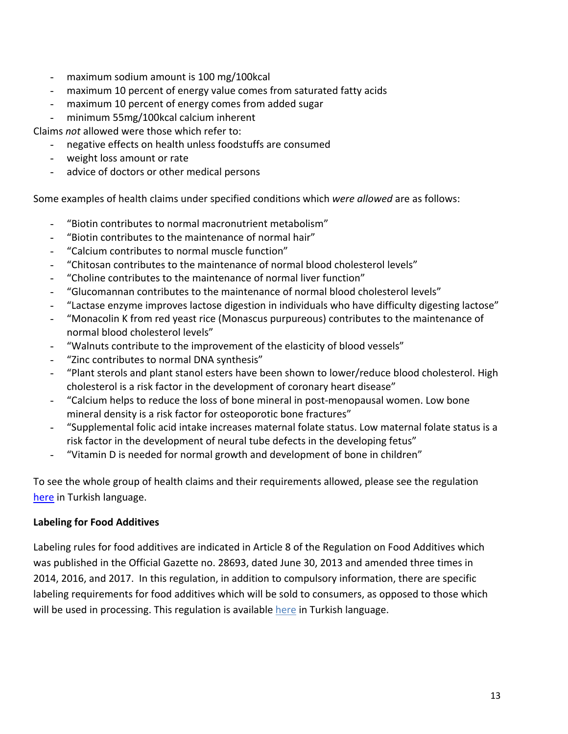- maximum sodium amount is 100 mg/100kcal
- maximum 10 percent of energy value comes from saturated fatty acids
- maximum 10 percent of energy comes from added sugar
- minimum 55mg/100kcal calcium inherent

Claims *not* allowed were those which refer to:

- negative effects on health unless foodstuffs are consumed
- weight loss amount or rate
- advice of doctors or other medical persons

Some examples of health claims under specified conditions which *were allowed* are as follows:

- "Biotin contributes to normal macronutrient metabolism"
- "Biotin contributes to the maintenance of normal hair"
- "Calcium contributes to normal muscle function"
- "Chitosan contributes to the maintenance of normal blood cholesterol levels"
- "Choline contributes to the maintenance of normal liver function"
- "Glucomannan contributes to the maintenance of normal blood cholesterol levels"
- "Lactase enzyme improves lactose digestion in individuals who have difficulty digesting lactose"
- "Monacolin K from red yeast rice (Monascus purpureous) contributes to the maintenance of normal blood cholesterol levels"
- "Walnuts contribute to the improvement of the elasticity of blood vessels"
- "Zinc contributes to normal DNA synthesis"
- "Plant sterols and plant stanol esters have been shown to lower/reduce blood cholesterol. High cholesterol is a risk factor in the development of coronary heart disease"
- "Calcium helps to reduce the loss of bone mineral in post-menopausal women. Low bone mineral density is a risk factor for osteoporotic bone fractures"
- "Supplemental folic acid intake increases maternal folate status. Low maternal folate status is a risk factor in the development of neural tube defects in the developing fetus"
- "Vitamin D is needed for normal growth and development of bone in children"

To see the whole group of health claims and their requirements allowed, please see the regulation here in Turkish language.

**Labeling for Food Additives**

Labeling rules for food additives are indicated in Article 8 of the Regulation on Food Additives which was published in the Official Gazette no. 28693, dated June 30, 2013 and amended three times in 2014, 2016, and 2017. In this regulation, in addition to compulsory information, there are specific labeling requirements for food additives which will be sold to consumers, as opposed to those which will be used in processing. This regulation is available here in Turkish language.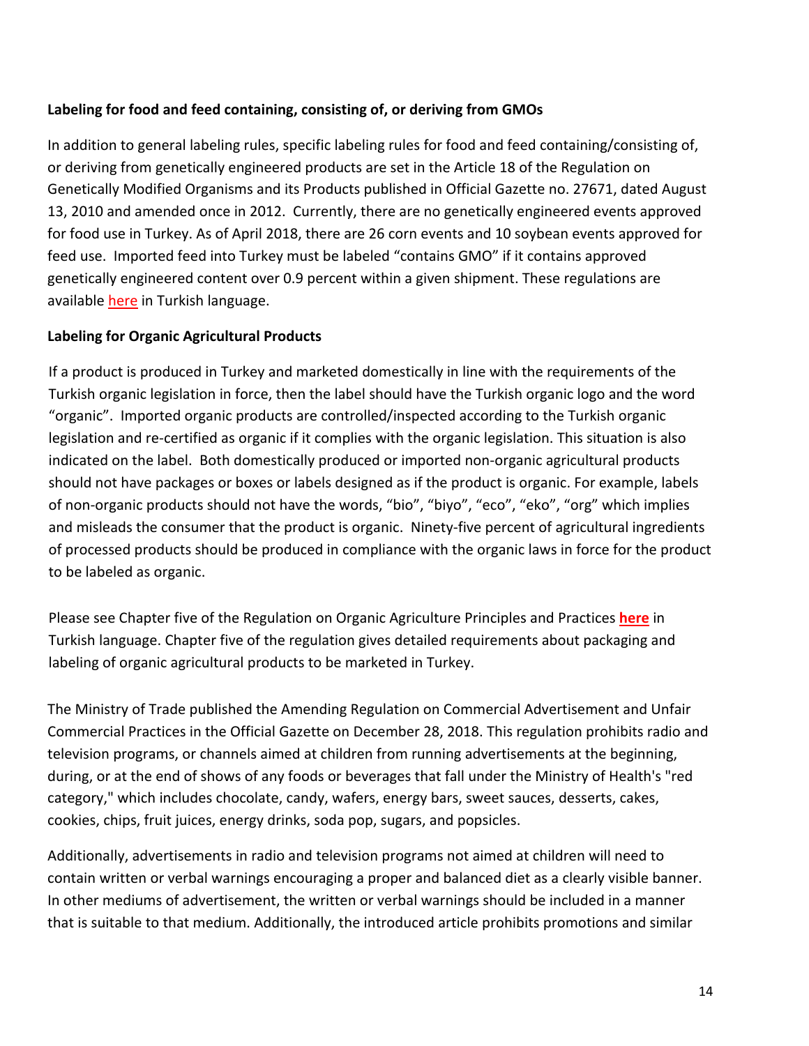**Labeling for food and feed containing, consisting of, or deriving from GMOs**

In addition to general labeling rules, specific labeling rules for food and feed containing/consisting of, or deriving from genetically engineered products are set in the Article 18 of the Regulation on Genetically Modified Organisms and its Products published in Official Gazette no. 27671, dated August 13, 2010 and amended once in 2012. Currently, there are no genetically engineered events approved for food use in Turkey. As of April 2018, there are 26 corn events and 10 soybean events approved for feed use. Imported feed into Turkey must be labeled "contains GMO" if it contains approved genetically engineered content over 0.9 percent within a given shipment. These regulations are available here in Turkish language.

**Labeling for Organic Agricultural Products**

If a product is produced in Turkey and marketed domestically in line with the requirements of the Turkish organic legislation in force, then the label should have the Turkish organic logo and the word "organic". Imported organic products are controlled/inspected according to the Turkish organic legislation and re-certified as organic if it complies with the organic legislation. This situation is also indicated on the label. Both domestically produced or imported non-organic agricultural products should not have packages or boxes or labels designed as if the product is organic. For example, labels of non-organic products should not have the words, "bio", "biyo", "eco", "eko", "org" which implies and misleads the consumer that the product is organic. Ninety-five percent of agricultural ingredients of processed products should be produced in compliance with the organic laws in force for the product to be labeled as organic.

Please see Chapter five of the Regulation on Organic Agriculture Principles and Practices **here** in Turkish language. Chapter five of the regulation gives detailed requirements about packaging and labeling of organic agricultural products to be marketed in Turkey.

The Ministry of Trade published the Amending Regulation on Commercial Advertisement and Unfair Commercial Practices in the Official Gazette on December 28, 2018. This regulation prohibits radio and television programs, or channels aimed at children from running advertisements at the beginning, during, or at the end of shows of any foods or beverages that fall under the Ministry of Health's "red category," which includes chocolate, candy, wafers, energy bars, sweet sauces, desserts, cakes, cookies, chips, fruit juices, energy drinks, soda pop, sugars, and popsicles.

Additionally, advertisements in radio and television programs not aimed at children will need to contain written or verbal warnings encouraging a proper and balanced diet as a clearly visible banner. In other mediums of advertisement, the written or verbal warnings should be included in a manner that is suitable to that medium. Additionally, the introduced article prohibits promotions and similar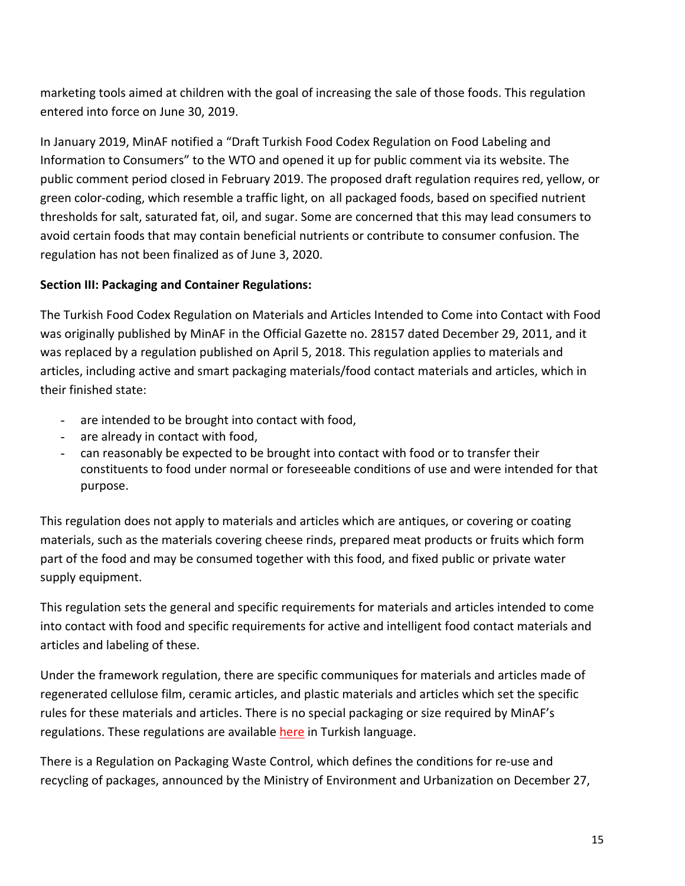marketing tools aimed at children with the goal of increasing the sale of those foods. This regulation entered into force on June 30, 2019.

In January 2019, MinAF notified a "Draft Turkish Food Codex Regulation on Food Labeling and Information to Consumers" to the WTO and opened it up for public comment via its website. The public comment period closed in February 2019. The proposed draft regulation requires red, yellow, or green color-coding, which resemble a traffic light, on all packaged foods, based on specified nutrient thresholds for salt, saturated fat, oil, and sugar. Some are concerned that this may lead consumers to avoid certain foods that may contain beneficial nutrients or contribute to consumer confusion. The regulation has not been finalized as of June 3, 2020.

**Section III: Packaging and Container Regulations:**

The Turkish Food Codex Regulation on Materials and Articles Intended to Come into Contact with Food was originally published by MinAF in the Official Gazette no. 28157 dated December 29, 2011, and it was replaced by a regulation published on April 5, 2018. This regulation applies to materials and articles, including active and smart packaging materials/food contact materials and articles, which in their finished state:

- are intended to be brought into contact with food,
- are already in contact with food,
- can reasonably be expected to be brought into contact with food or to transfer their constituents to food under normal or foreseeable conditions of use and were intended for that purpose.

This regulation does not apply to materials and articles which are antiques, or covering or coating materials, such as the materials covering cheese rinds, prepared meat products or fruits which form part of the food and may be consumed together with this food, and fixed public or private water supply equipment.

This regulation sets the general and specific requirements for materials and articles intended to come into contact with food and specific requirements for active and intelligent food contact materials and articles and labeling of these.

Under the framework regulation, there are specific communiques for materials and articles made of regenerated cellulose film, ceramic articles, and plastic materials and articles which set the specific rules for these materials and articles. There is no special packaging or size required by MinAF's regulations. These regulations are available here in Turkish language.

There is a Regulation on Packaging Waste Control, which defines the conditions for re-use and recycling of packages, announced by the Ministry of Environment and Urbanization on December 27,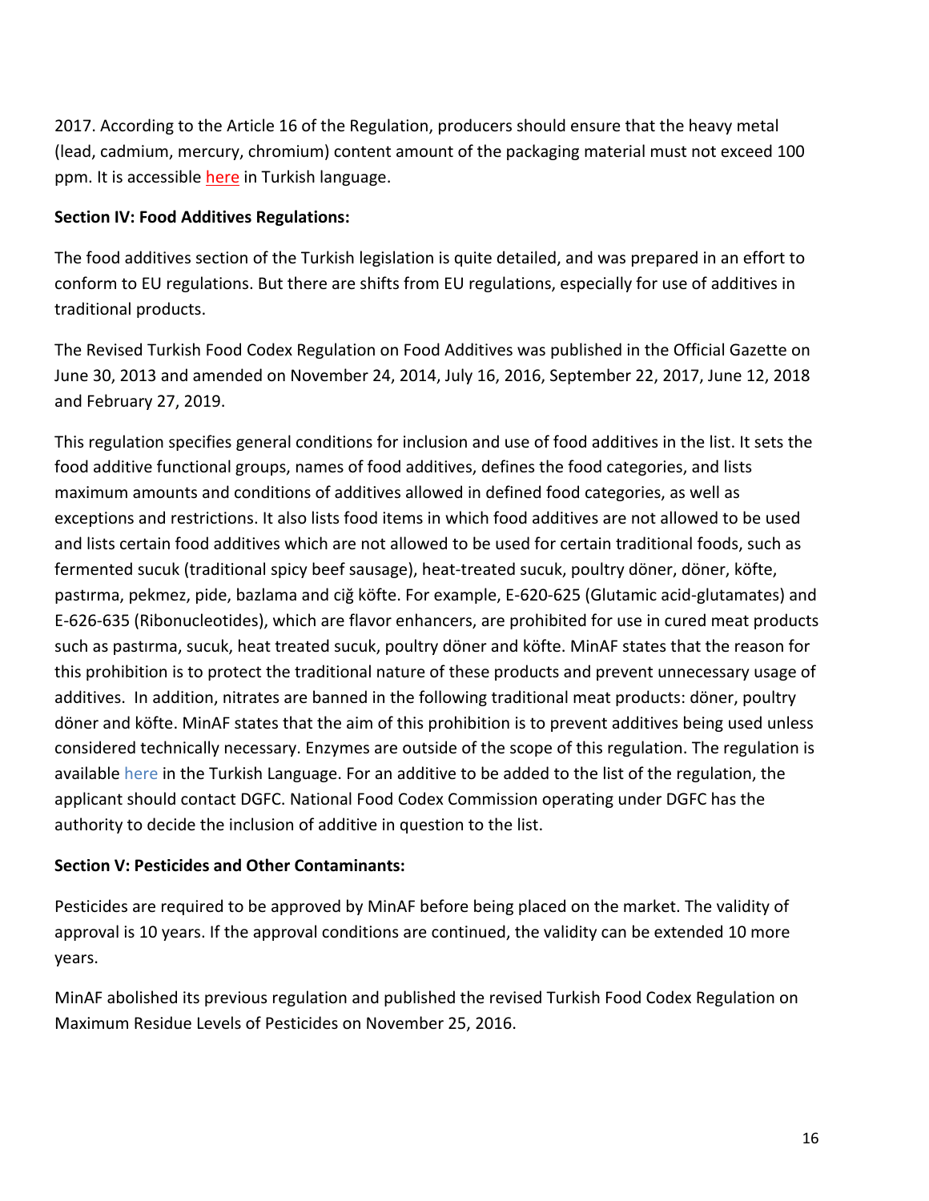2017. According to the Article 16 of the Regulation, producers should ensure that the heavy metal (lead, cadmium, mercury, chromium) content amount of the packaging material must not exceed 100 ppm. It is accessible here in Turkish language.

**Section IV: Food Additives Regulations:**

The food additives section of the Turkish legislation is quite detailed, and was prepared in an effort to conform to EU regulations. But there are shifts from EU regulations, especially for use of additives in traditional products.

The Revised Turkish Food Codex Regulation on Food Additives was published in the Official Gazette on June 30, 2013 and amended on November 24, 2014, July 16, 2016, September 22, 2017, June 12, 2018 and February 27, 2019.

This regulation specifies general conditions for inclusion and use of food additives in the list. It sets the food additive functional groups, names of food additives, defines the food categories, and lists maximum amounts and conditions of additives allowed in defined food categories, as well as exceptions and restrictions. It also lists food items in which food additives are not allowed to be used and lists certain food additives which are not allowed to be used for certain traditional foods, such as fermented sucuk (traditional spicy beef sausage), heat-treated sucuk, poultry döner, döner, köfte, pastırma, pekmez, pide, bazlama and ciğ köfte. For example, E-620-625 (Glutamic acid-glutamates) and E-626-635 (Ribonucleotides), which are flavor enhancers, are prohibited for use in cured meat products such as pastırma, sucuk, heat treated sucuk, poultry döner and köfte. MinAF states that the reason for this prohibition is to protect the traditional nature of these products and prevent unnecessary usage of additives. In addition, nitrates are banned in the following traditional meat products: döner, poultry döner and köfte. MinAF states that the aim of this prohibition is to prevent additives being used unless considered technically necessary. Enzymes are outside of the scope of this regulation. The regulation is available here in the Turkish Language. For an additive to be added to the list of the regulation, the applicant should contact DGFC. National Food Codex Commission operating under DGFC has the authority to decide the inclusion of additive in question to the list.

**Section V: Pesticides and Other Contaminants:**

Pesticides are required to be approved by MinAF before being placed on the market. The validity of approval is 10 years. If the approval conditions are continued, the validity can be extended 10 more years.

MinAF abolished its previous regulation and published the revised Turkish Food Codex Regulation on Maximum Residue Levels of Pesticides on November 25, 2016.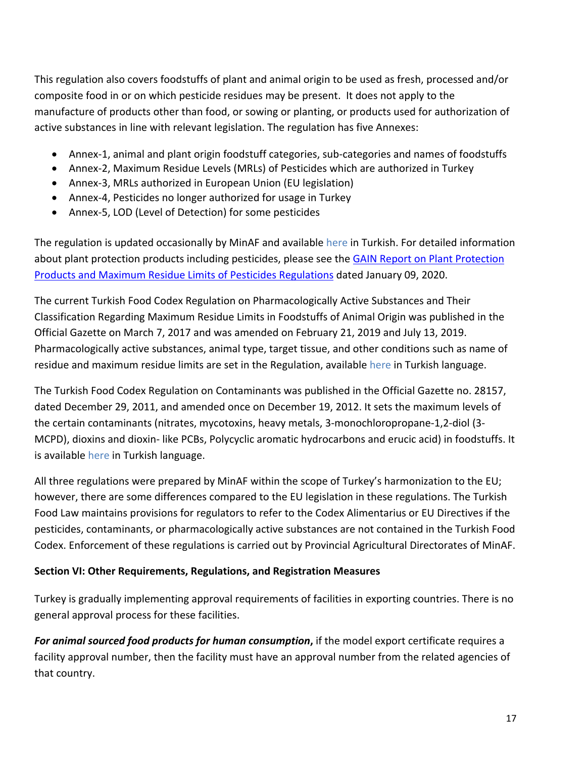This regulation also covers foodstuffs of plant and animal origin to be used as fresh, processed and/or composite food in or on which pesticide residues may be present. It does not apply to the manufacture of products other than food, or sowing or planting, or products used for authorization of active substances in line with relevant legislation. The regulation has five Annexes:

- Annex-1, animal and plant origin foodstuff categories, sub-categories and names of foodstuffs
- Annex-2, Maximum Residue Levels (MRLs) of Pesticides which are authorized in Turkey
- Annex-3, MRLs authorized in European Union (EU legislation)
- Annex-4, Pesticides no longer authorized for usage in Turkey
- Annex-5, LOD (Level of Detection) for some pesticides

The regulation is updated occasionally by MinAF and available here in Turkish. For detailed information about plant protection products including pesticides, please see the GAIN Report on Plant Protection Products and Maximum Residue Limits of Pesticides Regulations dated January 09, 2020.

The current Turkish Food Codex Regulation on Pharmacologically Active Substances and Their Classification Regarding Maximum Residue Limits in Foodstuffs of Animal Origin was published in the Official Gazette on March 7, 2017 and was amended on February 21, 2019 and July 13, 2019. Pharmacologically active substances, animal type, target tissue, and other conditions such as name of residue and maximum residue limits are set in the Regulation, available here in Turkish language.

The Turkish Food Codex Regulation on Contaminants was published in the Official Gazette no. 28157, dated December 29, 2011, and amended once on December 19, 2012. It sets the maximum levels of the certain contaminants (nitrates, mycotoxins, heavy metals, 3-monochloropropane-1,2-diol (3-MCPD), dioxins and dioxin- like PCBs, Polycyclic aromatic hydrocarbons and erucic acid) in foodstuffs. It is available here in Turkish language.

All three regulations were prepared by MinAF within the scope of Turkey's harmonization to the EU; however, there are some differences compared to the EU legislation in these regulations. The Turkish Food Law maintains provisions for regulators to refer to the Codex Alimentarius or EU Directives if the pesticides, contaminants, or pharmacologically active substances are not contained in the Turkish Food Codex. Enforcement of these regulations is carried out by Provincial Agricultural Directorates of MinAF.

**Section VI: Other Requirements, Regulations, and Registration Measures**

Turkey is gradually implementing approval requirements of facilities in exporting countries. There is no general approval process for these facilities.

***For animal sourced food products for human consumption*****,** if the model export certificate requires a facility approval number, then the facility must have an approval number from the related agencies of that country.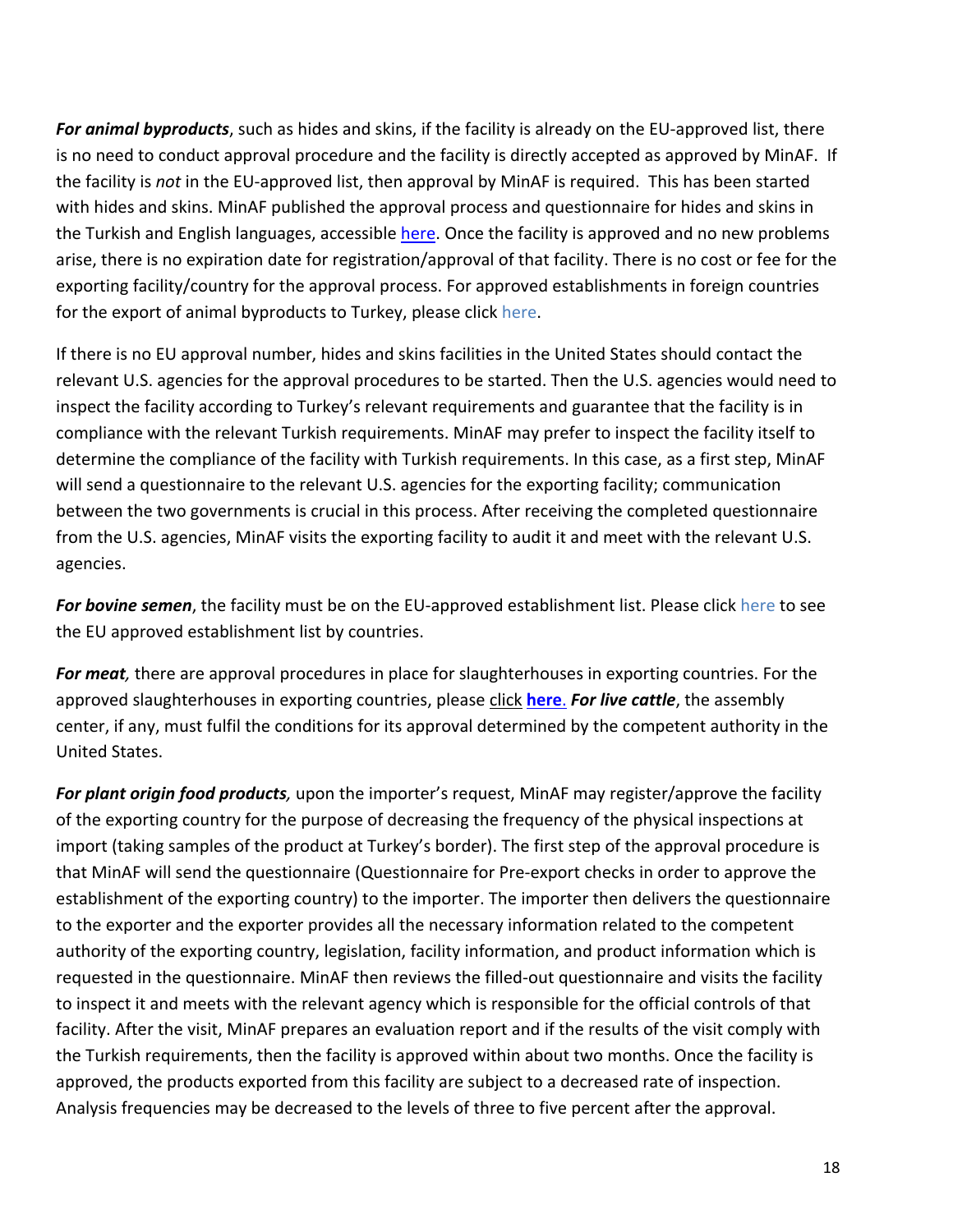***For animal byproducts***, such as hides and skins, if the facility is already on the EU-approved list, there is no need to conduct approval procedure and the facility is directly accepted as approved by MinAF. If the facility is *not* in the EU-approved list, then approval by MinAF is required. This has been started with hides and skins. MinAF published the approval process and questionnaire for hides and skins in the Turkish and English languages, accessible here. Once the facility is approved and no new problems arise, there is no expiration date for registration/approval of that facility. There is no cost or fee for the exporting facility/country for the approval process. For approved establishments in foreign countries for the export of animal byproducts to Turkey, please click here.

If there is no EU approval number, hides and skins facilities in the United States should contact the relevant U.S. agencies for the approval procedures to be started. Then the U.S. agencies would need to inspect the facility according to Turkey's relevant requirements and guarantee that the facility is in compliance with the relevant Turkish requirements. MinAF may prefer to inspect the facility itself to determine the compliance of the facility with Turkish requirements. In this case, as a first step, MinAF will send a questionnaire to the relevant U.S. agencies for the exporting facility; communication between the two governments is crucial in this process. After receiving the completed questionnaire from the U.S. agencies, MinAF visits the exporting facility to audit it and meet with the relevant U.S. agencies.

***For bovine semen***, the facility must be on the EU-approved establishment list. Please click here to see the EU approved establishment list by countries.

***For meat,*** there are approval procedures in place for slaughterhouses in exporting countries. For the approved slaughterhouses in exporting countries, please click **here**. ***For live cattle***, the assembly center, if any, must fulfil the conditions for its approval determined by the competent authority in the United States.

***For plant origin food products,*** upon the importer's request, MinAF may register/approve the facility of the exporting country for the purpose of decreasing the frequency of the physical inspections at import (taking samples of the product at Turkey's border). The first step of the approval procedure is that MinAF will send the questionnaire (Questionnaire for Pre-export checks in order to approve the establishment of the exporting country) to the importer. The importer then delivers the questionnaire to the exporter and the exporter provides all the necessary information related to the competent authority of the exporting country, legislation, facility information, and product information which is requested in the questionnaire. MinAF then reviews the filled-out questionnaire and visits the facility to inspect it and meets with the relevant agency which is responsible for the official controls of that facility. After the visit, MinAF prepares an evaluation report and if the results of the visit comply with the Turkish requirements, then the facility is approved within about two months. Once the facility is approved, the products exported from this facility are subject to a decreased rate of inspection. Analysis frequencies may be decreased to the levels of three to five percent after the approval.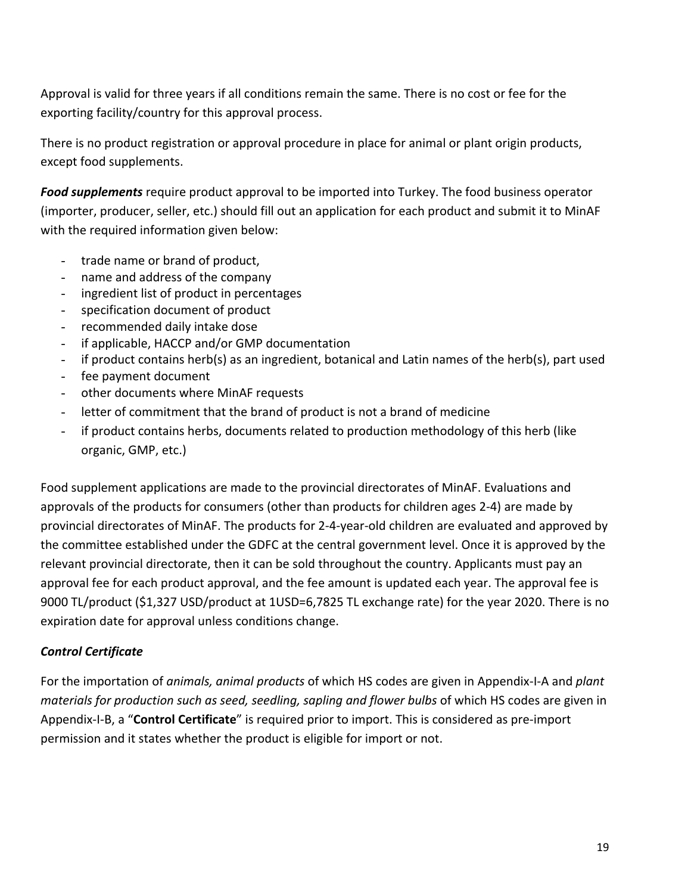Approval is valid for three years if all conditions remain the same. There is no cost or fee for the exporting facility/country for this approval process.

There is no product registration or approval procedure in place for animal or plant origin products, except food supplements.

***Food supplements*** require product approval to be imported into Turkey. The food business operator (importer, producer, seller, etc.) should fill out an application for each product and submit it to MinAF with the required information given below:

- trade name or brand of product,
- name and address of the company
- ingredient list of product in percentages
- specification document of product
- recommended daily intake dose
- if applicable, HACCP and/or GMP documentation
- if product contains herb(s) as an ingredient, botanical and Latin names of the herb(s), part used
- fee payment document
- other documents where MinAF requests
- letter of commitment that the brand of product is not a brand of medicine
- if product contains herbs, documents related to production methodology of this herb (like organic, GMP, etc.)

Food supplement applications are made to the provincial directorates of MinAF. Evaluations and approvals of the products for consumers (other than products for children ages 2-4) are made by provincial directorates of MinAF. The products for 2-4-year-old children are evaluated and approved by the committee established under the GDFC at the central government level. Once it is approved by the relevant provincial directorate, then it can be sold throughout the country. Applicants must pay an approval fee for each product approval, and the fee amount is updated each year. The approval fee is 9000 TL/product ($1,327 USD/product at 1USD=6,7825 TL exchange rate) for the year 2020. There is no expiration date for approval unless conditions change.

***Control Certificate***

For the importation of *animals, animal products* of which HS codes are given in Appendix-I-A and *plant materials for production such as seed, seedling, sapling and flower bulbs* of which HS codes are given in Appendix-I-B, a "**Control Certificate**" is required prior to import. This is considered as pre-import permission and it states whether the product is eligible for import or not.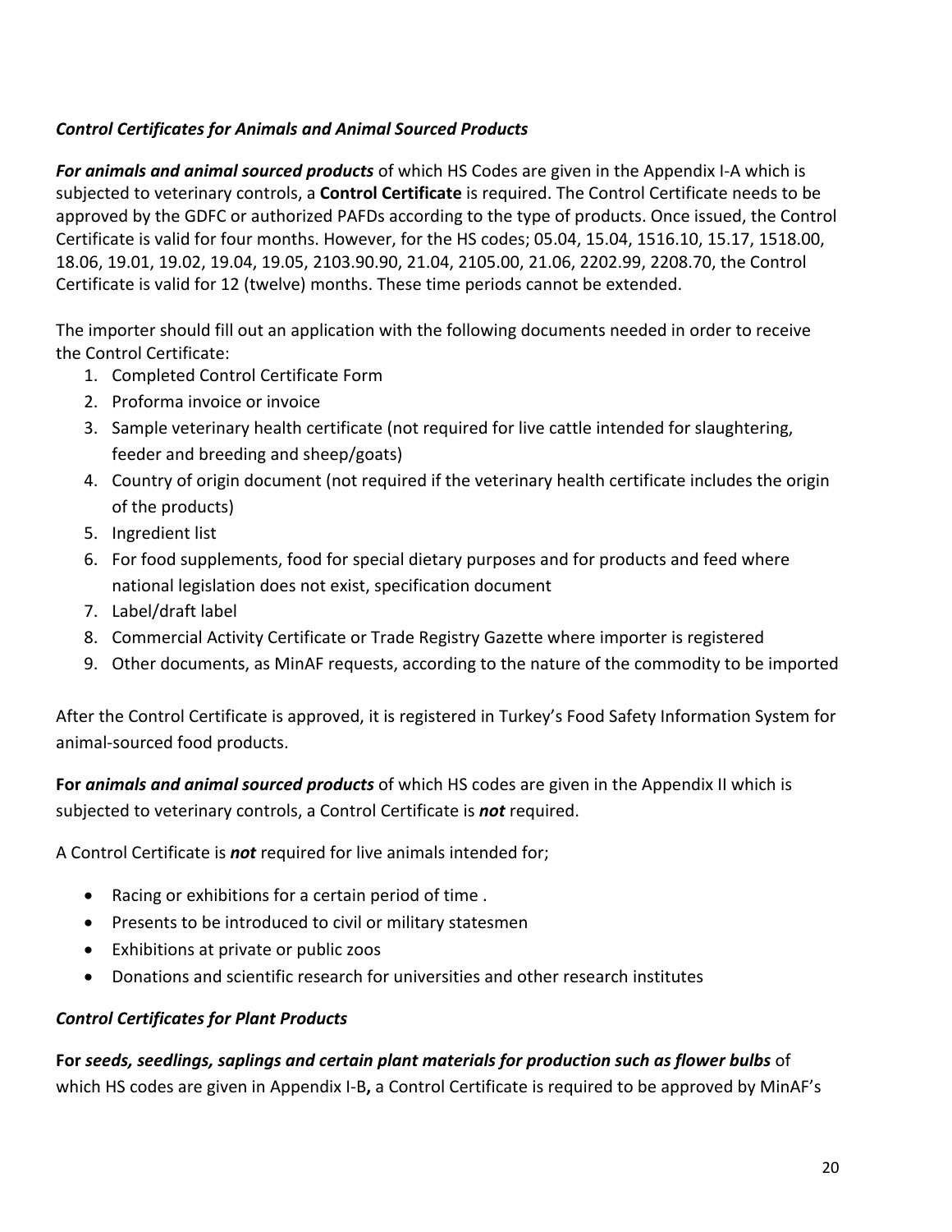### ***Control Certificates for Animals and Animal Sourced Products***

***For animals and animal sourced products*** of which HS Codes are given in the Appendix I-A which is subjected to veterinary controls, a **Control Certificate** is required. The Control Certificate needs to be approved by the GDFC or authorized PAFDs according to the type of products. Once issued, the Control Certificate is valid for four months. However, for the HS codes; 05.04, 15.04, 1516.10, 15.17, 1518.00, 18.06, 19.01, 19.02, 19.04, 19.05, 2103.90.90, 21.04, 2105.00, 21.06, 2202.99, 2208.70, the Control Certificate is valid for 12 (twelve) months. These time periods cannot be extended.

The importer should fill out an application with the following documents needed in order to receive the Control Certificate:

1. Completed Control Certificate Form
2. Proforma invoice or invoice
3. Sample veterinary health certificate (not required for live cattle intended for slaughtering, feeder and breeding and sheep/goats)
4. Country of origin document (not required if the veterinary health certificate includes the origin of the products)
5. Ingredient list
6. For food supplements, food for special dietary purposes and for products and feed where national legislation does not exist, specification document
7. Label/draft label
8. Commercial Activity Certificate or Trade Registry Gazette where importer is registered
9. Other documents, as MinAF requests, according to the nature of the commodity to be imported

After the Control Certificate is approved, it is registered in Turkey's Food Safety Information System for animal-sourced food products.

**For** ***animals and animal sourced products*** of which HS codes are given in the Appendix II which is subjected to veterinary controls, a Control Certificate is ***not*** required.

A Control Certificate is ***not*** required for live animals intended for;

- Racing or exhibitions for a certain period of time .
- Presents to be introduced to civil or military statesmen
- Exhibitions at private or public zoos
- Donations and scientific research for universities and other research institutes

### ***Control Certificates for Plant Products***

**For** ***seeds, seedlings, saplings and certain plant materials for production such as flower bulbs*** of which HS codes are given in Appendix I-B**,** a Control Certificate is required to be approved by MinAF's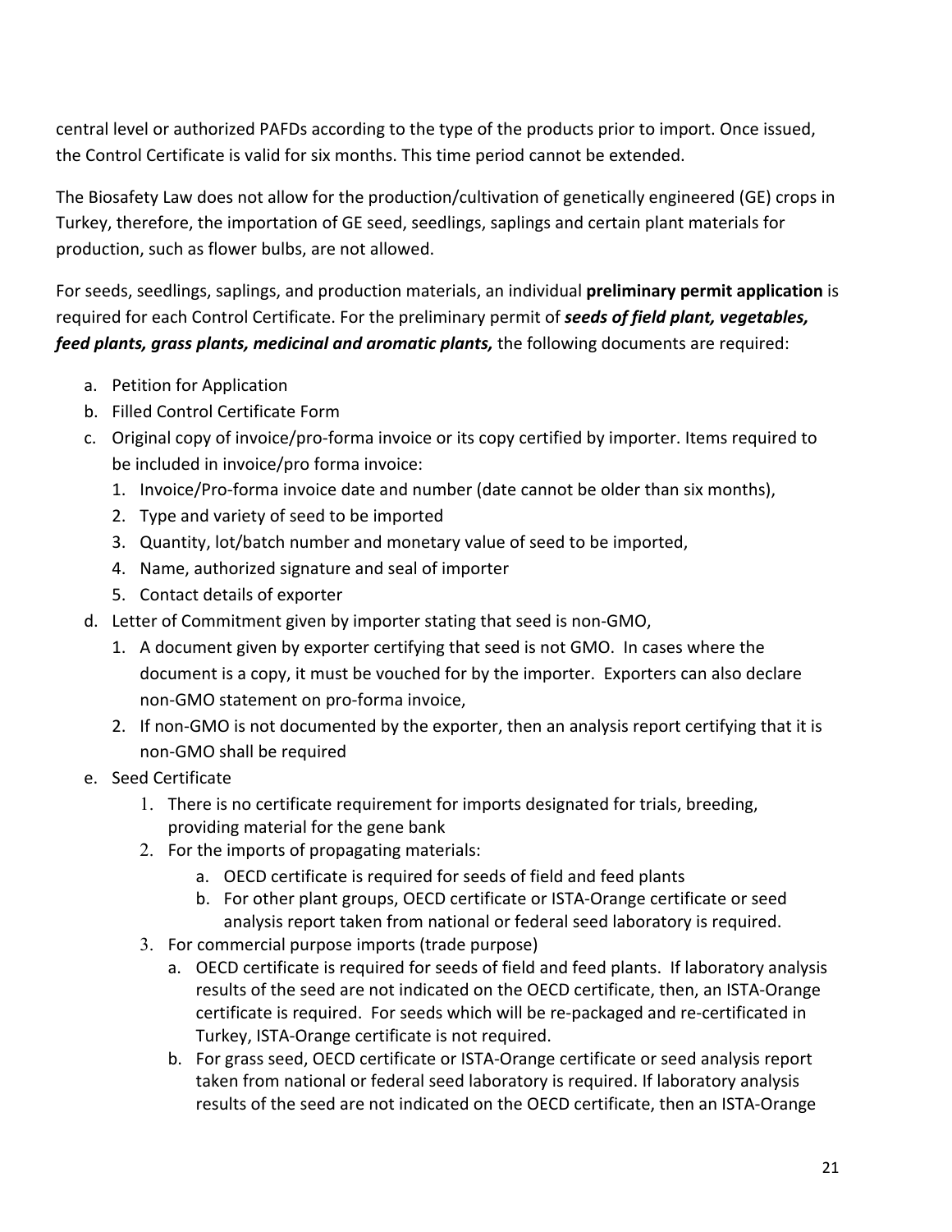central level or authorized PAFDs according to the type of the products prior to import. Once issued, the Control Certificate is valid for six months. This time period cannot be extended.

The Biosafety Law does not allow for the production/cultivation of genetically engineered (GE) crops in Turkey, therefore, the importation of GE seed, seedlings, saplings and certain plant materials for production, such as flower bulbs, are not allowed.

For seeds, seedlings, saplings, and production materials, an individual **preliminary permit application** is required for each Control Certificate. For the preliminary permit of ***seeds of field plant, vegetables, feed plants, grass plants, medicinal and aromatic plants,*** the following documents are required:

a. Petition for Application
b. Filled Control Certificate Form
c. Original copy of invoice/pro-forma invoice or its copy certified by importer. Items required to be included in invoice/pro forma invoice:
   1. Invoice/Pro-forma invoice date and number (date cannot be older than six months),
   2. Type and variety of seed to be imported
   3. Quantity, lot/batch number and monetary value of seed to be imported,
   4. Name, authorized signature and seal of importer
   5. Contact details of exporter
d. Letter of Commitment given by importer stating that seed is non-GMO,
   1. A document given by exporter certifying that seed is not GMO. In cases where the document is a copy, it must be vouched for by the importer. Exporters can also declare non-GMO statement on pro-forma invoice,
   2. If non-GMO is not documented by the exporter, then an analysis report certifying that it is non-GMO shall be required
e. Seed Certificate
   1. There is no certificate requirement for imports designated for trials, breeding, providing material for the gene bank
   2. For the imports of propagating materials:
      a. OECD certificate is required for seeds of field and feed plants
      b. For other plant groups, OECD certificate or ISTA-Orange certificate or seed analysis report taken from national or federal seed laboratory is required.
   3. For commercial purpose imports (trade purpose)
      a. OECD certificate is required for seeds of field and feed plants. If laboratory analysis results of the seed are not indicated on the OECD certificate, then, an ISTA-Orange certificate is required. For seeds which will be re-packaged and re-certificated in Turkey, ISTA-Orange certificate is not required.
      b. For grass seed, OECD certificate or ISTA-Orange certificate or seed analysis report taken from national or federal seed laboratory is required. If laboratory analysis results of the seed are not indicated on the OECD certificate, then an ISTA-Orange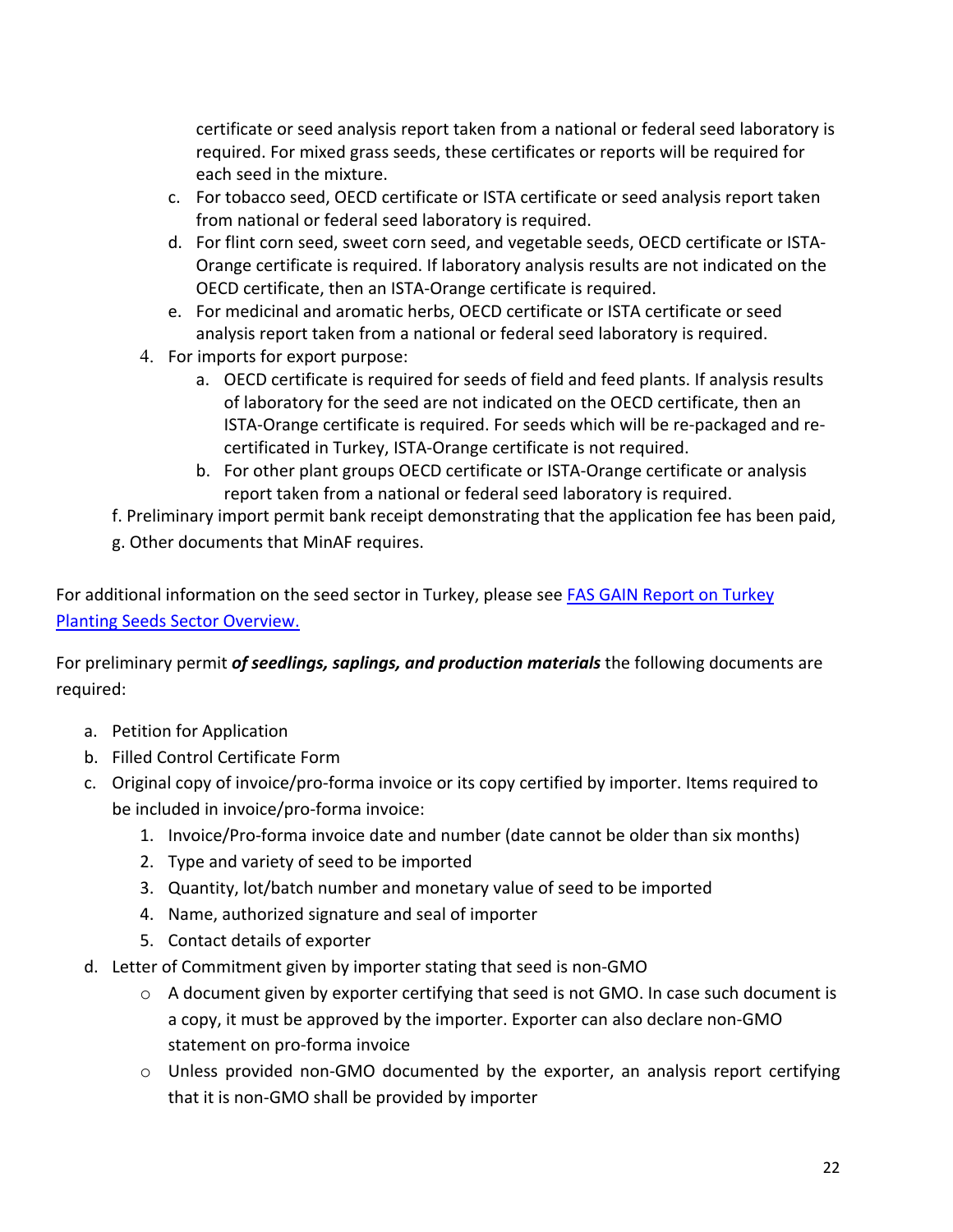certificate or seed analysis report taken from a national or federal seed laboratory is required. For mixed grass seeds, these certificates or reports will be required for each seed in the mixture.

   c. For tobacco seed, OECD certificate or ISTA certificate or seed analysis report taken from national or federal seed laboratory is required.
   d. For flint corn seed, sweet corn seed, and vegetable seeds, OECD certificate or ISTA-Orange certificate is required. If laboratory analysis results are not indicated on the OECD certificate, then an ISTA-Orange certificate is required.
   e. For medicinal and aromatic herbs, OECD certificate or ISTA certificate or seed analysis report taken from a national or federal seed laboratory is required.

4. For imports for export purpose:
   a. OECD certificate is required for seeds of field and feed plants. If analysis results of laboratory for the seed are not indicated on the OECD certificate, then an ISTA-Orange certificate is required. For seeds which will be re-packaged and re-certificated in Turkey, ISTA-Orange certificate is not required.
   b. For other plant groups OECD certificate or ISTA-Orange certificate or analysis report taken from a national or federal seed laboratory is required.

f. Preliminary import permit bank receipt demonstrating that the application fee has been paid,

g. Other documents that MinAF requires.

For additional information on the seed sector in Turkey, please see [FAS GAIN Report on Turkey Planting Seeds Sector Overview.]()

For preliminary permit ***of seedlings, saplings, and production materials*** the following documents are required:

a. Petition for Application
b. Filled Control Certificate Form
c. Original copy of invoice/pro-forma invoice or its copy certified by importer. Items required to be included in invoice/pro-forma invoice:
   1. Invoice/Pro-forma invoice date and number (date cannot be older than six months)
   2. Type and variety of seed to be imported
   3. Quantity, lot/batch number and monetary value of seed to be imported
   4. Name, authorized signature and seal of importer
   5. Contact details of exporter
d. Letter of Commitment given by importer stating that seed is non-GMO
   - A document given by exporter certifying that seed is not GMO. In case such document is a copy, it must be approved by the importer. Exporter can also declare non-GMO statement on pro-forma invoice
   - Unless provided non-GMO documented by the exporter, an analysis report certifying that it is non-GMO shall be provided by importer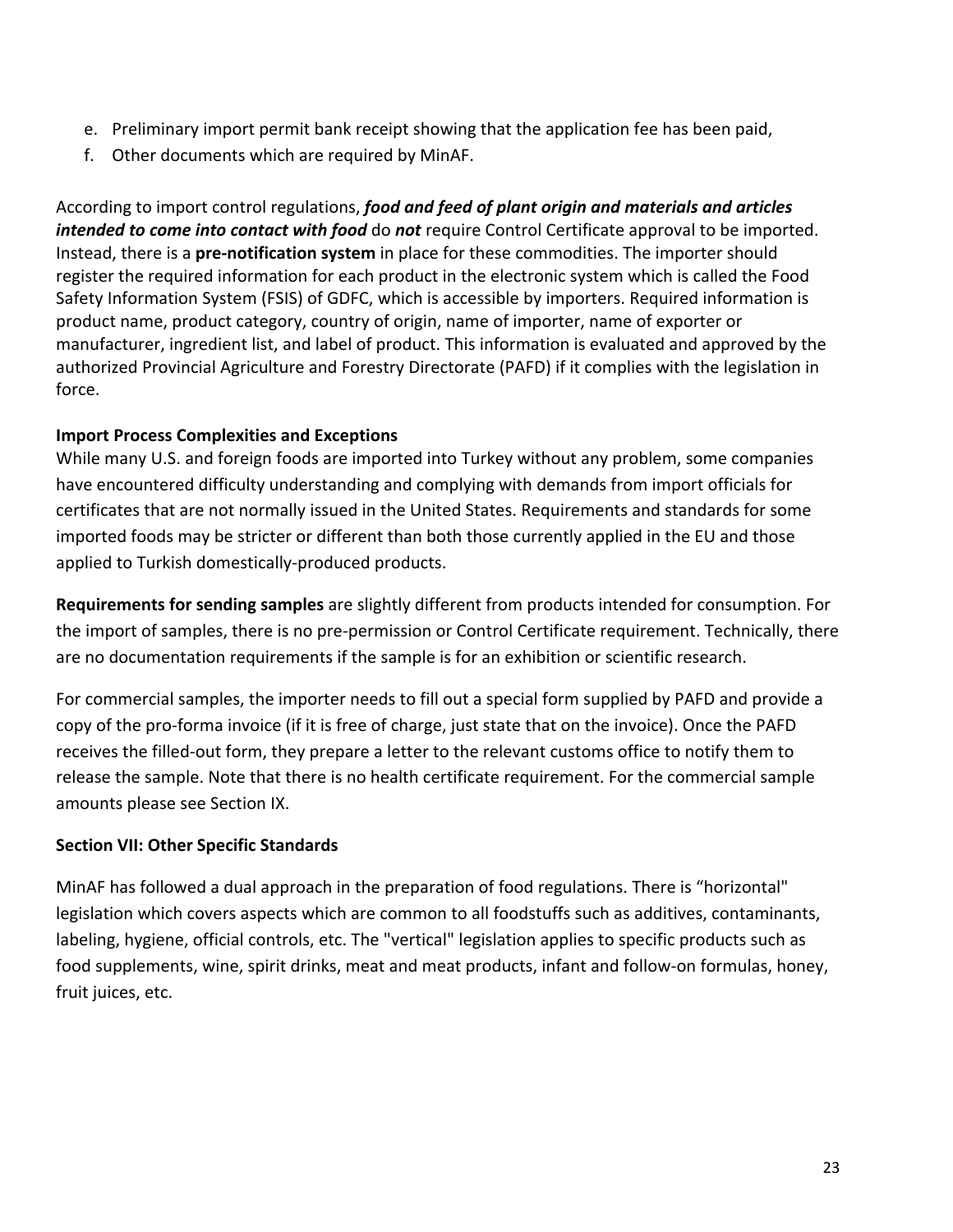e. Preliminary import permit bank receipt showing that the application fee has been paid,
f. Other documents which are required by MinAF.

According to import control regulations, ***food and feed of plant origin and materials and articles intended to come into contact with food*** do ***not*** require Control Certificate approval to be imported. Instead, there is a **pre-notification system** in place for these commodities. The importer should register the required information for each product in the electronic system which is called the Food Safety Information System (FSIS) of GDFC, which is accessible by importers. Required information is product name, product category, country of origin, name of importer, name of exporter or manufacturer, ingredient list, and label of product. This information is evaluated and approved by the authorized Provincial Agriculture and Forestry Directorate (PAFD) if it complies with the legislation in force.

**Import Process Complexities and Exceptions**

While many U.S. and foreign foods are imported into Turkey without any problem, some companies have encountered difficulty understanding and complying with demands from import officials for certificates that are not normally issued in the United States. Requirements and standards for some imported foods may be stricter or different than both those currently applied in the EU and those applied to Turkish domestically-produced products.

**Requirements for sending samples** are slightly different from products intended for consumption. For the import of samples, there is no pre-permission or Control Certificate requirement. Technically, there are no documentation requirements if the sample is for an exhibition or scientific research.

For commercial samples, the importer needs to fill out a special form supplied by PAFD and provide a copy of the pro-forma invoice (if it is free of charge, just state that on the invoice). Once the PAFD receives the filled-out form, they prepare a letter to the relevant customs office to notify them to release the sample. Note that there is no health certificate requirement. For the commercial sample amounts please see Section IX.

## Section VII: Other Specific Standards

MinAF has followed a dual approach in the preparation of food regulations. There is "horizontal" legislation which covers aspects which are common to all foodstuffs such as additives, contaminants, labeling, hygiene, official controls, etc. The "vertical" legislation applies to specific products such as food supplements, wine, spirit drinks, meat and meat products, infant and follow-on formulas, honey, fruit juices, etc.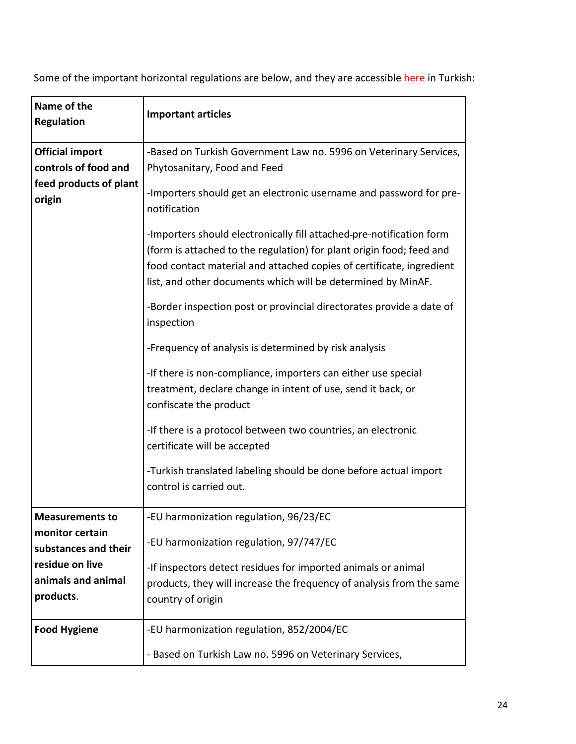Some of the important horizontal regulations are below, and they are accessible here in Turkish:

| Name of the Regulation | Important articles |
|---|---|
| **Official import controls of food and feed products of plant origin** | -Based on Turkish Government Law no. 5996 on Veterinary Services, Phytosanitary, Food and Feed<br><br>-Importers should get an electronic username and password for pre-notification<br><br>-Importers should electronically fill attached pre-notification form (form is attached to the regulation) for plant origin food; feed and food contact material and attached copies of certificate, ingredient list, and other documents which will be determined by MinAF.<br><br>-Border inspection post or provincial directorates provide a date of inspection<br><br>-Frequency of analysis is determined by risk analysis<br><br>-If there is non-compliance, importers can either use special treatment, declare change in intent of use, send it back, or confiscate the product<br><br>-If there is a protocol between two countries, an electronic certificate will be accepted<br><br>-Turkish translated labeling should be done before actual import control is carried out. |
| **Measurements to monitor certain substances and their residue on live animals and animal products**. | -EU harmonization regulation, 96/23/EC<br><br>-EU harmonization regulation, 97/747/EC<br><br>-If inspectors detect residues for imported animals or animal products, they will increase the frequency of analysis from the same country of origin |
| **Food Hygiene** | -EU harmonization regulation, 852/2004/EC<br><br>- Based on Turkish Law no. 5996 on Veterinary Services, |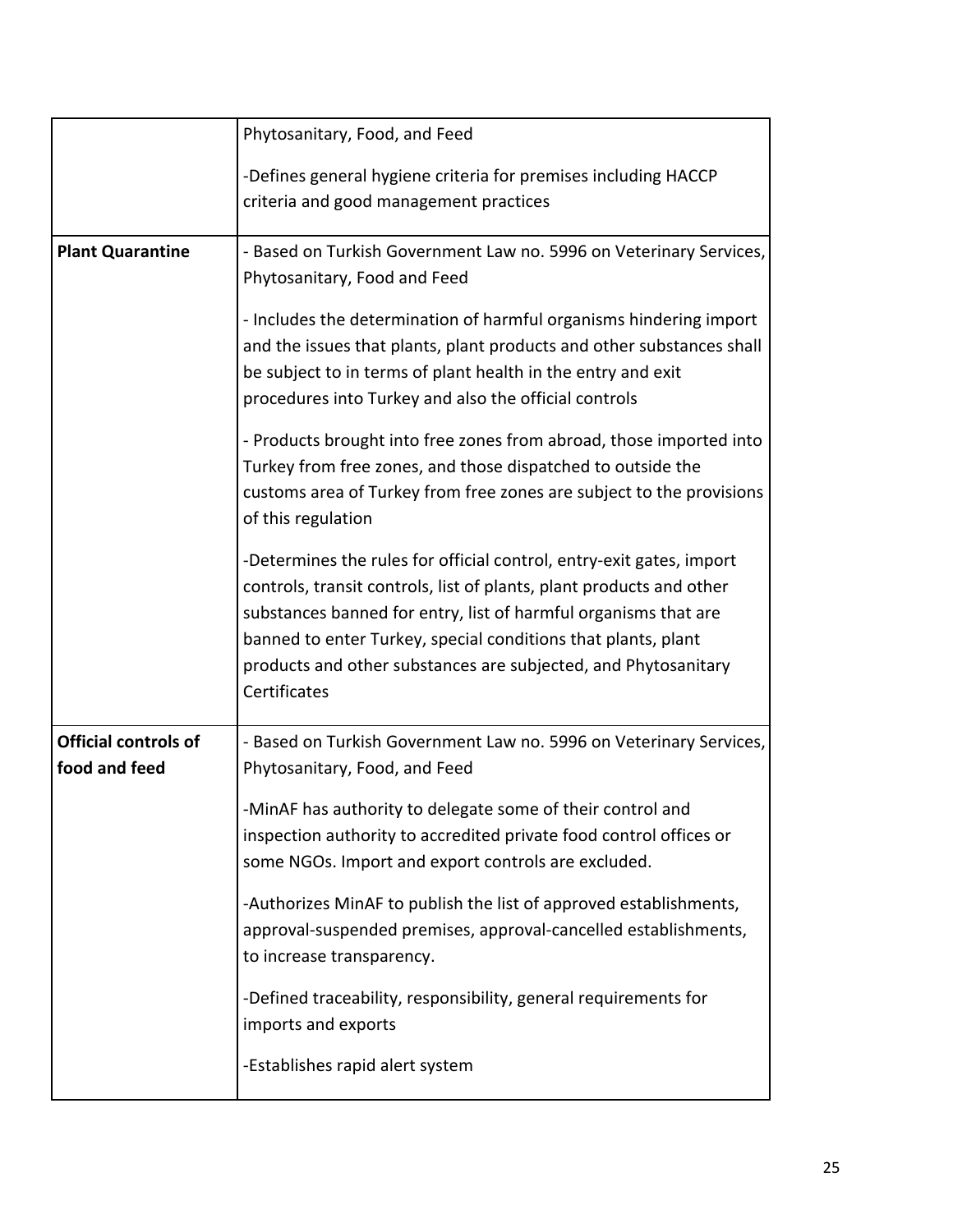| | |
|---|---|
| | Phytosanitary, Food, and Feed<br><br>-Defines general hygiene criteria for premises including HACCP criteria and good management practices |
| **Plant Quarantine** | - Based on Turkish Government Law no. 5996 on Veterinary Services, Phytosanitary, Food and Feed<br><br>- Includes the determination of harmful organisms hindering import and the issues that plants, plant products and other substances shall be subject to in terms of plant health in the entry and exit procedures into Turkey and also the official controls<br><br>- Products brought into free zones from abroad, those imported into Turkey from free zones, and those dispatched to outside the customs area of Turkey from free zones are subject to the provisions of this regulation<br><br>-Determines the rules for official control, entry-exit gates, import controls, transit controls, list of plants, plant products and other substances banned for entry, list of harmful organisms that are banned to enter Turkey, special conditions that plants, plant products and other substances are subjected, and Phytosanitary Certificates |
| **Official controls of food and feed** | - Based on Turkish Government Law no. 5996 on Veterinary Services, Phytosanitary, Food, and Feed<br><br>-MinAF has authority to delegate some of their control and inspection authority to accredited private food control offices or some NGOs. Import and export controls are excluded.<br><br>-Authorizes MinAF to publish the list of approved establishments, approval-suspended premises, approval-cancelled establishments, to increase transparency.<br><br>-Defined traceability, responsibility, general requirements for imports and exports<br><br>-Establishes rapid alert system |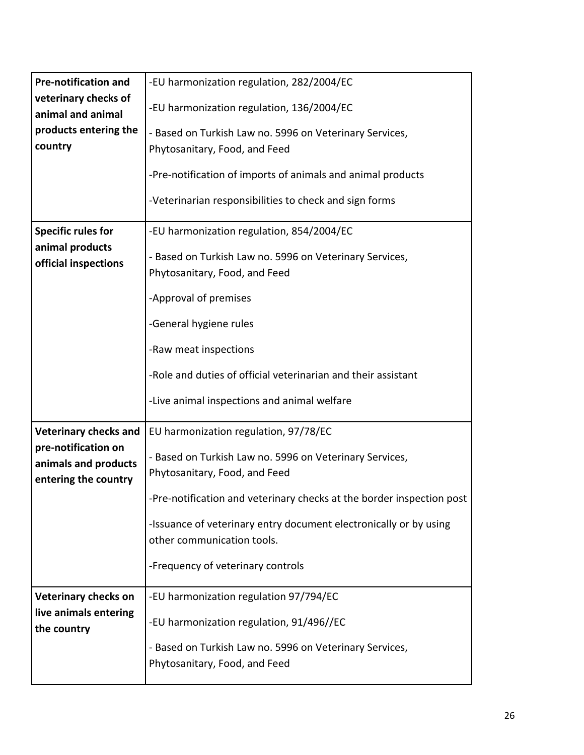| | |
|---|---|
| **Pre-notification and veterinary checks of animal and animal products entering the country** | -EU harmonization regulation, 282/2004/EC<br><br>-EU harmonization regulation, 136/2004/EC<br><br>- Based on Turkish Law no. 5996 on Veterinary Services, Phytosanitary, Food, and Feed<br><br>-Pre-notification of imports of animals and animal products<br><br>-Veterinarian responsibilities to check and sign forms |
| **Specific rules for animal products official inspections** | -EU harmonization regulation, 854/2004/EC<br><br>- Based on Turkish Law no. 5996 on Veterinary Services, Phytosanitary, Food, and Feed<br><br>-Approval of premises<br><br>-General hygiene rules<br><br>-Raw meat inspections<br><br>-Role and duties of official veterinarian and their assistant<br><br>-Live animal inspections and animal welfare |
| **Veterinary checks and pre-notification on animals and products entering the country** | EU harmonization regulation, 97/78/EC<br><br>- Based on Turkish Law no. 5996 on Veterinary Services, Phytosanitary, Food, and Feed<br><br>-Pre-notification and veterinary checks at the border inspection post<br><br>-Issuance of veterinary entry document electronically or by using other communication tools.<br><br>-Frequency of veterinary controls |
| **Veterinary checks on live animals entering the country** | -EU harmonization regulation 97/794/EC<br><br>-EU harmonization regulation, 91/496//EC<br><br>- Based on Turkish Law no. 5996 on Veterinary Services, Phytosanitary, Food, and Feed |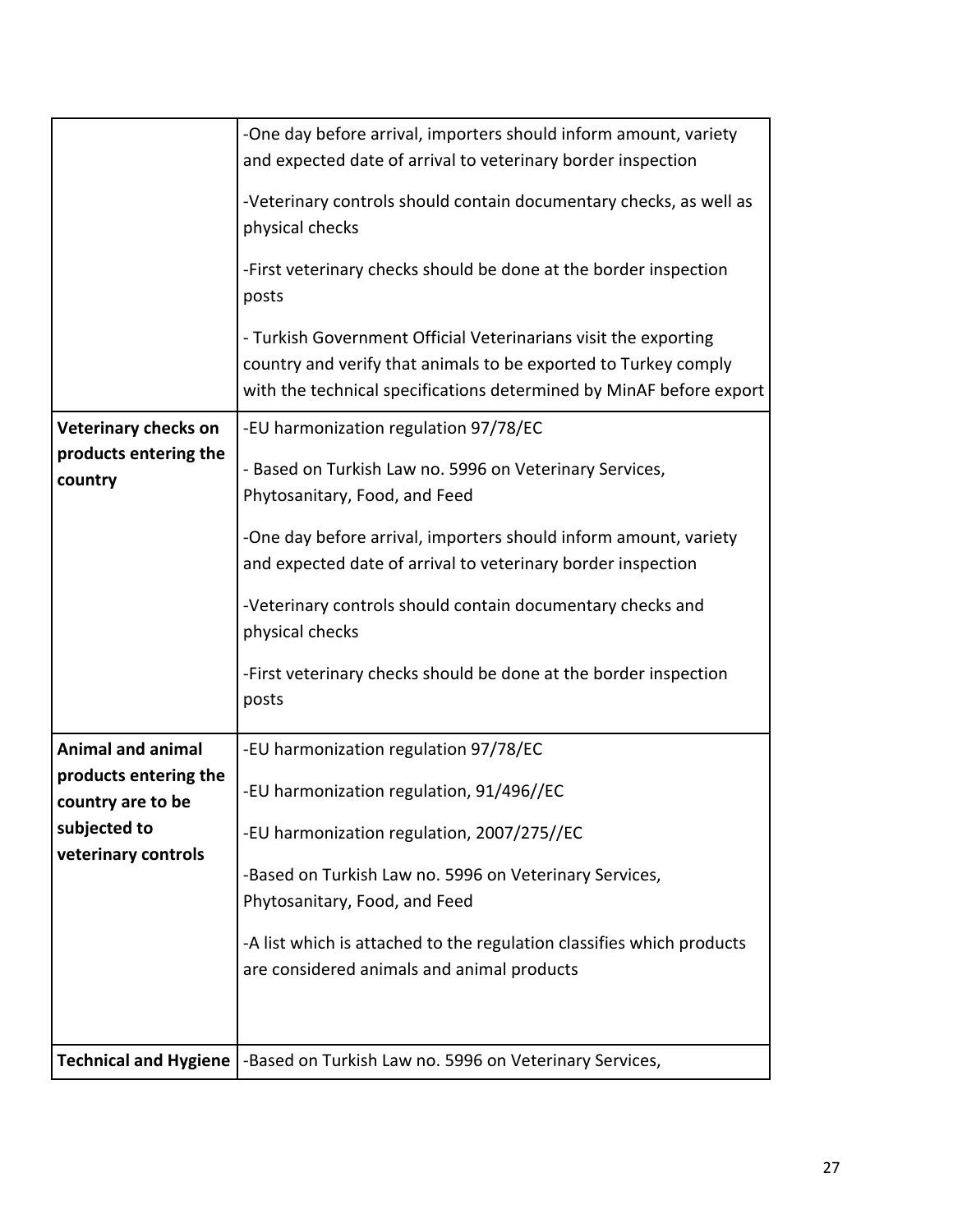| | |
|---|---|
| | -One day before arrival, importers should inform amount, variety and expected date of arrival to veterinary border inspection<br><br>-Veterinary controls should contain documentary checks, as well as physical checks<br><br>-First veterinary checks should be done at the border inspection posts<br><br>- Turkish Government Official Veterinarians visit the exporting country and verify that animals to be exported to Turkey comply with the technical specifications determined by MinAF before export |
| **Veterinary checks on products entering the country** | -EU harmonization regulation 97/78/EC<br><br>- Based on Turkish Law no. 5996 on Veterinary Services, Phytosanitary, Food, and Feed<br><br>-One day before arrival, importers should inform amount, variety and expected date of arrival to veterinary border inspection<br><br>-Veterinary controls should contain documentary checks and physical checks<br><br>-First veterinary checks should be done at the border inspection posts |
| **Animal and animal products entering the country are to be subjected to veterinary controls** | -EU harmonization regulation 97/78/EC<br><br>-EU harmonization regulation, 91/496//EC<br><br>-EU harmonization regulation, 2007/275//EC<br><br>-Based on Turkish Law no. 5996 on Veterinary Services, Phytosanitary, Food, and Feed<br><br>-A list which is attached to the regulation classifies which products are considered animals and animal products |
| **Technical and Hygiene** | -Based on Turkish Law no. 5996 on Veterinary Services, |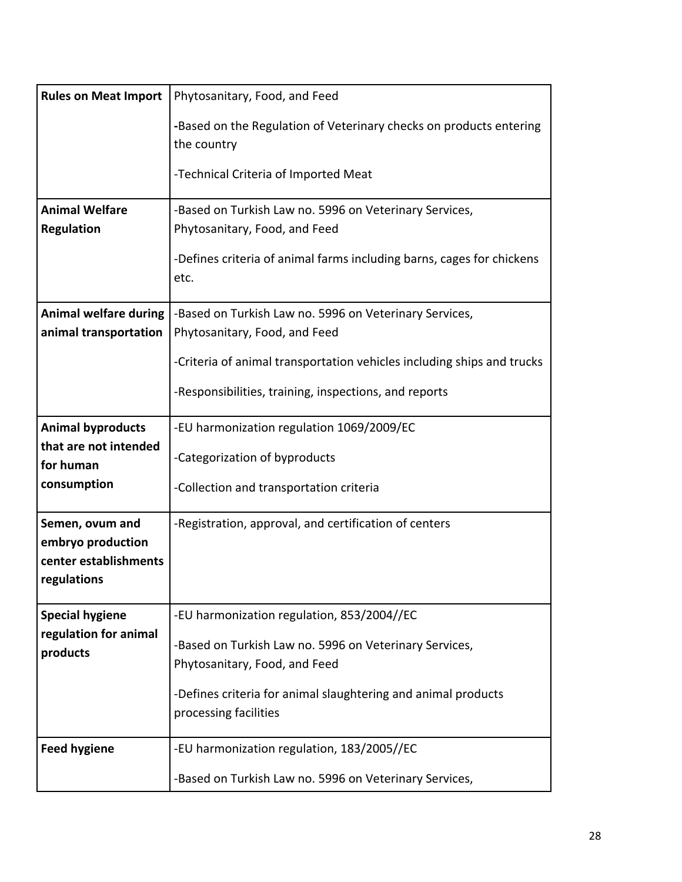| | |
|---|---|
| **Rules on Meat Import** | Phytosanitary, Food, and Feed<br><br>-Based on the Regulation of Veterinary checks on products entering the country<br><br>-Technical Criteria of Imported Meat |
| **Animal Welfare Regulation** | -Based on Turkish Law no. 5996 on Veterinary Services, Phytosanitary, Food, and Feed<br><br>-Defines criteria of animal farms including barns, cages for chickens etc. |
| **Animal welfare during animal transportation** | -Based on Turkish Law no. 5996 on Veterinary Services, Phytosanitary, Food, and Feed<br><br>-Criteria of animal transportation vehicles including ships and trucks<br><br>-Responsibilities, training, inspections, and reports |
| **Animal byproducts that are not intended for human consumption** | -EU harmonization regulation 1069/2009/EC<br><br>-Categorization of byproducts<br><br>-Collection and transportation criteria |
| **Semen, ovum and embryo production center establishments regulations** | -Registration, approval, and certification of centers |
| **Special hygiene regulation for animal products** | -EU harmonization regulation, 853/2004//EC<br><br>-Based on Turkish Law no. 5996 on Veterinary Services, Phytosanitary, Food, and Feed<br><br>-Defines criteria for animal slaughtering and animal products processing facilities |
| **Feed hygiene** | -EU harmonization regulation, 183/2005//EC<br><br>-Based on Turkish Law no. 5996 on Veterinary Services, |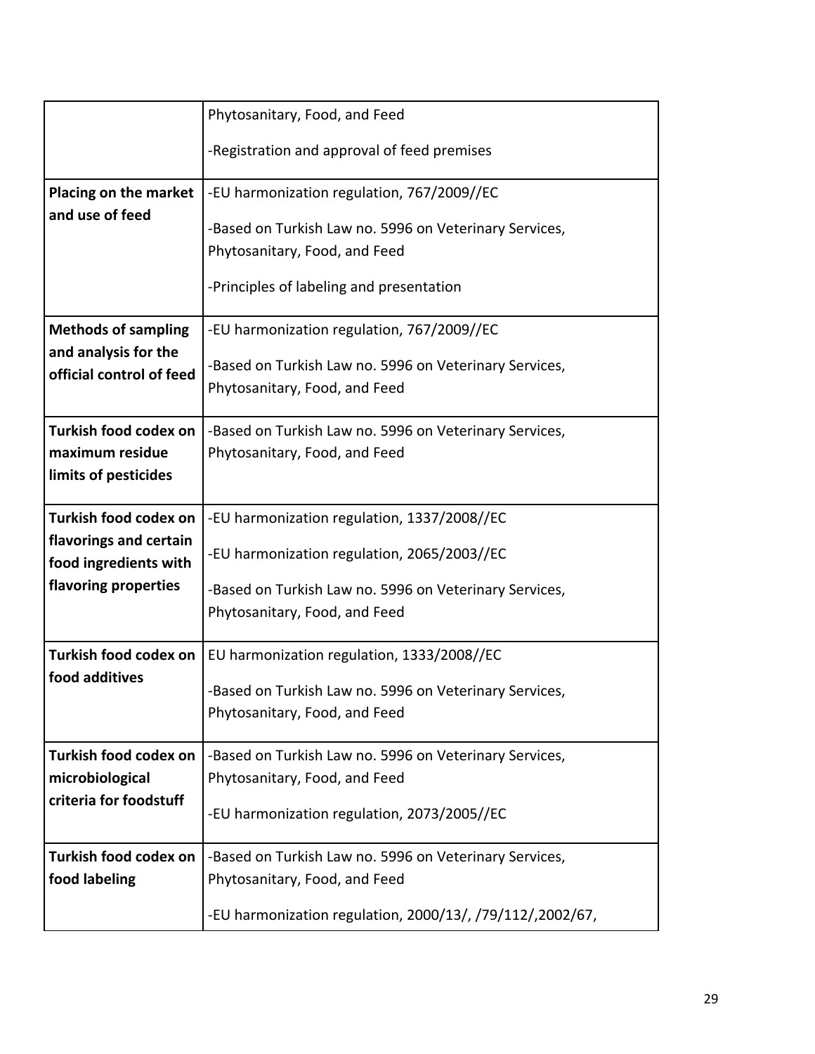| | |
|---|---|
| | Phytosanitary, Food, and Feed<br><br>-Registration and approval of feed premises |
| **Placing on the market and use of feed** | -EU harmonization regulation, 767/2009//EC<br><br>-Based on Turkish Law no. 5996 on Veterinary Services, Phytosanitary, Food, and Feed<br><br>-Principles of labeling and presentation |
| **Methods of sampling and analysis for the official control of feed** | -EU harmonization regulation, 767/2009//EC<br><br>-Based on Turkish Law no. 5996 on Veterinary Services, Phytosanitary, Food, and Feed |
| **Turkish food codex on maximum residue limits of pesticides** | -Based on Turkish Law no. 5996 on Veterinary Services, Phytosanitary, Food, and Feed |
| **Turkish food codex on flavorings and certain food ingredients with flavoring properties** | -EU harmonization regulation, 1337/2008//EC<br><br>-EU harmonization regulation, 2065/2003//EC<br><br>-Based on Turkish Law no. 5996 on Veterinary Services, Phytosanitary, Food, and Feed |
| **Turkish food codex on food additives** | EU harmonization regulation, 1333/2008//EC<br><br>-Based on Turkish Law no. 5996 on Veterinary Services, Phytosanitary, Food, and Feed |
| **Turkish food codex on microbiological criteria for foodstuff** | -Based on Turkish Law no. 5996 on Veterinary Services, Phytosanitary, Food, and Feed<br><br>-EU harmonization regulation, 2073/2005//EC |
| **Turkish food codex on food labeling** | -Based on Turkish Law no. 5996 on Veterinary Services, Phytosanitary, Food, and Feed<br><br>-EU harmonization regulation, 2000/13/, /79/112/,2002/67, |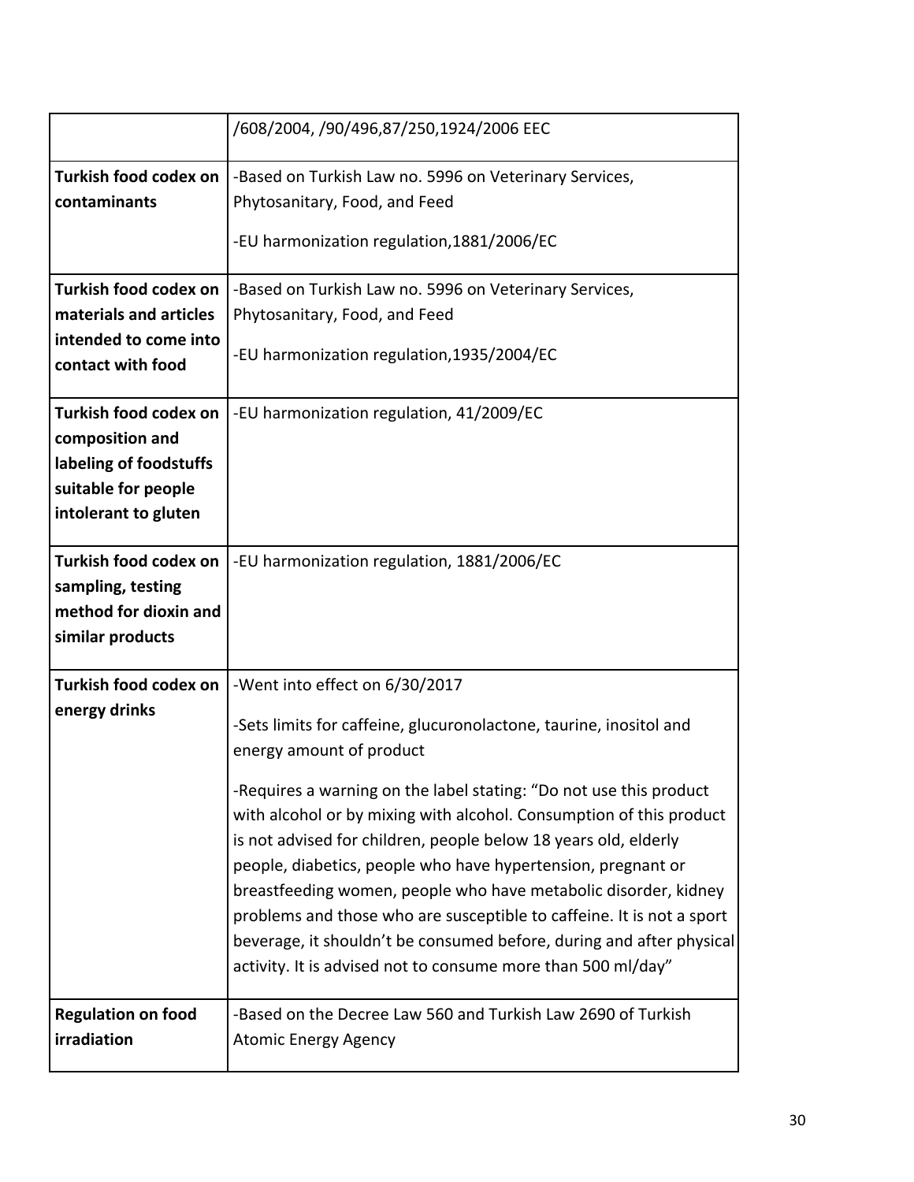| | |
|---|---|
| | /608/2004, /90/496,87/250,1924/2006 EEC |
| **Turkish food codex on contaminants** | -Based on Turkish Law no. 5996 on Veterinary Services, Phytosanitary, Food, and Feed<br><br>-EU harmonization regulation,1881/2006/EC |
| **Turkish food codex on materials and articles intended to come into contact with food** | -Based on Turkish Law no. 5996 on Veterinary Services, Phytosanitary, Food, and Feed<br><br>-EU harmonization regulation,1935/2004/EC |
| **Turkish food codex on composition and labeling of foodstuffs suitable for people intolerant to gluten** | -EU harmonization regulation, 41/2009/EC |
| **Turkish food codex on sampling, testing method for dioxin and similar products** | -EU harmonization regulation, 1881/2006/EC |
| **Turkish food codex on energy drinks** | -Went into effect on 6/30/2017<br><br>-Sets limits for caffeine, glucuronolactone, taurine, inositol and energy amount of product<br><br>-Requires a warning on the label stating: "Do not use this product with alcohol or by mixing with alcohol. Consumption of this product is not advised for children, people below 18 years old, elderly people, diabetics, people who have hypertension, pregnant or breastfeeding women, people who have metabolic disorder, kidney problems and those who are susceptible to caffeine. It is not a sport beverage, it shouldn't be consumed before, during and after physical activity. It is advised not to consume more than 500 ml/day" |
| **Regulation on food irradiation** | -Based on the Decree Law 560 and Turkish Law 2690 of Turkish Atomic Energy Agency |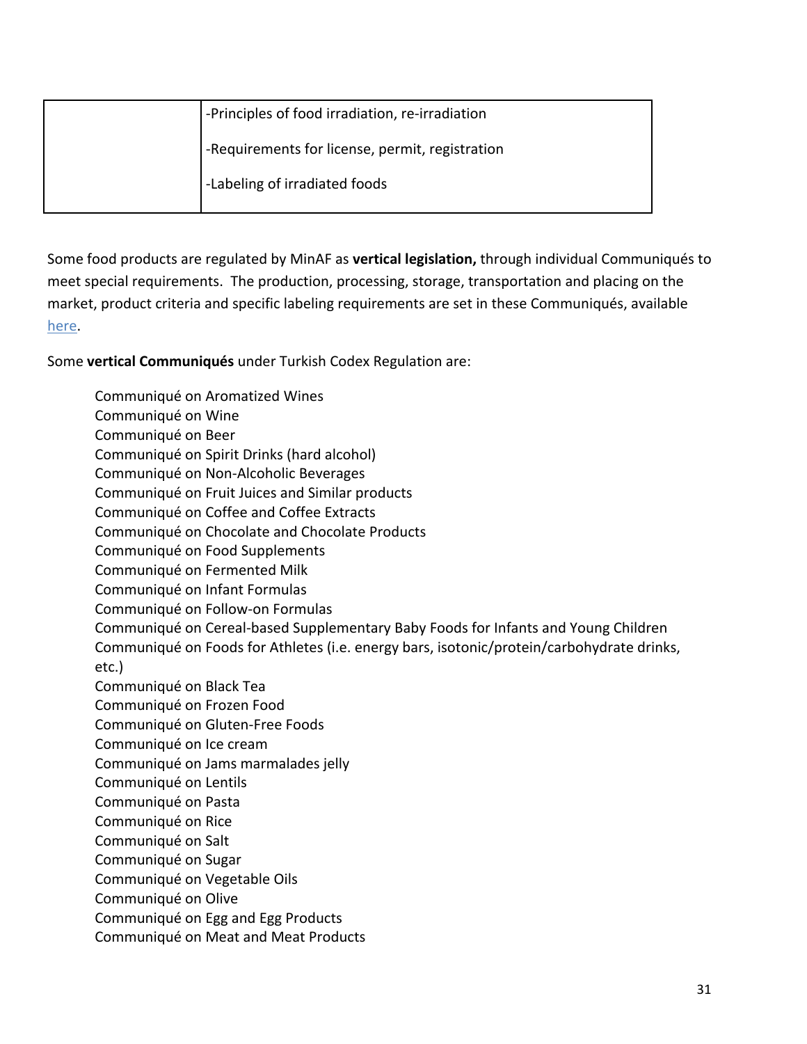|  | -Principles of food irradiation, re-irradiation<br><br>-Requirements for license, permit, registration<br><br>-Labeling of irradiated foods |
| --- | --- |

Some food products are regulated by MinAF as **vertical legislation,** through individual Communiqués to meet special requirements. The production, processing, storage, transportation and placing on the market, product criteria and specific labeling requirements are set in these Communiqués, available here.

Some **vertical Communiqués** under Turkish Codex Regulation are:

- Communiqué on Aromatized Wines
- Communiqué on Wine
- Communiqué on Beer
- Communiqué on Spirit Drinks (hard alcohol)
- Communiqué on Non-Alcoholic Beverages
- Communiqué on Fruit Juices and Similar products
- Communiqué on Coffee and Coffee Extracts
- Communiqué on Chocolate and Chocolate Products
- Communiqué on Food Supplements
- Communiqué on Fermented Milk
- Communiqué on Infant Formulas
- Communiqué on Follow-on Formulas
- Communiqué on Cereal-based Supplementary Baby Foods for Infants and Young Children
- Communiqué on Foods for Athletes (i.e. energy bars, isotonic/protein/carbohydrate drinks, etc.)
- Communiqué on Black Tea
- Communiqué on Frozen Food
- Communiqué on Gluten-Free Foods
- Communiqué on Ice cream
- Communiqué on Jams marmalades jelly
- Communiqué on Lentils
- Communiqué on Pasta
- Communiqué on Rice
- Communiqué on Salt
- Communiqué on Sugar
- Communiqué on Vegetable Oils
- Communiqué on Olive
- Communiqué on Egg and Egg Products
- Communiqué on Meat and Meat Products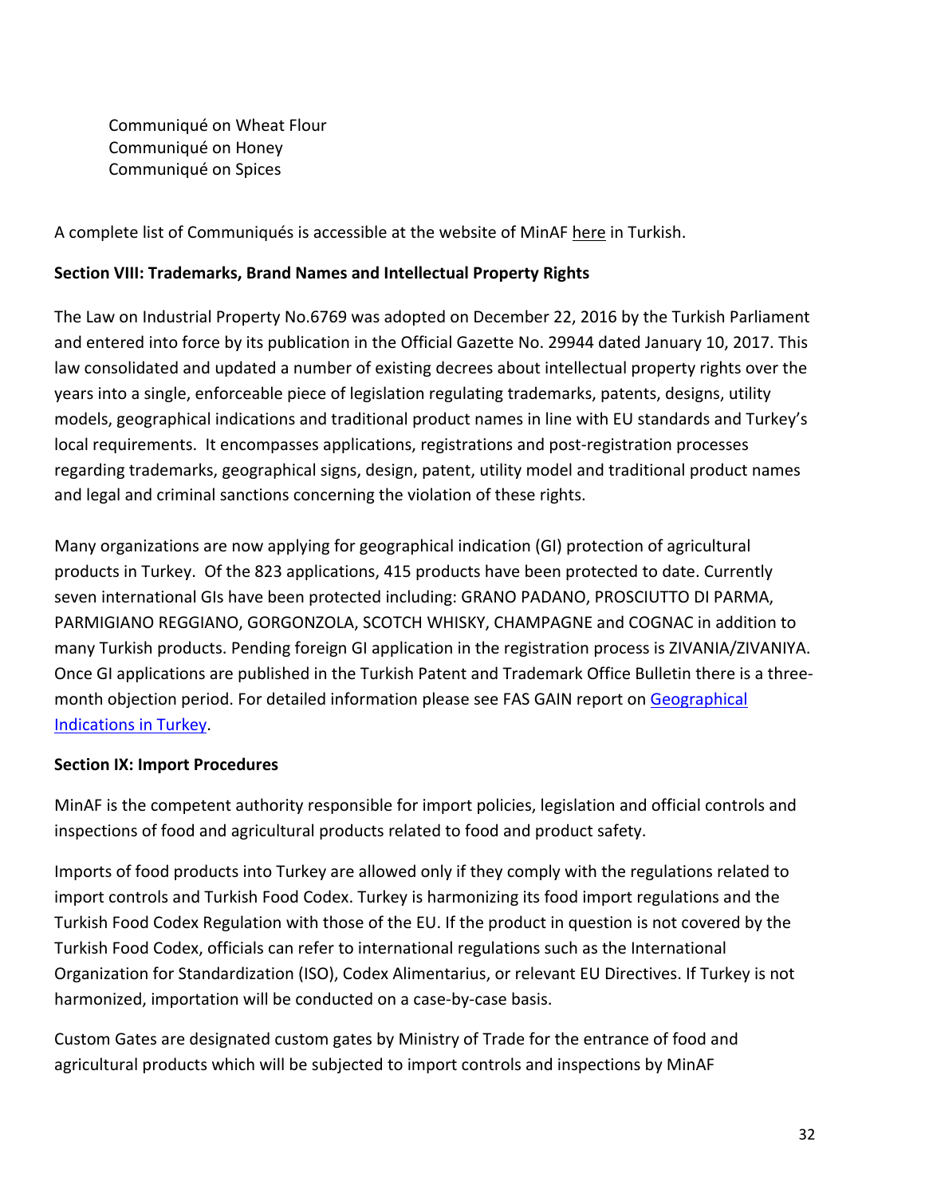Communiqué on Wheat Flour
Communiqué on Honey
Communiqué on Spices

A complete list of Communiqués is accessible at the website of MinAF here in Turkish.

**Section VIII: Trademarks, Brand Names and Intellectual Property Rights**

The Law on Industrial Property No.6769 was adopted on December 22, 2016 by the Turkish Parliament and entered into force by its publication in the Official Gazette No. 29944 dated January 10, 2017. This law consolidated and updated a number of existing decrees about intellectual property rights over the years into a single, enforceable piece of legislation regulating trademarks, patents, designs, utility models, geographical indications and traditional product names in line with EU standards and Turkey's local requirements. It encompasses applications, registrations and post-registration processes regarding trademarks, geographical signs, design, patent, utility model and traditional product names and legal and criminal sanctions concerning the violation of these rights.

Many organizations are now applying for geographical indication (GI) protection of agricultural products in Turkey. Of the 823 applications, 415 products have been protected to date. Currently seven international GIs have been protected including: GRANO PADANO, PROSCIUTTO DI PARMA, PARMIGIANO REGGIANO, GORGONZOLA, SCOTCH WHISKY, CHAMPAGNE and COGNAC in addition to many Turkish products. Pending foreign GI application in the registration process is ZIVANIA/ZIVANIYA. Once GI applications are published in the Turkish Patent and Trademark Office Bulletin there is a three-month objection period. For detailed information please see FAS GAIN report on Geographical Indications in Turkey.

**Section IX: Import Procedures**

MinAF is the competent authority responsible for import policies, legislation and official controls and inspections of food and agricultural products related to food and product safety.

Imports of food products into Turkey are allowed only if they comply with the regulations related to import controls and Turkish Food Codex. Turkey is harmonizing its food import regulations and the Turkish Food Codex Regulation with those of the EU. If the product in question is not covered by the Turkish Food Codex, officials can refer to international regulations such as the International Organization for Standardization (ISO), Codex Alimentarius, or relevant EU Directives. If Turkey is not harmonized, importation will be conducted on a case-by-case basis.

Custom Gates are designated custom gates by Ministry of Trade for the entrance of food and agricultural products which will be subjected to import controls and inspections by MinAF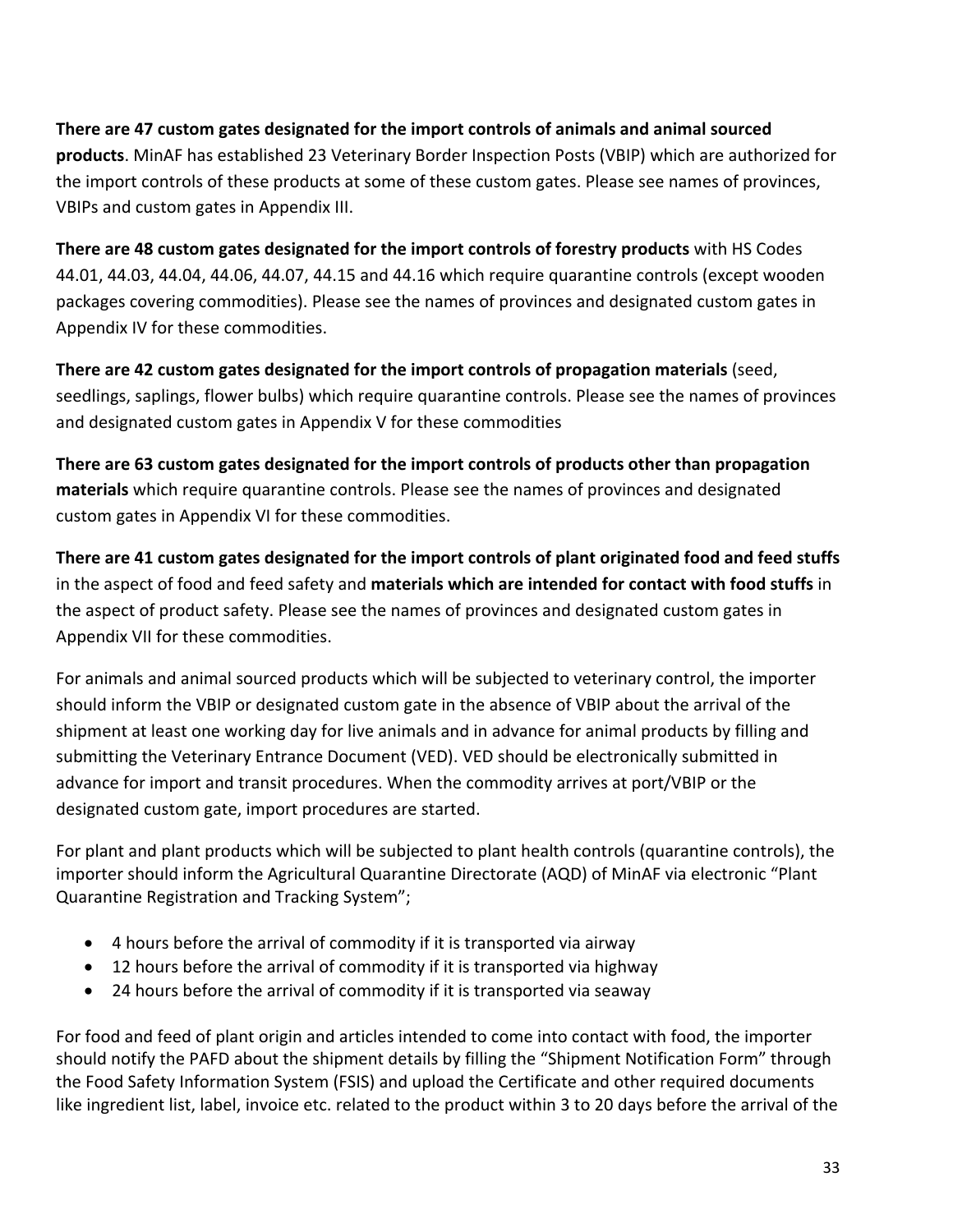**There are 47 custom gates designated for the import controls of animals and animal sourced products**. MinAF has established 23 Veterinary Border Inspection Posts (VBIP) which are authorized for the import controls of these products at some of these custom gates. Please see names of provinces, VBIPs and custom gates in Appendix III.

**There are 48 custom gates designated for the import controls of forestry products** with HS Codes 44.01, 44.03, 44.04, 44.06, 44.07, 44.15 and 44.16 which require quarantine controls (except wooden packages covering commodities). Please see the names of provinces and designated custom gates in Appendix IV for these commodities.

**There are 42 custom gates designated for the import controls of propagation materials** (seed, seedlings, saplings, flower bulbs) which require quarantine controls. Please see the names of provinces and designated custom gates in Appendix V for these commodities

**There are 63 custom gates designated for the import controls of products other than propagation materials** which require quarantine controls. Please see the names of provinces and designated custom gates in Appendix VI for these commodities.

**There are 41 custom gates designated for the import controls of plant originated food and feed stuffs** in the aspect of food and feed safety and **materials which are intended for contact with food stuffs** in the aspect of product safety. Please see the names of provinces and designated custom gates in Appendix VII for these commodities.

For animals and animal sourced products which will be subjected to veterinary control, the importer should inform the VBIP or designated custom gate in the absence of VBIP about the arrival of the shipment at least one working day for live animals and in advance for animal products by filling and submitting the Veterinary Entrance Document (VED). VED should be electronically submitted in advance for import and transit procedures. When the commodity arrives at port/VBIP or the designated custom gate, import procedures are started.

For plant and plant products which will be subjected to plant health controls (quarantine controls), the importer should inform the Agricultural Quarantine Directorate (AQD) of MinAF via electronic "Plant Quarantine Registration and Tracking System";

- 4 hours before the arrival of commodity if it is transported via airway
- 12 hours before the arrival of commodity if it is transported via highway
- 24 hours before the arrival of commodity if it is transported via seaway

For food and feed of plant origin and articles intended to come into contact with food, the importer should notify the PAFD about the shipment details by filling the "Shipment Notification Form" through the Food Safety Information System (FSIS) and upload the Certificate and other required documents like ingredient list, label, invoice etc. related to the product within 3 to 20 days before the arrival of the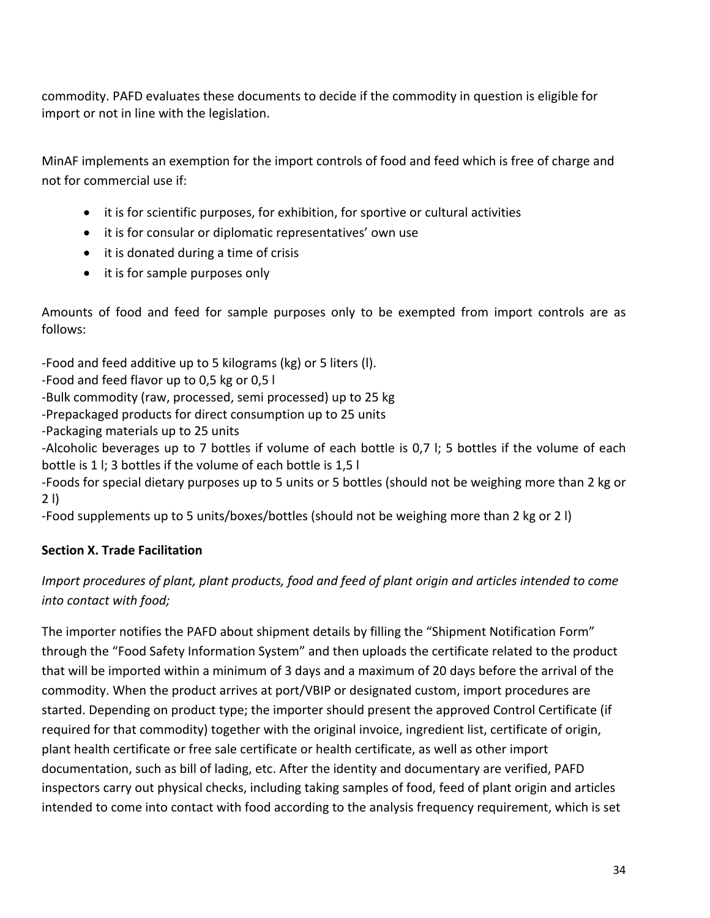commodity. PAFD evaluates these documents to decide if the commodity in question is eligible for import or not in line with the legislation.

MinAF implements an exemption for the import controls of food and feed which is free of charge and not for commercial use if:

- it is for scientific purposes, for exhibition, for sportive or cultural activities
- it is for consular or diplomatic representatives' own use
- it is donated during a time of crisis
- it is for sample purposes only

Amounts of food and feed for sample purposes only to be exempted from import controls are as follows:

-Food and feed additive up to 5 kilograms (kg) or 5 liters (l).
-Food and feed flavor up to 0,5 kg or 0,5 l
-Bulk commodity (raw, processed, semi processed) up to 25 kg
-Prepackaged products for direct consumption up to 25 units
-Packaging materials up to 25 units
-Alcoholic beverages up to 7 bottles if volume of each bottle is 0,7 l; 5 bottles if the volume of each bottle is 1 l; 3 bottles if the volume of each bottle is 1,5 l
-Foods for special dietary purposes up to 5 units or 5 bottles (should not be weighing more than 2 kg or 2 l)
-Food supplements up to 5 units/boxes/bottles (should not be weighing more than 2 kg or 2 l)

**Section X. Trade Facilitation**

*Import procedures of plant, plant products, food and feed of plant origin and articles intended to come into contact with food;*

The importer notifies the PAFD about shipment details by filling the "Shipment Notification Form" through the "Food Safety Information System" and then uploads the certificate related to the product that will be imported within a minimum of 3 days and a maximum of 20 days before the arrival of the commodity. When the product arrives at port/VBIP or designated custom, import procedures are started. Depending on product type; the importer should present the approved Control Certificate (if required for that commodity) together with the original invoice, ingredient list, certificate of origin, plant health certificate or free sale certificate or health certificate, as well as other import documentation, such as bill of lading, etc. After the identity and documentary are verified, PAFD inspectors carry out physical checks, including taking samples of food, feed of plant origin and articles intended to come into contact with food according to the analysis frequency requirement, which is set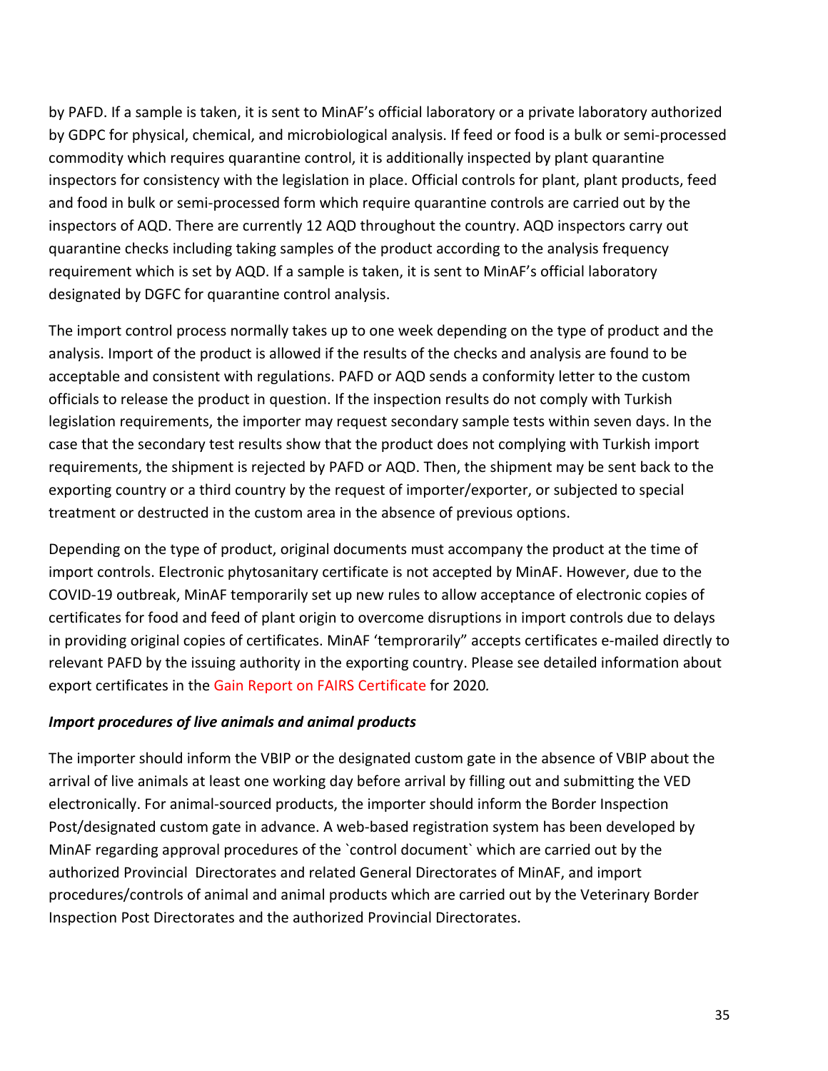by PAFD. If a sample is taken, it is sent to MinAF's official laboratory or a private laboratory authorized by GDPC for physical, chemical, and microbiological analysis. If feed or food is a bulk or semi-processed commodity which requires quarantine control, it is additionally inspected by plant quarantine inspectors for consistency with the legislation in place. Official controls for plant, plant products, feed and food in bulk or semi-processed form which require quarantine controls are carried out by the inspectors of AQD. There are currently 12 AQD throughout the country. AQD inspectors carry out quarantine checks including taking samples of the product according to the analysis frequency requirement which is set by AQD. If a sample is taken, it is sent to MinAF's official laboratory designated by DGFC for quarantine control analysis.

The import control process normally takes up to one week depending on the type of product and the analysis. Import of the product is allowed if the results of the checks and analysis are found to be acceptable and consistent with regulations. PAFD or AQD sends a conformity letter to the custom officials to release the product in question. If the inspection results do not comply with Turkish legislation requirements, the importer may request secondary sample tests within seven days. In the case that the secondary test results show that the product does not complying with Turkish import requirements, the shipment is rejected by PAFD or AQD. Then, the shipment may be sent back to the exporting country or a third country by the request of importer/exporter, or subjected to special treatment or destructed in the custom area in the absence of previous options.

Depending on the type of product, original documents must accompany the product at the time of import controls. Electronic phytosanitary certificate is not accepted by MinAF. However, due to the COVID-19 outbreak, MinAF temporarily set up new rules to allow acceptance of electronic copies of certificates for food and feed of plant origin to overcome disruptions in import controls due to delays in providing original copies of certificates. MinAF 'temprorarily" accepts certificates e-mailed directly to relevant PAFD by the issuing authority in the exporting country. Please see detailed information about export certificates in the Gain Report on FAIRS Certificate for 2020*.*

***Import procedures of live animals and animal products***

The importer should inform the VBIP or the designated custom gate in the absence of VBIP about the arrival of live animals at least one working day before arrival by filling out and submitting the VED electronically. For animal-sourced products, the importer should inform the Border Inspection Post/designated custom gate in advance. A web-based registration system has been developed by MinAF regarding approval procedures of the `control document` which are carried out by the authorized Provincial Directorates and related General Directorates of MinAF, and import procedures/controls of animal and animal products which are carried out by the Veterinary Border Inspection Post Directorates and the authorized Provincial Directorates.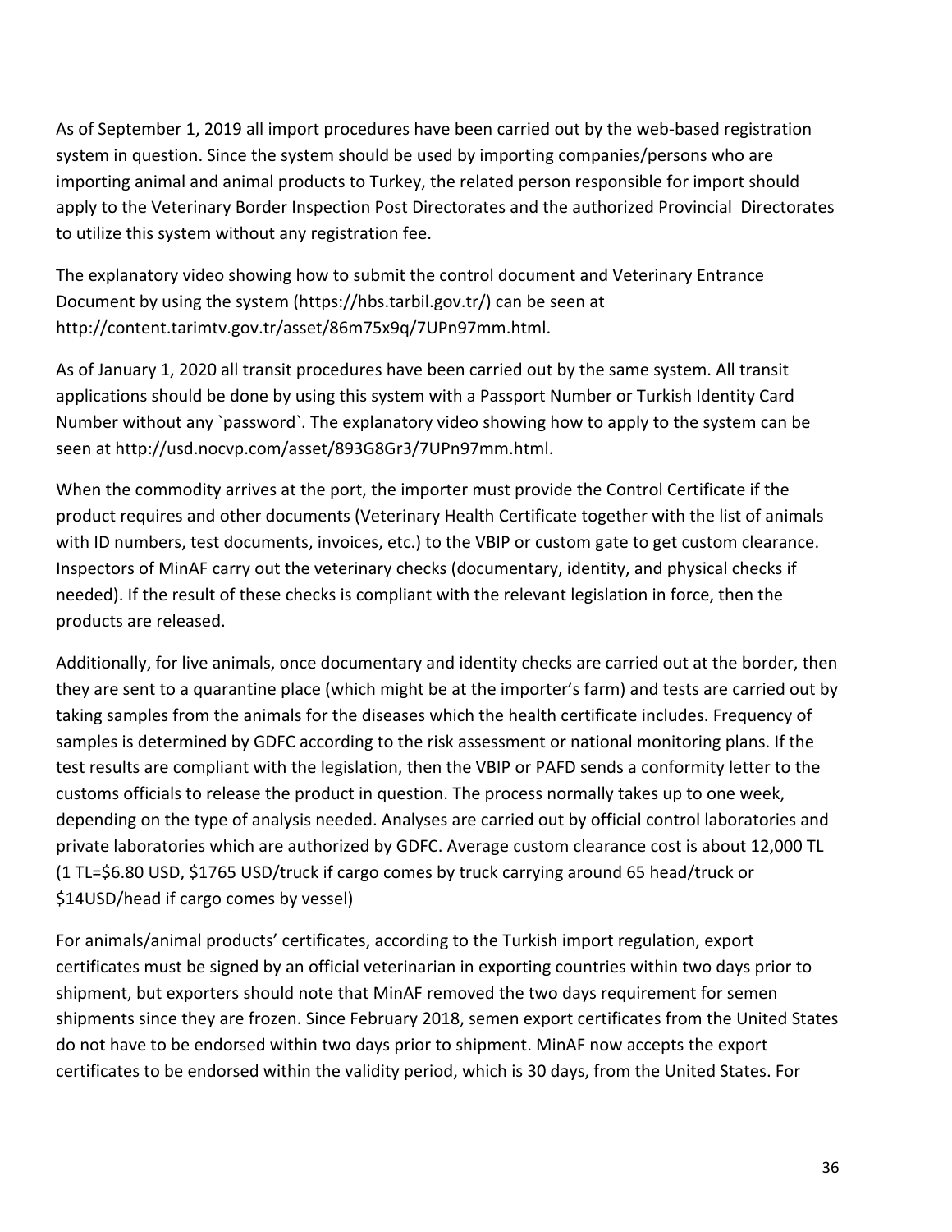As of September 1, 2019 all import procedures have been carried out by the web-based registration system in question. Since the system should be used by importing companies/persons who are importing animal and animal products to Turkey, the related person responsible for import should apply to the Veterinary Border Inspection Post Directorates and the authorized Provincial Directorates to utilize this system without any registration fee.

The explanatory video showing how to submit the control document and Veterinary Entrance Document by using the system (https://hbs.tarbil.gov.tr/) can be seen at http://content.tarimtv.gov.tr/asset/86m75x9q/7UPn97mm.html.

As of January 1, 2020 all transit procedures have been carried out by the same system. All transit applications should be done by using this system with a Passport Number or Turkish Identity Card Number without any `password`. The explanatory video showing how to apply to the system can be seen at http://usd.nocvp.com/asset/893G8Gr3/7UPn97mm.html.

When the commodity arrives at the port, the importer must provide the Control Certificate if the product requires and other documents (Veterinary Health Certificate together with the list of animals with ID numbers, test documents, invoices, etc.) to the VBIP or custom gate to get custom clearance. Inspectors of MinAF carry out the veterinary checks (documentary, identity, and physical checks if needed). If the result of these checks is compliant with the relevant legislation in force, then the products are released.

Additionally, for live animals, once documentary and identity checks are carried out at the border, then they are sent to a quarantine place (which might be at the importer's farm) and tests are carried out by taking samples from the animals for the diseases which the health certificate includes. Frequency of samples is determined by GDFC according to the risk assessment or national monitoring plans. If the test results are compliant with the legislation, then the VBIP or PAFD sends a conformity letter to the customs officials to release the product in question. The process normally takes up to one week, depending on the type of analysis needed. Analyses are carried out by official control laboratories and private laboratories which are authorized by GDFC. Average custom clearance cost is about 12,000 TL (1 TL=$6.80 USD, $1765 USD/truck if cargo comes by truck carrying around 65 head/truck or $14USD/head if cargo comes by vessel)

For animals/animal products' certificates, according to the Turkish import regulation, export certificates must be signed by an official veterinarian in exporting countries within two days prior to shipment, but exporters should note that MinAF removed the two days requirement for semen shipments since they are frozen. Since February 2018, semen export certificates from the United States do not have to be endorsed within two days prior to shipment. MinAF now accepts the export certificates to be endorsed within the validity period, which is 30 days, from the United States. For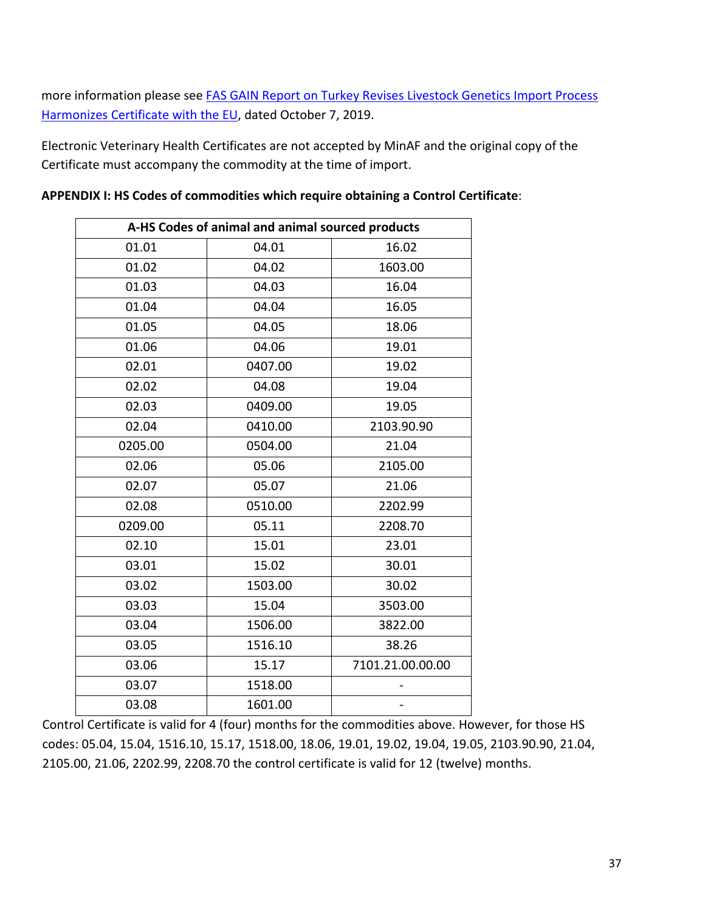more information please see [FAS GAIN Report on Turkey Revises Livestock Genetics Import Process Harmonizes Certificate with the EU](), dated October 7, 2019.

Electronic Veterinary Health Certificates are not accepted by MinAF and the original copy of the Certificate must accompany the commodity at the time of import.

**APPENDIX I: HS Codes of commodities which require obtaining a Control Certificate**:

| A-HS Codes of animal and animal sourced products | | |
|---|---|---|
| 01.01 | 04.01 | 16.02 |
| 01.02 | 04.02 | 1603.00 |
| 01.03 | 04.03 | 16.04 |
| 01.04 | 04.04 | 16.05 |
| 01.05 | 04.05 | 18.06 |
| 01.06 | 04.06 | 19.01 |
| 02.01 | 0407.00 | 19.02 |
| 02.02 | 04.08 | 19.04 |
| 02.03 | 0409.00 | 19.05 |
| 02.04 | 0410.00 | 2103.90.90 |
| 0205.00 | 0504.00 | 21.04 |
| 02.06 | 05.06 | 2105.00 |
| 02.07 | 05.07 | 21.06 |
| 02.08 | 0510.00 | 2202.99 |
| 0209.00 | 05.11 | 2208.70 |
| 02.10 | 15.01 | 23.01 |
| 03.01 | 15.02 | 30.01 |
| 03.02 | 1503.00 | 30.02 |
| 03.03 | 15.04 | 3503.00 |
| 03.04 | 1506.00 | 3822.00 |
| 03.05 | 1516.10 | 38.26 |
| 03.06 | 15.17 | 7101.21.00.00.00 |
| 03.07 | 1518.00 | - |
| 03.08 | 1601.00 | - |

Control Certificate is valid for 4 (four) months for the commodities above. However, for those HS codes: 05.04, 15.04, 1516.10, 15.17, 1518.00, 18.06, 19.01, 19.02, 19.04, 19.05, 2103.90.90, 21.04, 2105.00, 21.06, 2202.99, 2208.70 the control certificate is valid for 12 (twelve) months.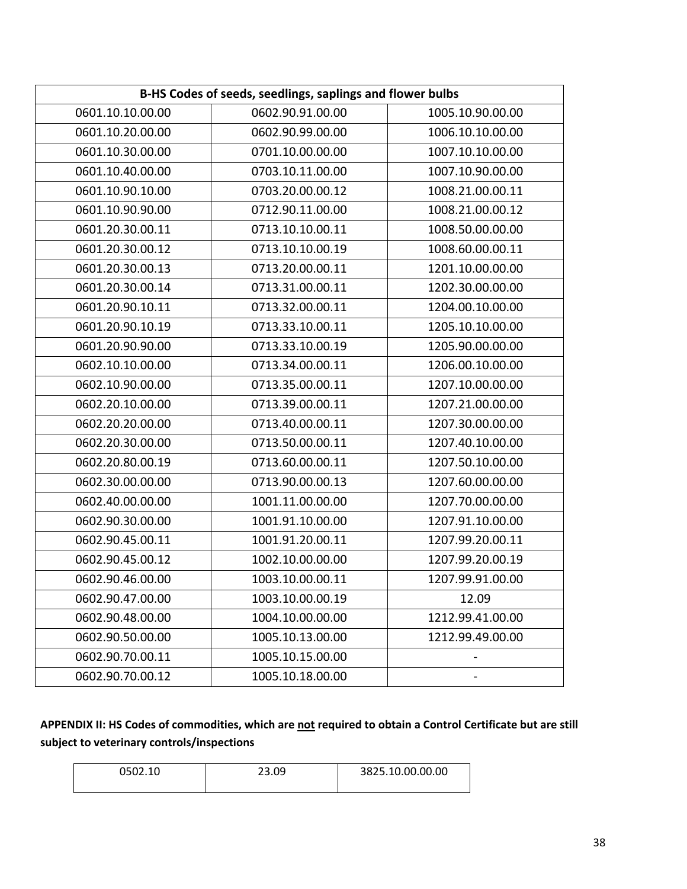| B-HS Codes of seeds, seedlings, saplings and flower bulbs | | |
|---|---|---|
| 0601.10.10.00.00 | 0602.90.91.00.00 | 1005.10.90.00.00 |
| 0601.10.20.00.00 | 0602.90.99.00.00 | 1006.10.10.00.00 |
| 0601.10.30.00.00 | 0701.10.00.00.00 | 1007.10.10.00.00 |
| 0601.10.40.00.00 | 0703.10.11.00.00 | 1007.10.90.00.00 |
| 0601.10.90.10.00 | 0703.20.00.00.12 | 1008.21.00.00.11 |
| 0601.10.90.90.00 | 0712.90.11.00.00 | 1008.21.00.00.12 |
| 0601.20.30.00.11 | 0713.10.10.00.11 | 1008.50.00.00.00 |
| 0601.20.30.00.12 | 0713.10.10.00.19 | 1008.60.00.00.11 |
| 0601.20.30.00.13 | 0713.20.00.00.11 | 1201.10.00.00.00 |
| 0601.20.30.00.14 | 0713.31.00.00.11 | 1202.30.00.00.00 |
| 0601.20.90.10.11 | 0713.32.00.00.11 | 1204.00.10.00.00 |
| 0601.20.90.10.19 | 0713.33.10.00.11 | 1205.10.10.00.00 |
| 0601.20.90.90.00 | 0713.33.10.00.19 | 1205.90.00.00.00 |
| 0602.10.10.00.00 | 0713.34.00.00.11 | 1206.00.10.00.00 |
| 0602.10.90.00.00 | 0713.35.00.00.11 | 1207.10.00.00.00 |
| 0602.20.10.00.00 | 0713.39.00.00.11 | 1207.21.00.00.00 |
| 0602.20.20.00.00 | 0713.40.00.00.11 | 1207.30.00.00.00 |
| 0602.20.30.00.00 | 0713.50.00.00.11 | 1207.40.10.00.00 |
| 0602.20.80.00.19 | 0713.60.00.00.11 | 1207.50.10.00.00 |
| 0602.30.00.00.00 | 0713.90.00.00.13 | 1207.60.00.00.00 |
| 0602.40.00.00.00 | 1001.11.00.00.00 | 1207.70.00.00.00 |
| 0602.90.30.00.00 | 1001.91.10.00.00 | 1207.91.10.00.00 |
| 0602.90.45.00.11 | 1001.91.20.00.11 | 1207.99.20.00.11 |
| 0602.90.45.00.12 | 1002.10.00.00.00 | 1207.99.20.00.19 |
| 0602.90.46.00.00 | 1003.10.00.00.11 | 1207.99.91.00.00 |
| 0602.90.47.00.00 | 1003.10.00.00.19 | 12.09 |
| 0602.90.48.00.00 | 1004.10.00.00.00 | 1212.99.41.00.00 |
| 0602.90.50.00.00 | 1005.10.13.00.00 | 1212.99.49.00.00 |
| 0602.90.70.00.11 | 1005.10.15.00.00 | - |
| 0602.90.70.00.12 | 1005.10.18.00.00 | - |

**APPENDIX II: HS Codes of commodities, which are not required to obtain a Control Certificate but are still subject to veterinary controls/inspections**

| 0502.10 | 23.09 | 3825.10.00.00.00 |
|---|---|---|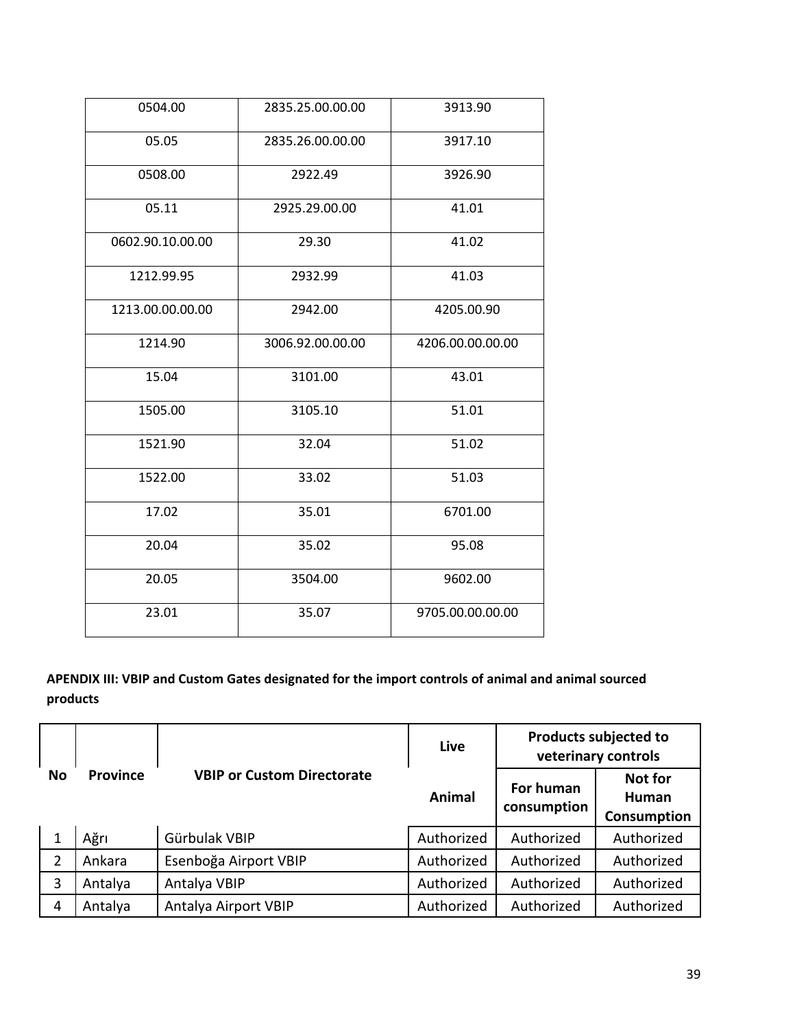| 0504.00 | 2835.25.00.00.00 | 3913.90 |
|---|---|---|
| 05.05 | 2835.26.00.00.00 | 3917.10 |
| 0508.00 | 2922.49 | 3926.90 |
| 05.11 | 2925.29.00.00 | 41.01 |
| 0602.90.10.00.00 | 29.30 | 41.02 |
| 1212.99.95 | 2932.99 | 41.03 |
| 1213.00.00.00.00 | 2942.00 | 4205.00.90 |
| 1214.90 | 3006.92.00.00.00 | 4206.00.00.00.00 |
| 15.04 | 3101.00 | 43.01 |
| 1505.00 | 3105.10 | 51.01 |
| 1521.90 | 32.04 | 51.02 |
| 1522.00 | 33.02 | 51.03 |
| 17.02 | 35.01 | 6701.00 |
| 20.04 | 35.02 | 95.08 |
| 20.05 | 3504.00 | 9602.00 |
| 23.01 | 35.07 | 9705.00.00.00.00 |

**APENDIX III: VBIP and Custom Gates designated for the import controls of animal and animal sourced products**

| No | Province | VBIP or Custom Directorate | Live Animal | Products subjected to veterinary controls | |
|---|---|---|---|---|---|
| | | | | For human consumption | Not for Human Consumption |
| 1 | Ağrı | Gürbulak VBIP | Authorized | Authorized | Authorized |
| 2 | Ankara | Esenboğa Airport VBIP | Authorized | Authorized | Authorized |
| 3 | Antalya | Antalya VBIP | Authorized | Authorized | Authorized |
| 4 | Antalya | Antalya Airport VBIP | Authorized | Authorized | Authorized |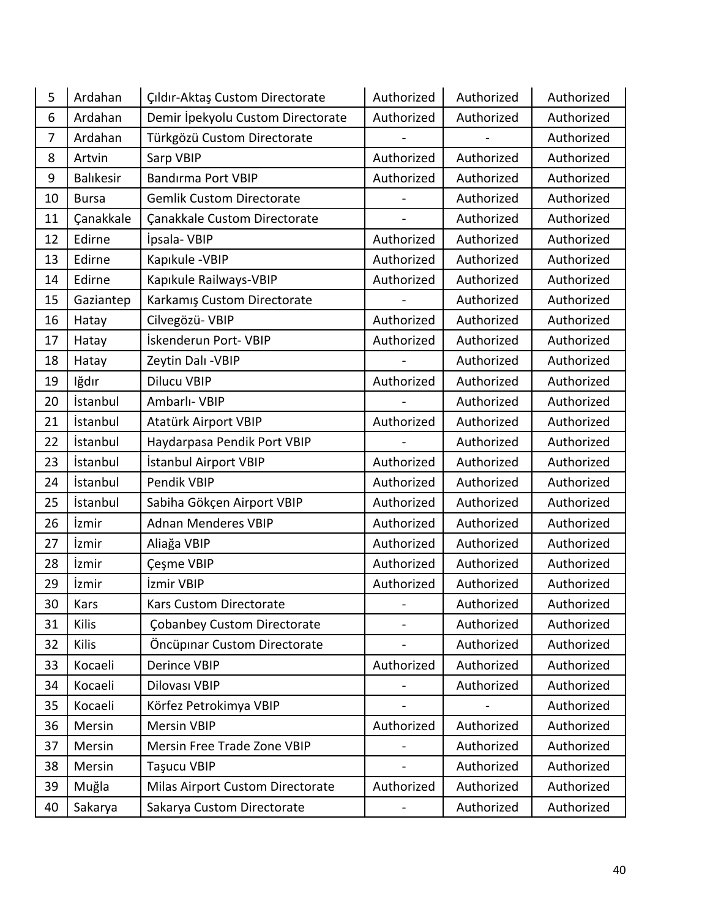| 5 | Ardahan | Çıldır-Aktaş Custom Directorate | Authorized | Authorized | Authorized |
|---|---|---|---|---|---|
| 6 | Ardahan | Demir İpekyolu Custom Directorate | Authorized | Authorized | Authorized |
| 7 | Ardahan | Türkgözü Custom Directorate | - | - | Authorized |
| 8 | Artvin | Sarp VBIP | Authorized | Authorized | Authorized |
| 9 | Balıkesir | Bandırma Port VBIP | Authorized | Authorized | Authorized |
| 10 | Bursa | Gemlik Custom Directorate | - | Authorized | Authorized |
| 11 | Çanakkale | Çanakkale Custom Directorate | - | Authorized | Authorized |
| 12 | Edirne | İpsala- VBIP | Authorized | Authorized | Authorized |
| 13 | Edirne | Kapıkule -VBIP | Authorized | Authorized | Authorized |
| 14 | Edirne | Kapıkule Railways-VBIP | Authorized | Authorized | Authorized |
| 15 | Gaziantep | Karkamış Custom Directorate | - | Authorized | Authorized |
| 16 | Hatay | Cilvegözü- VBIP | Authorized | Authorized | Authorized |
| 17 | Hatay | İskenderun Port- VBIP | Authorized | Authorized | Authorized |
| 18 | Hatay | Zeytin Dalı -VBIP | - | Authorized | Authorized |
| 19 | Iğdır | Dilucu VBIP | Authorized | Authorized | Authorized |
| 20 | İstanbul | Ambarlı- VBIP | - | Authorized | Authorized |
| 21 | İstanbul | Atatürk Airport VBIP | Authorized | Authorized | Authorized |
| 22 | İstanbul | Haydarpasa Pendik Port VBIP | - | Authorized | Authorized |
| 23 | İstanbul | İstanbul Airport VBIP | Authorized | Authorized | Authorized |
| 24 | İstanbul | Pendik VBIP | Authorized | Authorized | Authorized |
| 25 | İstanbul | Sabiha Gökçen Airport VBIP | Authorized | Authorized | Authorized |
| 26 | İzmir | Adnan Menderes VBIP | Authorized | Authorized | Authorized |
| 27 | İzmir | Aliağa VBIP | Authorized | Authorized | Authorized |
| 28 | İzmir | Çeşme VBIP | Authorized | Authorized | Authorized |
| 29 | İzmir | İzmir VBIP | Authorized | Authorized | Authorized |
| 30 | Kars | Kars Custom Directorate | - | Authorized | Authorized |
| 31 | Kilis | Çobanbey Custom Directorate | - | Authorized | Authorized |
| 32 | Kilis | Öncüpınar Custom Directorate | - | Authorized | Authorized |
| 33 | Kocaeli | Derince VBIP | Authorized | Authorized | Authorized |
| 34 | Kocaeli | Dilovası VBIP | - | Authorized | Authorized |
| 35 | Kocaeli | Körfez Petrokimya VBIP | - | - | Authorized |
| 36 | Mersin | Mersin VBIP | Authorized | Authorized | Authorized |
| 37 | Mersin | Mersin Free Trade Zone VBIP | - | Authorized | Authorized |
| 38 | Mersin | Taşucu VBIP | - | Authorized | Authorized |
| 39 | Muğla | Milas Airport Custom Directorate | Authorized | Authorized | Authorized |
| 40 | Sakarya | Sakarya Custom Directorate | - | Authorized | Authorized |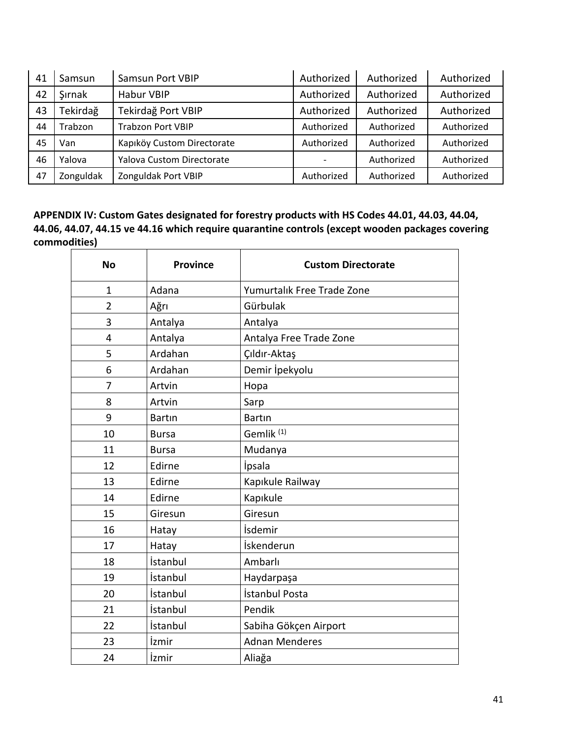| 41 | Samsun | Samsun Port VBIP | Authorized | Authorized | Authorized |
|---|---|---|---|---|---|
| 42 | Şırnak | Habur VBIP | Authorized | Authorized | Authorized |
| 43 | Tekirdağ | Tekirdağ Port VBIP | Authorized | Authorized | Authorized |
| 44 | Trabzon | Trabzon Port VBIP | Authorized | Authorized | Authorized |
| 45 | Van | Kapıköy Custom Directorate | Authorized | Authorized | Authorized |
| 46 | Yalova | Yalova Custom Directorate | - | Authorized | Authorized |
| 47 | Zonguldak | Zonguldak Port VBIP | Authorized | Authorized | Authorized |

**APPENDIX IV: Custom Gates designated for forestry products with HS Codes 44.01, 44.03, 44.04, 44.06, 44.07, 44.15 ve 44.16 which require quarantine controls (except wooden packages covering commodities)**

| No | Province | Custom Directorate |
|---|---|---|
| 1 | Adana | Yumurtalık Free Trade Zone |
| 2 | Ağrı | Gürbulak |
| 3 | Antalya | Antalya |
| 4 | Antalya | Antalya Free Trade Zone |
| 5 | Ardahan | Çıldır-Aktaş |
| 6 | Ardahan | Demir İpekyolu |
| 7 | Artvin | Hopa |
| 8 | Artvin | Sarp |
| 9 | Bartın | Bartın |
| 10 | Bursa | Gemlik (1) |
| 11 | Bursa | Mudanya |
| 12 | Edirne | İpsala |
| 13 | Edirne | Kapıkule Railway |
| 14 | Edirne | Kapıkule |
| 15 | Giresun | Giresun |
| 16 | Hatay | İsdemir |
| 17 | Hatay | İskenderun |
| 18 | İstanbul | Ambarlı |
| 19 | İstanbul | Haydarpaşa |
| 20 | İstanbul | İstanbul Posta |
| 21 | İstanbul | Pendik |
| 22 | İstanbul | Sabiha Gökçen Airport |
| 23 | İzmir | Adnan Menderes |
| 24 | İzmir | Aliağa |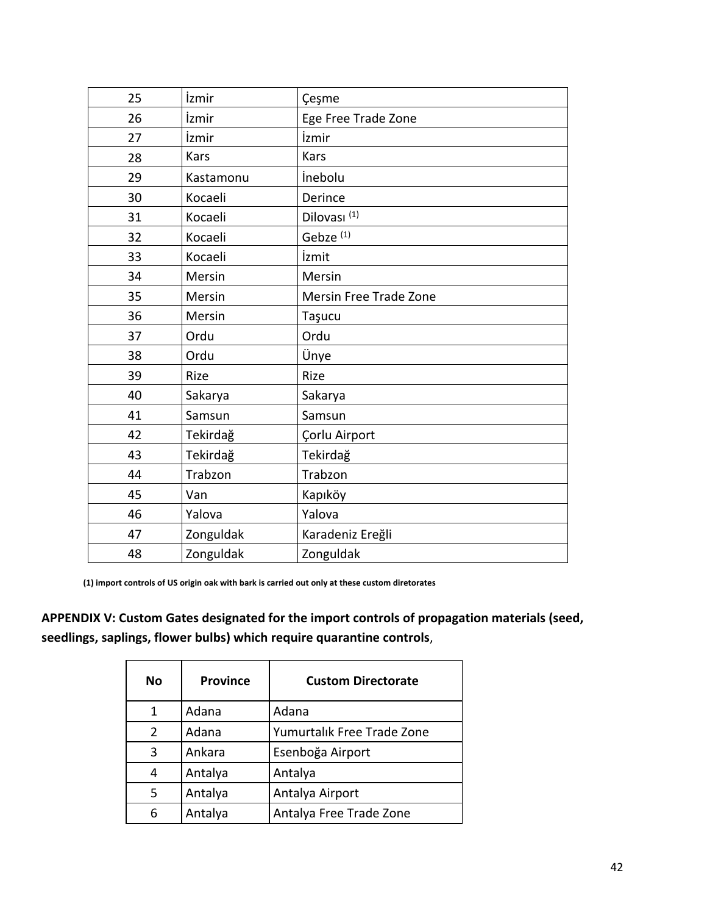| | | |
|---|---|---|
| 25 | İzmir | Çeşme |
| 26 | İzmir | Ege Free Trade Zone |
| 27 | İzmir | İzmir |
| 28 | Kars | Kars |
| 29 | Kastamonu | İnebolu |
| 30 | Kocaeli | Derince |
| 31 | Kocaeli | Dilovası (1) |
| 32 | Kocaeli | Gebze (1) |
| 33 | Kocaeli | İzmit |
| 34 | Mersin | Mersin |
| 35 | Mersin | Mersin Free Trade Zone |
| 36 | Mersin | Taşucu |
| 37 | Ordu | Ordu |
| 38 | Ordu | Ünye |
| 39 | Rize | Rize |
| 40 | Sakarya | Sakarya |
| 41 | Samsun | Samsun |
| 42 | Tekirdağ | Çorlu Airport |
| 43 | Tekirdağ | Tekirdağ |
| 44 | Trabzon | Trabzon |
| 45 | Van | Kapıköy |
| 46 | Yalova | Yalova |
| 47 | Zonguldak | Karadeniz Ereğli |
| 48 | Zonguldak | Zonguldak |

**(1) import controls of US origin oak with bark is carried out only at these custom diretorates**

**APPENDIX V: Custom Gates designated for the import controls of propagation materials (seed, seedlings, saplings, flower bulbs) which require quarantine controls**,

| No | Province | Custom Directorate |
|---|---|---|
| 1 | Adana | Adana |
| 2 | Adana | Yumurtalık Free Trade Zone |
| 3 | Ankara | Esenboğa Airport |
| 4 | Antalya | Antalya |
| 5 | Antalya | Antalya Airport |
| 6 | Antalya | Antalya Free Trade Zone |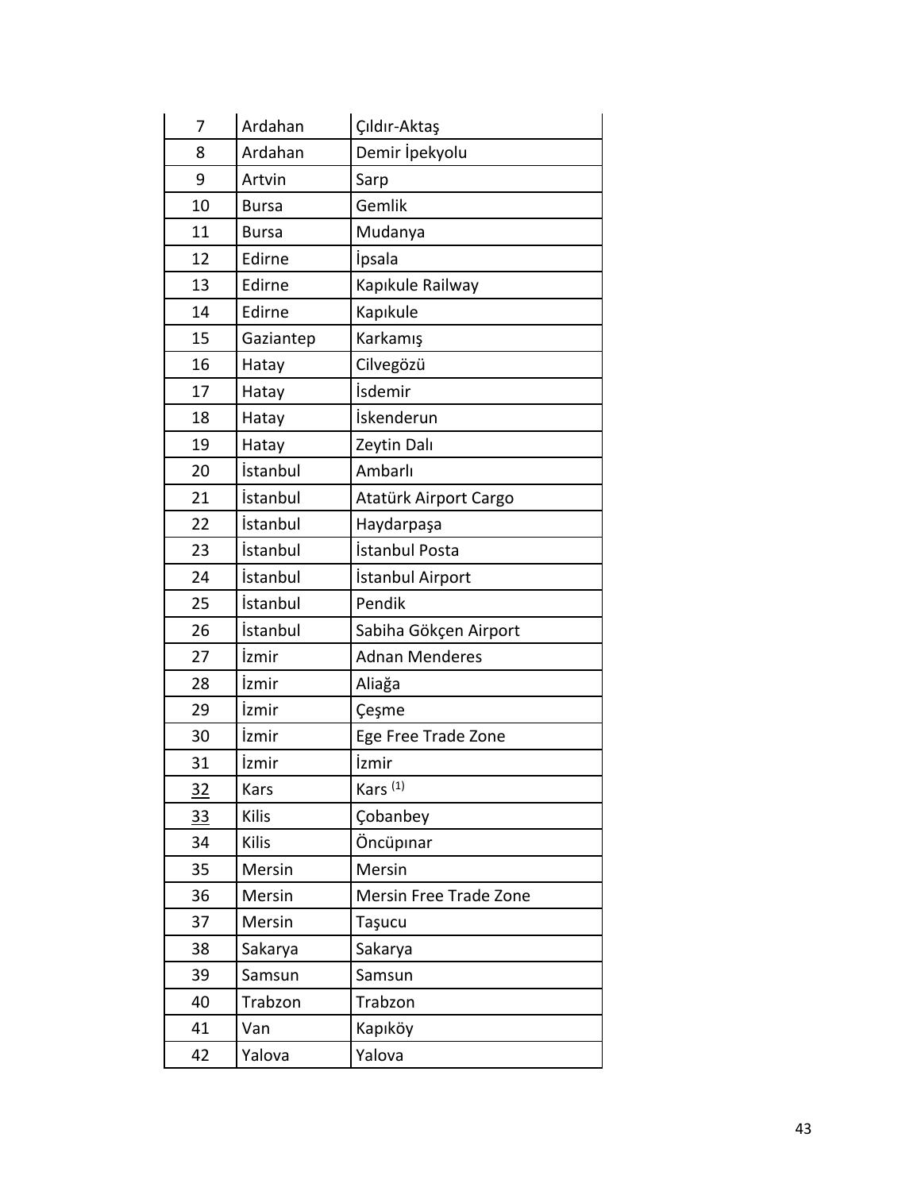| 7 | Ardahan | Çıldır-Aktaş |
|---|---|---|
| 8 | Ardahan | Demir İpekyolu |
| 9 | Artvin | Sarp |
| 10 | Bursa | Gemlik |
| 11 | Bursa | Mudanya |
| 12 | Edirne | İpsala |
| 13 | Edirne | Kapıkule Railway |
| 14 | Edirne | Kapıkule |
| 15 | Gaziantep | Karkamış |
| 16 | Hatay | Cilvegözü |
| 17 | Hatay | İsdemir |
| 18 | Hatay | İskenderun |
| 19 | Hatay | Zeytin Dalı |
| 20 | İstanbul | Ambarlı |
| 21 | İstanbul | Atatürk Airport Cargo |
| 22 | İstanbul | Haydarpaşa |
| 23 | İstanbul | İstanbul Posta |
| 24 | İstanbul | İstanbul Airport |
| 25 | İstanbul | Pendik |
| 26 | İstanbul | Sabiha Gökçen Airport |
| 27 | İzmir | Adnan Menderes |
| 28 | İzmir | Aliağa |
| 29 | İzmir | Çeşme |
| 30 | İzmir | Ege Free Trade Zone |
| 31 | İzmir | İzmir |
| 32 | Kars | Kars (1) |
| 33 | Kilis | Çobanbey |
| 34 | Kilis | Öncüpınar |
| 35 | Mersin | Mersin |
| 36 | Mersin | Mersin Free Trade Zone |
| 37 | Mersin | Taşucu |
| 38 | Sakarya | Sakarya |
| 39 | Samsun | Samsun |
| 40 | Trabzon | Trabzon |
| 41 | Van | Kapıköy |
| 42 | Yalova | Yalova |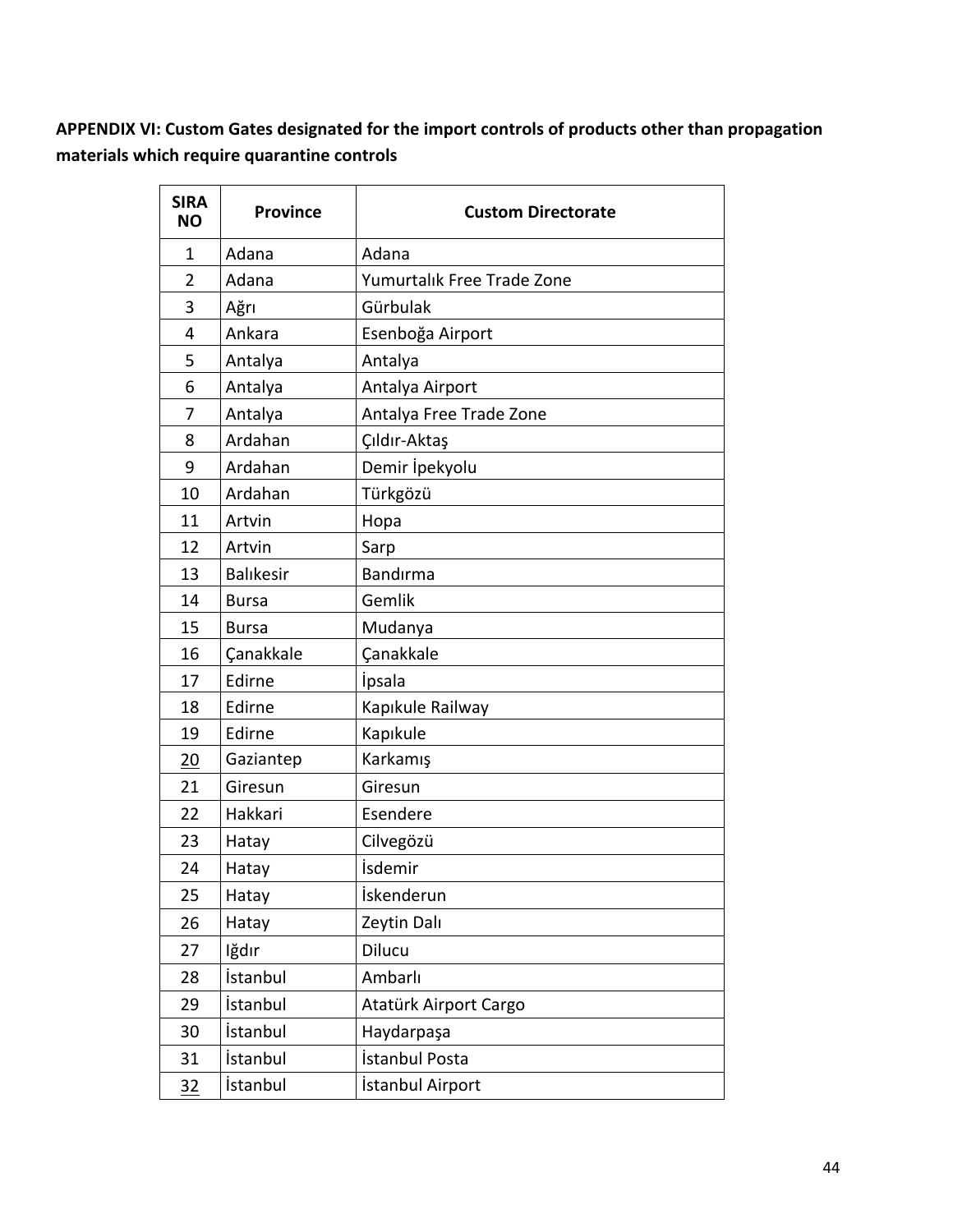**APPENDIX VI: Custom Gates designated for the import controls of products other than propagation materials which require quarantine controls**

| SIRA NO | Province | Custom Directorate |
|---|---|---|
| 1 | Adana | Adana |
| 2 | Adana | Yumurtalık Free Trade Zone |
| 3 | Ağrı | Gürbulak |
| 4 | Ankara | Esenboğa Airport |
| 5 | Antalya | Antalya |
| 6 | Antalya | Antalya Airport |
| 7 | Antalya | Antalya Free Trade Zone |
| 8 | Ardahan | Çıldır-Aktaş |
| 9 | Ardahan | Demir İpekyolu |
| 10 | Ardahan | Türkgözü |
| 11 | Artvin | Hopa |
| 12 | Artvin | Sarp |
| 13 | Balıkesir | Bandırma |
| 14 | Bursa | Gemlik |
| 15 | Bursa | Mudanya |
| 16 | Çanakkale | Çanakkale |
| 17 | Edirne | İpsala |
| 18 | Edirne | Kapıkule Railway |
| 19 | Edirne | Kapıkule |
| 20 | Gaziantep | Karkamış |
| 21 | Giresun | Giresun |
| 22 | Hakkari | Esendere |
| 23 | Hatay | Cilvegözü |
| 24 | Hatay | İsdemir |
| 25 | Hatay | İskenderun |
| 26 | Hatay | Zeytin Dalı |
| 27 | Iğdır | Dilucu |
| 28 | İstanbul | Ambarlı |
| 29 | İstanbul | Atatürk Airport Cargo |
| 30 | İstanbul | Haydarpaşa |
| 31 | İstanbul | İstanbul Posta |
| 32 | İstanbul | İstanbul Airport |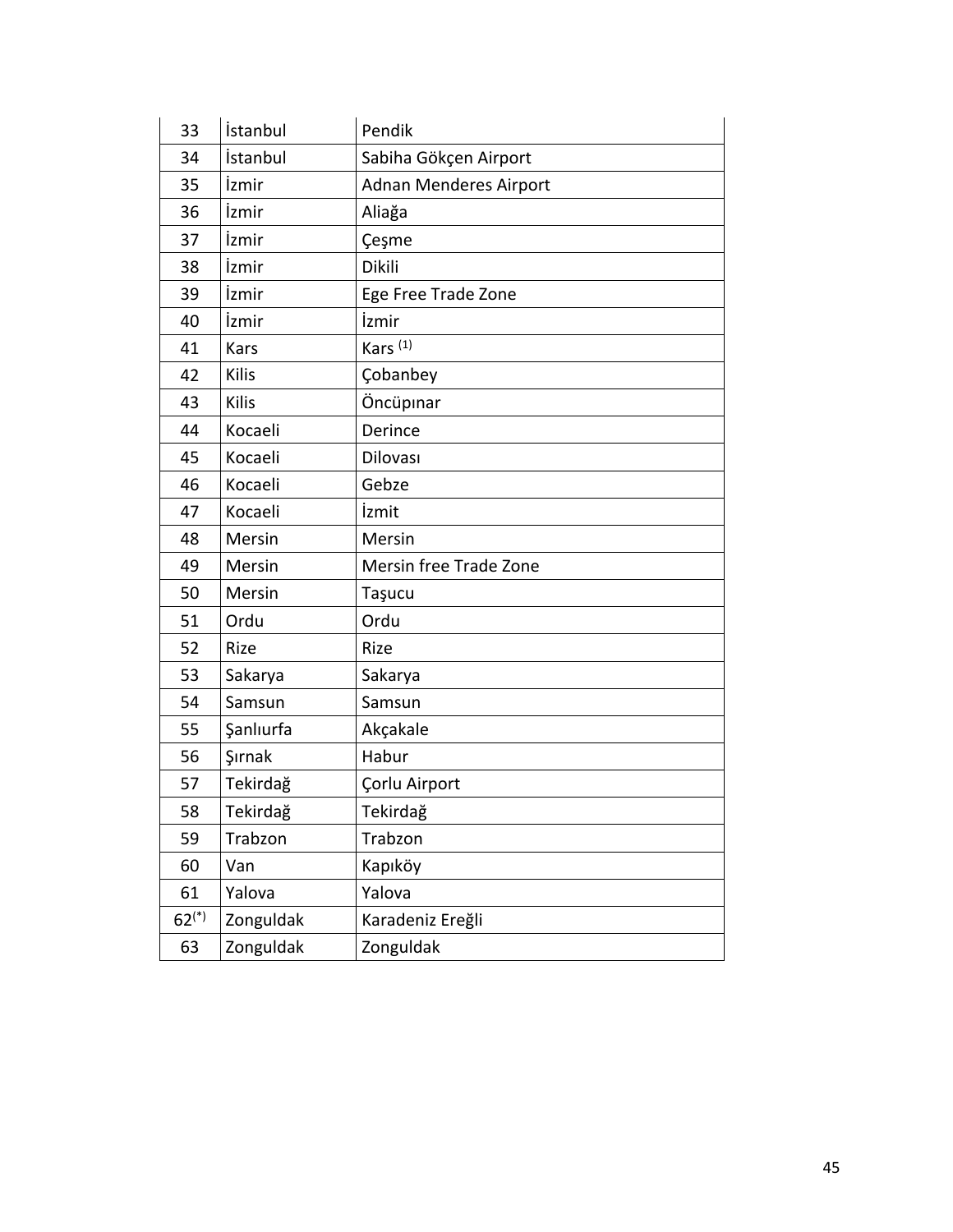| | | |
|---|---|---|
| 33 | İstanbul | Pendik |
| 34 | İstanbul | Sabiha Gökçen Airport |
| 35 | İzmir | Adnan Menderes Airport |
| 36 | İzmir | Aliağa |
| 37 | İzmir | Çeşme |
| 38 | İzmir | Dikili |
| 39 | İzmir | Ege Free Trade Zone |
| 40 | İzmir | İzmir |
| 41 | Kars | Kars (1) |
| 42 | Kilis | Çobanbey |
| 43 | Kilis | Öncüpınar |
| 44 | Kocaeli | Derince |
| 45 | Kocaeli | Dilovası |
| 46 | Kocaeli | Gebze |
| 47 | Kocaeli | İzmit |
| 48 | Mersin | Mersin |
| 49 | Mersin | Mersin free Trade Zone |
| 50 | Mersin | Taşucu |
| 51 | Ordu | Ordu |
| 52 | Rize | Rize |
| 53 | Sakarya | Sakarya |
| 54 | Samsun | Samsun |
| 55 | Şanlıurfa | Akçakale |
| 56 | Şırnak | Habur |
| 57 | Tekirdağ | Çorlu Airport |
| 58 | Tekirdağ | Tekirdağ |
| 59 | Trabzon | Trabzon |
| 60 | Van | Kapıköy |
| 61 | Yalova | Yalova |
| 62(*) | Zonguldak | Karadeniz Ereğli |
| 63 | Zonguldak | Zonguldak |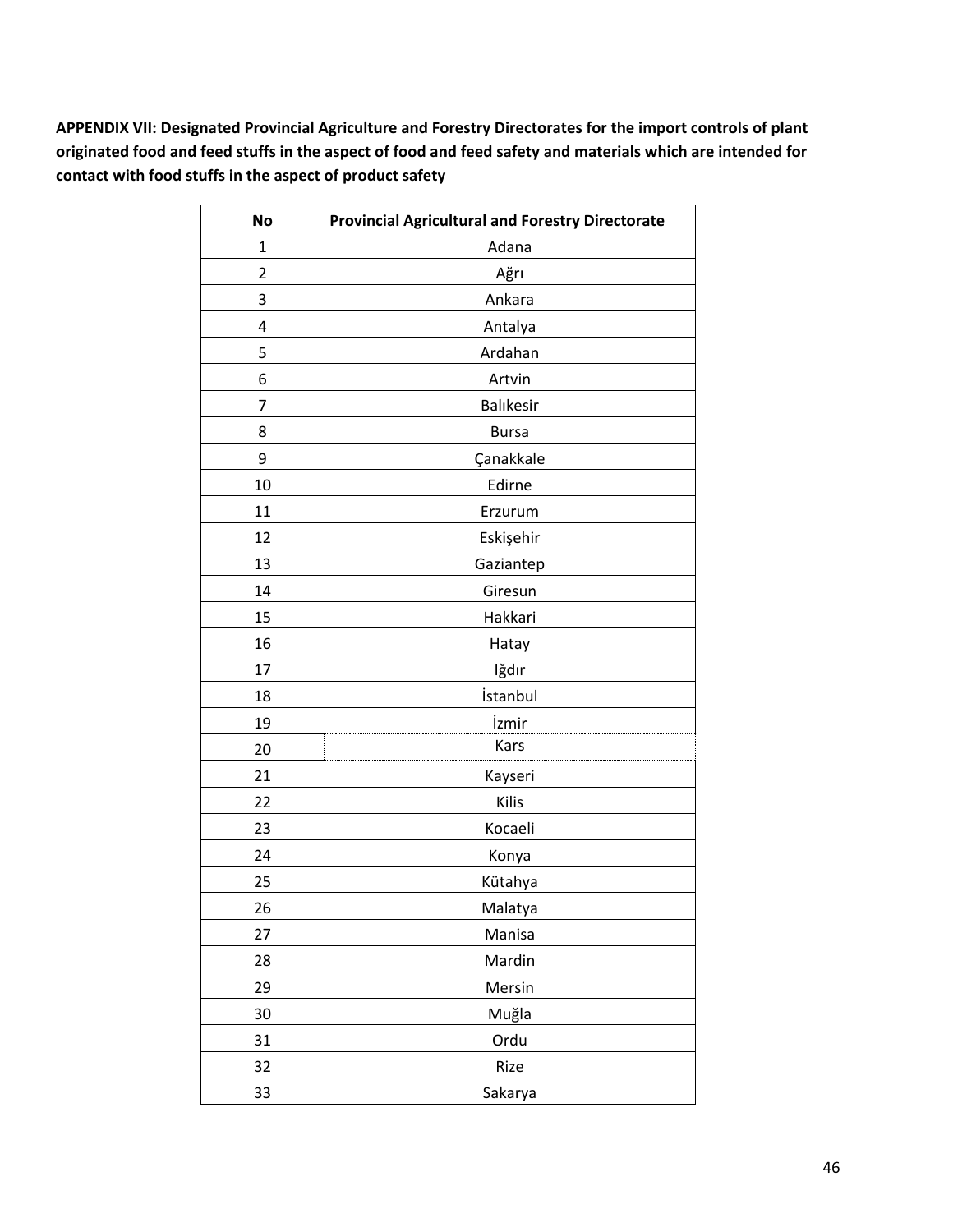**APPENDIX VII: Designated Provincial Agriculture and Forestry Directorates for the import controls of plant originated food and feed stuffs in the aspect of food and feed safety and materials which are intended for contact with food stuffs in the aspect of product safety**

| No | Provincial Agricultural and Forestry Directorate |
|---|---|
| 1 | Adana |
| 2 | Ağrı |
| 3 | Ankara |
| 4 | Antalya |
| 5 | Ardahan |
| 6 | Artvin |
| 7 | Balıkesir |
| 8 | Bursa |
| 9 | Çanakkale |
| 10 | Edirne |
| 11 | Erzurum |
| 12 | Eskişehir |
| 13 | Gaziantep |
| 14 | Giresun |
| 15 | Hakkari |
| 16 | Hatay |
| 17 | Iğdır |
| 18 | İstanbul |
| 19 | İzmir |
| 20 | Kars |
| 21 | Kayseri |
| 22 | Kilis |
| 23 | Kocaeli |
| 24 | Konya |
| 25 | Kütahya |
| 26 | Malatya |
| 27 | Manisa |
| 28 | Mardin |
| 29 | Mersin |
| 30 | Muğla |
| 31 | Ordu |
| 32 | Rize |
| 33 | Sakarya |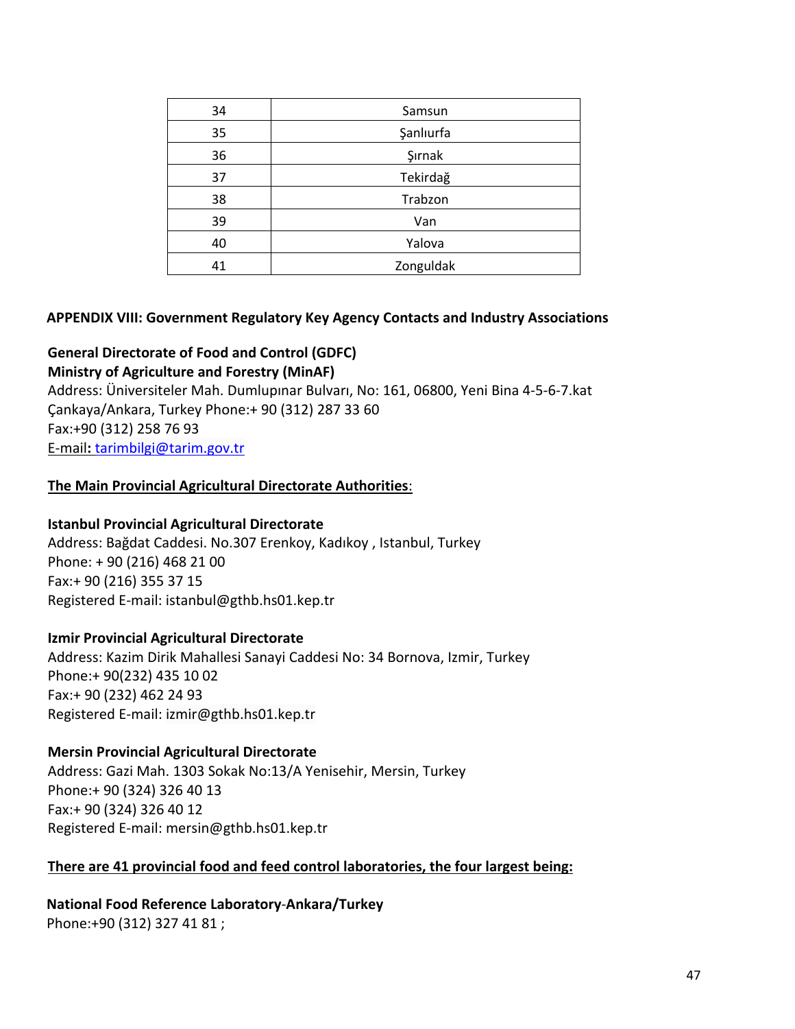| 34 | Samsun |
|---|---|
| 35 | Şanlıurfa |
| 36 | Şırnak |
| 37 | Tekirdağ |
| 38 | Trabzon |
| 39 | Van |
| 40 | Yalova |
| 41 | Zonguldak |

**APPENDIX VIII: Government Regulatory Key Agency Contacts and Industry Associations**

**General Directorate of Food and Control (GDFC)**
**Ministry of Agriculture and Forestry (MinAF)**
Address: Üniversiteler Mah. Dumlupınar Bulvarı, No: 161, 06800, Yeni Bina 4-5-6-7.kat Çankaya/Ankara, Turkey Phone:+ 90 (312) 287 33 60
Fax:+90 (312) 258 76 93
E-mail**:** tarimbilgi@tarim.gov.tr

**The Main Provincial Agricultural Directorate Authorities**:

**Istanbul Provincial Agricultural Directorate**
Address: Bağdat Caddesi. No.307 Erenkoy, Kadıkoy , Istanbul, Turkey
Phone: + 90 (216) 468 21 00
Fax:+ 90 (216) 355 37 15
Registered E-mail: istanbul@gthb.hs01.kep.tr

**Izmir Provincial Agricultural Directorate**
Address: Kazim Dirik Mahallesi Sanayi Caddesi No: 34 Bornova, Izmir, Turkey
Phone:+ 90(232) 435 10 02
Fax:+ 90 (232) 462 24 93
Registered E-mail: izmir@gthb.hs01.kep.tr

**Mersin Provincial Agricultural Directorate**
Address: Gazi Mah. 1303 Sokak No:13/A Yenisehir, Mersin, Turkey
Phone:+ 90 (324) 326 40 13
Fax:+ 90 (324) 326 40 12
Registered E-mail: mersin@gthb.hs01.kep.tr

**There are 41 provincial food and feed control laboratories, the four largest being:**

**National Food Reference Laboratory-Ankara/Turkey**
Phone:+90 (312) 327 41 81 ;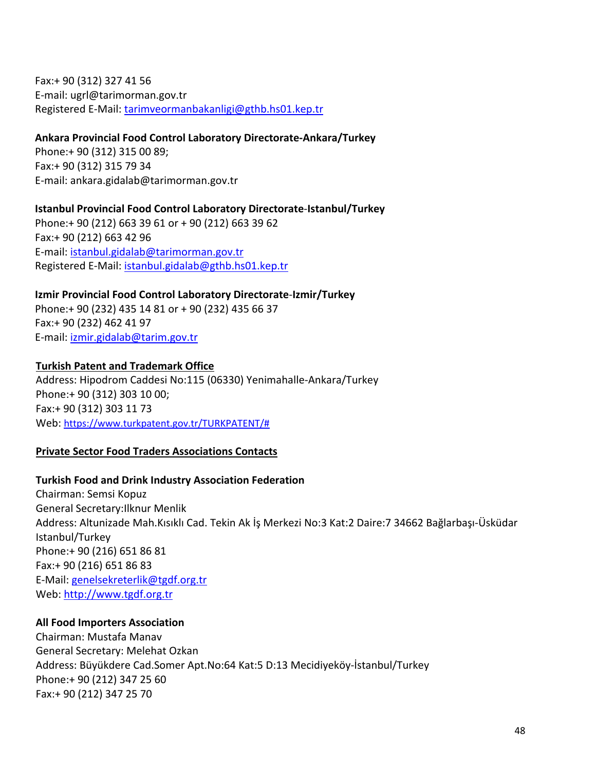Fax:+ 90 (312) 327 41 56
E-mail: ugrl@tarimorman.gov.tr
Registered E-Mail: tarimveormanbakanligi@gthb.hs01.kep.tr

**Ankara Provincial Food Control Laboratory Directorate-Ankara/Turkey**
Phone:+ 90 (312) 315 00 89;
Fax:+ 90 (312) 315 79 34
E-mail: ankara.gidalab@tarimorman.gov.tr

**Istanbul Provincial Food Control Laboratory Directorate-Istanbul/Turkey**
Phone:+ 90 (212) 663 39 61 or + 90 (212) 663 39 62
Fax:+ 90 (212) 663 42 96
E-mail: istanbul.gidalab@tarimorman.gov.tr
Registered E-Mail: istanbul.gidalab@gthb.hs01.kep.tr

**Izmir Provincial Food Control Laboratory Directorate-Izmir/Turkey**
Phone:+ 90 (232) 435 14 81 or + 90 (232) 435 66 37
Fax:+ 90 (232) 462 41 97
E-mail: izmir.gidalab@tarim.gov.tr

**Turkish Patent and Trademark Office**
Address: Hipodrom Caddesi No:115 (06330) Yenimahalle-Ankara/Turkey
Phone:+ 90 (312) 303 10 00;
Fax:+ 90 (312) 303 11 73
Web: https://www.turkpatent.gov.tr/TURKPATENT/#

## Private Sector Food Traders Associations Contacts

**Turkish Food and Drink Industry Association Federation**
Chairman: Semsi Kopuz
General Secretary:Ilknur Menlik
Address: Altunizade Mah.Kısıklı Cad. Tekin Ak İş Merkezi No:3 Kat:2 Daire:7 34662 Bağlarbaşı-Üsküdar Istanbul/Turkey
Phone:+ 90 (216) 651 86 81
Fax:+ 90 (216) 651 86 83
E-Mail: genelsekreterlik@tgdf.org.tr
Web: http://www.tgdf.org.tr

**All Food Importers Association**
Chairman: Mustafa Manav
General Secretary: Melehat Ozkan
Address: Büyükdere Cad.Somer Apt.No:64 Kat:5 D:13 Mecidiyeköy-İstanbul/Turkey
Phone:+ 90 (212) 347 25 60
Fax:+ 90 (212) 347 25 70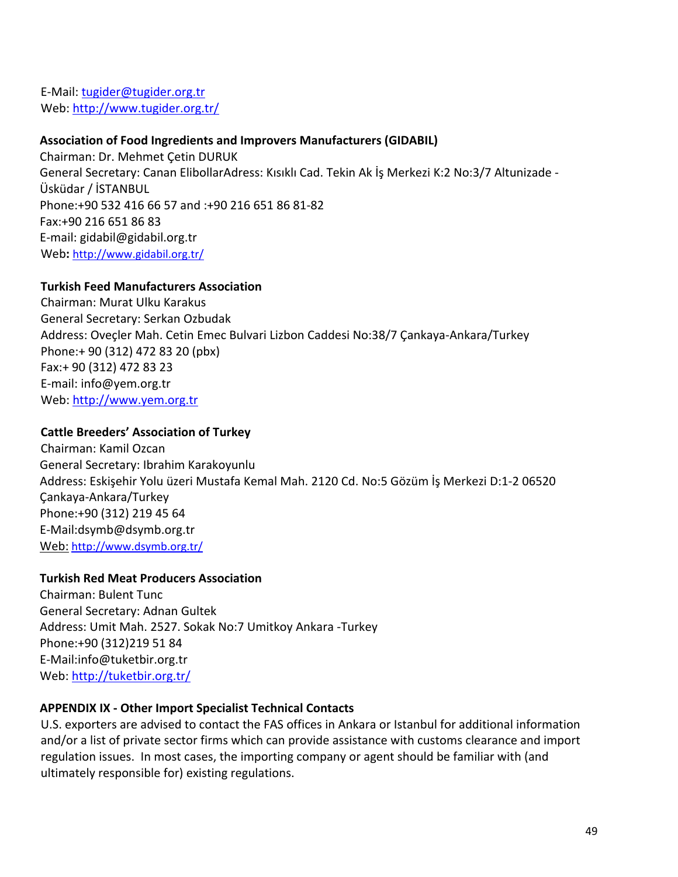E-Mail: tugider@tugider.org.tr
Web: http://www.tugider.org.tr/

**Association of Food Ingredients and Improvers Manufacturers (GIDABIL)**
Chairman: Dr. Mehmet Çetin DURUK
General Secretary: Canan ElibollarAdress: Kısıklı Cad. Tekin Ak İş Merkezi K:2 No:3/7 Altunizade - Üsküdar / İSTANBUL
Phone:+90 532 416 66 57 and :+90 216 651 86 81-82
Fax:+90 216 651 86 83
E-mail: gidabil@gidabil.org.tr
Web**:** http://www.gidabil.org.tr/

**Turkish Feed Manufacturers Association**
Chairman: Murat Ulku Karakus
General Secretary: Serkan Ozbudak
Address: Oveçler Mah. Cetin Emec Bulvari Lizbon Caddesi No:38/7 Çankaya-Ankara/Turkey
Phone:+ 90 (312) 472 83 20 (pbx)
Fax:+ 90 (312) 472 83 23
E-mail: info@yem.org.tr
Web: http://www.yem.org.tr

**Cattle Breeders' Association of Turkey**
Chairman: Kamil Ozcan
General Secretary: Ibrahim Karakoyunlu
Address: Eskişehir Yolu üzeri Mustafa Kemal Mah. 2120 Cd. No:5 Gözüm İş Merkezi D:1-2 06520 Çankaya-Ankara/Turkey
Phone:+90 (312) 219 45 64
E-Mail:dsymb@dsymb.org.tr
Web: http://www.dsymb.org.tr/

**Turkish Red Meat Producers Association**
Chairman: Bulent Tunc
General Secretary: Adnan Gultek
Address: Umit Mah. 2527. Sokak No:7 Umitkoy Ankara -Turkey
Phone:+90 (312)219 51 84
E-Mail:info@tuketbir.org.tr
Web: http://tuketbir.org.tr/

**APPENDIX IX - Other Import Specialist Technical Contacts**
U.S. exporters are advised to contact the FAS offices in Ankara or Istanbul for additional information and/or a list of private sector firms which can provide assistance with customs clearance and import regulation issues. In most cases, the importing company or agent should be familiar with (and ultimately responsible for) existing regulations.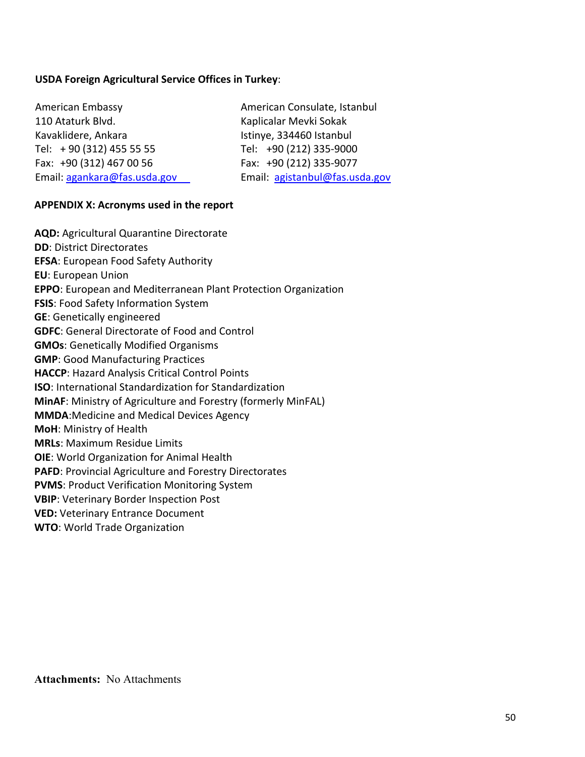**USDA Foreign Agricultural Service Offices in Turkey**:

American Embassy
110 Ataturk Blvd.
Kavaklidere, Ankara
Tel: + 90 (312) 455 55 55
Fax: +90 (312) 467 00 56
Email: aganka­ra@fas.usda.gov

American Consulate, Istanbul
Kaplicalar Mevki Sokak
Istinye, 334460 Istanbul
Tel: +90 (212) 335-9000
Fax: +90 (212) 335-9077
Email: agistanbul@fas.usda.gov

**APPENDIX X: Acronyms used in the report**

**AQD:** Agricultural Quarantine Directorate
**DD**: District Directorates
**EFSA**: European Food Safety Authority
**EU**: European Union
**EPPO**: European and Mediterranean Plant Protection Organization
**FSIS**: Food Safety Information System
**GE**: Genetically engineered
**GDFC**: General Directorate of Food and Control
**GMOs**: Genetically Modified Organisms
**GMP**: Good Manufacturing Practices
**HACCP**: Hazard Analysis Critical Control Points
**ISO**: International Standardization for Standardization
**MinAF**: Ministry of Agriculture and Forestry (formerly MinFAL)
**MMDA**:Medicine and Medical Devices Agency
**MoH**: Ministry of Health
**MRLs**: Maximum Residue Limits
**OIE**: World Organization for Animal Health
**PAFD**: Provincial Agriculture and Forestry Directorates
**PVMS**: Product Verification Monitoring System
**VBIP**: Veterinary Border Inspection Post
**VED:** Veterinary Entrance Document
**WTO**: World Trade Organization

**Attachments:** No Attachments